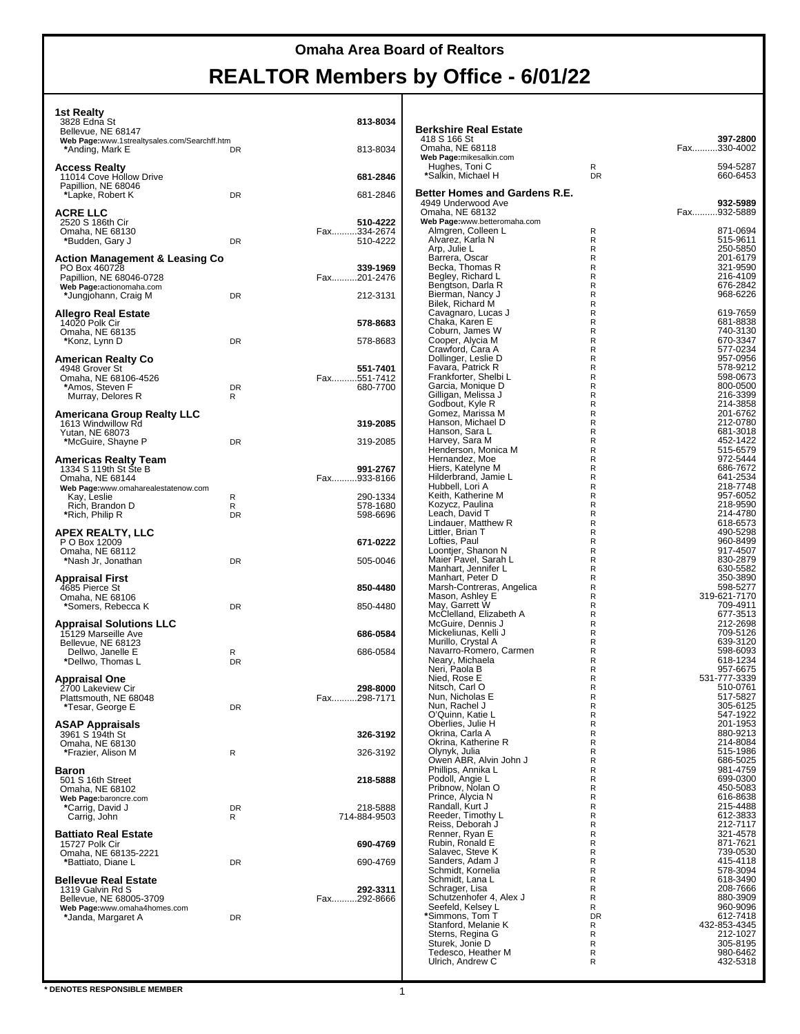# Omaha Area Board of Realtors

# REALTOR Members by Office - 6/01/22

### 1st Realty
3828 Edna St
Bellevue, NE 68147
**813-8034**
Web Page:www.1strealtysales.com/Searchff.htm

| Name | Type | Phone |
|---|---|---|
| *Anding, Mark E | DR | 813-8034 |

### Access Realty
11014 Cove Hollow Drive
Papillion, NE 68046
**681-2846**

| Name | Type | Phone |
|---|---|---|
| *Lapke, Robert K | DR | 681-2846 |

### ACRE LLC
2520 S 186th Cir
Omaha, NE 68130
**510-4222**
Fax..........334-2674

| Name | Type | Phone |
|---|---|---|
| *Budden, Gary J | DR | 510-4222 |

### Action Management & Leasing Co
PO Box 460728
Papillion, NE 68046-0728
**339-1969**
Fax..........201-2476
Web Page:actionomaha.com

| Name | Type | Phone |
|---|---|---|
| *Jungjohann, Craig M | DR | 212-3131 |

### Allegro Real Estate
14020 Polk Cir
Omaha, NE 68135
**578-8683**

| Name | Type | Phone |
|---|---|---|
| *Konz, Lynn D | DR | 578-8683 |

### American Realty Co
4948 Grover St
Omaha, NE 68106-4526
**551-7401**
Fax..........551-7412

| Name | Type | Phone |
|---|---|---|
| *Amos, Steven F | DR | 680-7700 |
| Murray, Delores R | R | |

### Americana Group Realty LLC
1613 Windwillow Rd
Yutan, NE 68073
**319-2085**

| Name | Type | Phone |
|---|---|---|
| *McGuire, Shayne P | DR | 319-2085 |

### Americas Realty Team
1334 S 119th St Ste B
Omaha, NE 68144
**991-2767**
Fax..........933-8166
Web Page:www.omaharealestatenow.com

| Name | Type | Phone |
|---|---|---|
| Kay, Leslie | R | 290-1334 |
| Rich, Brandon D | R | 578-1680 |
| *Rich, Philip R | DR | 598-6696 |

### APEX REALTY, LLC
P O Box 12009
Omaha, NE 68112
**671-0222**

| Name | Type | Phone |
|---|---|---|
| *Nash Jr, Jonathan | DR | 505-0046 |

### Appraisal First
4685 Pierce St
Omaha, NE 68106
**850-4480**

| Name | Type | Phone |
|---|---|---|
| *Somers, Rebecca K | DR | 850-4480 |

### Appraisal Solutions LLC
15129 Marseille Ave
Bellevue, NE 68123
**686-0584**

| Name | Type | Phone |
|---|---|---|
| Dellwo, Janelle E | R | 686-0584 |
| *Dellwo, Thomas L | DR | |

### Appraisal One
2700 Lakeview Cir
Plattsmouth, NE 68048
**298-8000**
Fax..........298-7171

| Name | Type | Phone |
|---|---|---|
| *Tesar, George E | DR | |

### ASAP Appraisals
3961 S 194th St
Omaha, NE 68130
**326-3192**

| Name | Type | Phone |
|---|---|---|
| *Frazier, Alison M | R | 326-3192 |

### Baron
501 S 16th Street
Omaha, NE 68102
**218-5888**
Web Page:baroncre.com

| Name | Type | Phone |
|---|---|---|
| *Carrig, David J | DR | 218-5888 |
| Carrig, John | R | 714-884-9503 |

### Battiato Real Estate
15727 Polk Cir
Omaha, NE 68135-2221
**690-4769**

| Name | Type | Phone |
|---|---|---|
| *Battiato, Diane L | DR | 690-4769 |

### Bellevue Real Estate
1319 Galvin Rd S
Bellevue, NE 68005-3709
**292-3311**
Fax..........292-8666
Web Page:www.omaha4homes.com

| Name | Type | Phone |
|---|---|---|
| *Janda, Margaret A | DR | |

### Berkshire Real Estate
418 S 166 St
Omaha, NE 68118
**397-2800**
Fax..........330-4002
Web Page:mikesalkin.com

| Name | Type | Phone |
|---|---|---|
| Hughes, Toni C | R | 594-5287 |
| *Salkin, Michael H | DR | 660-6453 |

### Better Homes and Gardens R.E.
4949 Underwood Ave
Omaha, NE 68132
**932-5989**
Fax..........932-5889
Web Page:www.betteromaha.com

| Name | Type | Phone |
|---|---|---|
| Almgren, Colleen L | R | 871-0694 |
| Alvarez, Karla N | R | 515-9611 |
| Arp, Julie L | R | 250-5850 |
| Barrera, Oscar | R | 201-6179 |
| Becka, Thomas R | R | 321-9590 |
| Begley, Richard L | R | 216-4109 |
| Bengtson, Darla R | R | 676-2842 |
| Bierman, Nancy J | R | 968-6226 |
| Bilek, Richard M | R | |
| Cavagnaro, Lucas J | R | 619-7659 |
| Chaka, Karen E | R | 681-8838 |
| Coburn, James W | R | 740-3130 |
| Cooper, Alycia M | R | 670-3347 |
| Crawford, Cara A | R | 577-0234 |
| Dollinger, Leslie D | R | 957-0956 |
| Favara, Patrick R | R | 578-9212 |
| Frankforter, Shelbi L | R | 598-0673 |
| Garcia, Monique D | R | 800-0500 |
| Gilligan, Melissa J | R | 216-3399 |
| Godbout, Kyle R | R | 214-3858 |
| Gomez, Marissa M | R | 201-6762 |
| Hanson, Michael D | R | 212-0780 |
| Hanson, Sara L | R | 681-3018 |
| Harvey, Sara M | R | 452-1422 |
| Henderson, Monica M | R | 515-6579 |
| Hernandez, Moe | R | 972-5444 |
| Hiers, Katelyne M | R | 686-7672 |
| Hilderbrand, Jamie L | R | 641-2534 |
| Hubbell, Lori A | R | 218-7748 |
| Keith, Katherine M | R | 957-6052 |
| Kozycz, Paulina | R | 218-9590 |
| Leach, David T | R | 214-4780 |
| Lindauer, Matthew R | R | 618-6573 |
| Littler, Brian T | R | 490-5298 |
| Lofties, Paul | R | 960-8499 |
| Loontjer, Shanon N | R | 917-4507 |
| Maier Pavel, Sarah L | R | 830-2879 |
| Manhart, Jennifer L | R | 630-5582 |
| Manhart, Peter D | R | 350-3890 |
| Marsh-Contreras, Angelica | R | 598-5277 |
| Mason, Ashley E | R | 319-621-7170 |
| May, Garrett W | R | 709-4911 |
| McClelland, Elizabeth A | R | 677-3513 |
| McGuire, Dennis J | R | 212-2698 |
| Mickeliunas, Kelli J | R | 709-5126 |
| Murillo, Crystal A | R | 639-3120 |
| Navarro-Romero, Carmen | R | 598-6093 |
| Neary, Michaela | R | 618-1234 |
| Neri, Paola B | R | 957-6675 |
| Nied, Rose E | R | 531-777-3339 |
| Nitsch, Carl O | R | 510-0761 |
| Nun, Nicholas E | R | 517-5827 |
| Nun, Rachel J | R | 305-6125 |
| O'Quinn, Katie L | R | 547-1922 |
| Oberlies, Julie H | R | 201-1953 |
| Okrina, Carla A | R | 880-9213 |
| Okrina, Katherine R | R | 214-8084 |
| Olynyk, Julia | R | 515-1986 |
| Owen ABR, Alvin John J | R | 686-5025 |
| Phillips, Annika L | R | 981-4759 |
| Podoll, Angie L | R | 699-0300 |
| Pribnow, Nolan O | R | 450-5083 |
| Prince, Alycia N | R | 616-8638 |
| Randall, Kurt J | R | 215-4488 |
| Reeder, Timothy L | R | 612-3833 |
| Reiss, Deborah J | R | 212-7117 |
| Renner, Ryan E | R | 321-4578 |
| Rubin, Ronald E | R | 871-7621 |
| Salavec, Steve K | R | 739-0530 |
| Sanders, Adam J | R | 415-4118 |
| Schmidt, Kornelia | R | 578-3094 |
| Schmidt, Lana L | R | 618-3490 |
| Schrager, Lisa | R | 208-7666 |
| Schutzenhofer 4, Alex J | R | 880-3909 |
| Seefeld, Kelsey L | R | 960-9096 |
| *Simmons, Tom T | DR | 612-7418 |
| Stanford, Melanie K | R | 432-853-4345 |
| Sterns, Regina G | R | 212-1027 |
| Sturek, Jonie D | R | 305-8195 |
| Tedesco, Heather M | R | 980-6462 |
| Ulrich, Andrew C | R | 432-5318 |

**\* DENOTES RESPONSIBLE MEMBER**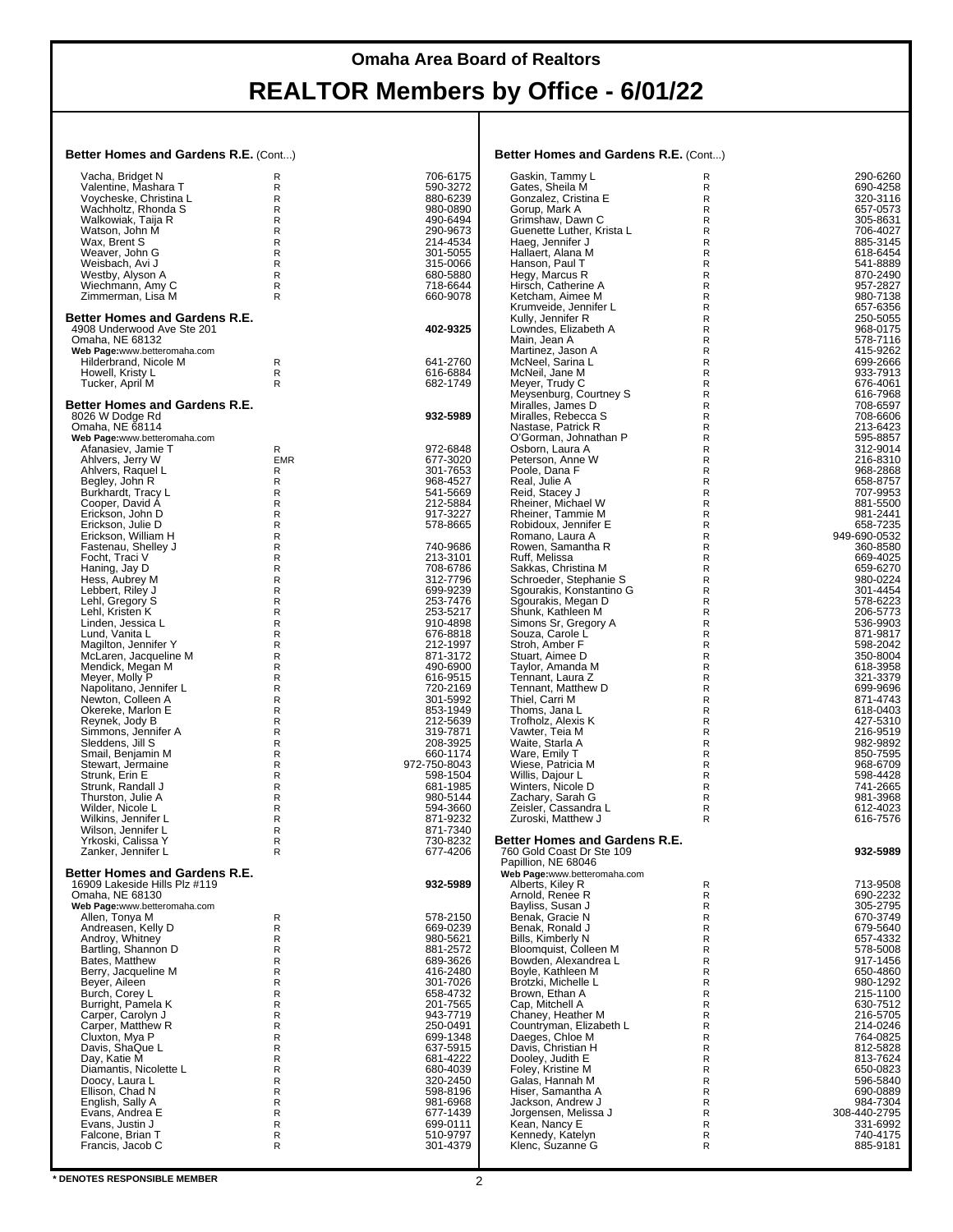# Omaha Area Board of Realtors

# REALTOR Members by Office - 6/01/22

### Better Homes and Gardens R.E. (Cont...)

| Name | Type | Phone |
|---|---|---|
| Vacha, Bridget N | R | 706-6175 |
| Valentine, Mashara T | R | 590-3272 |
| Voycheske, Christina L | R | 880-6239 |
| Wachholtz, Rhonda S | R | 980-0890 |
| Walkowiak, Taija R | R | 490-6494 |
| Watson, John M | R | 290-9673 |
| Wax, Brent S | R | 214-4534 |
| Weaver, John G | R | 301-5055 |
| Weisbach, Avi J | R | 315-0066 |
| Westby, Alyson A | R | 680-5880 |
| Wiechmann, Amy C | R | 718-6644 |
| Zimmerman, Lisa M | R | 660-9078 |

### Better Homes and Gardens R.E.

4908 Underwood Ave Ste 201 — **402-9325**
Omaha, NE 68132
**Web Page:** www.betteromaha.com

| Name | Type | Phone |
|---|---|---|
| Hilderbrand, Nicole M | R | 641-2760 |
| Howell, Kristy L | R | 616-6884 |
| Tucker, April M | R | 682-1749 |

### Better Homes and Gardens R.E.

8026 W Dodge Rd — **932-5989**
Omaha, NE 68114
**Web Page:** www.betteromaha.com

| Name | Type | Phone |
|---|---|---|
| Afanasiev, Jamie T | R | 972-6848 |
| Ahlvers, Jerry W | EMR | 677-3020 |
| Ahlvers, Raquel L | R | 301-7653 |
| Begley, John R | R | 968-4527 |
| Burkhardt, Tracy L | R | 541-5669 |
| Cooper, David A | R | 212-5884 |
| Erickson, John D | R | 917-3227 |
| Erickson, Julie D | R | 578-8665 |
| Erickson, William H | R | |
| Fastenau, Shelley J | R | 740-9686 |
| Focht, Traci V | R | 213-3101 |
| Haning, Jay D | R | 708-6786 |
| Hess, Aubrey M | R | 312-7796 |
| Lebbert, Riley J | R | 699-9239 |
| Lehl, Gregory S | R | 253-7476 |
| Lehl, Kristen K | R | 253-5217 |
| Linden, Jessica L | R | 910-4898 |
| Lund, Vanita L | R | 676-8818 |
| Magilton, Jennifer Y | R | 212-1997 |
| McLaren, Jacqueline M | R | 871-3172 |
| Mendick, Megan M | R | 490-6900 |
| Meyer, Molly P | R | 616-9515 |
| Napolitano, Jennifer L | R | 720-2169 |
| Newton, Colleen A | R | 301-5992 |
| Okereke, Marlon E | R | 853-1949 |
| Reynek, Jody B | R | 212-5639 |
| Simmons, Jennifer A | R | 319-7871 |
| Sleddens, Jill S | R | 208-3925 |
| Smail, Benjamin M | R | 660-1174 |
| Stewart, Jermaine | R | 972-750-8043 |
| Strunk, Erin E | R | 598-1504 |
| Strunk, Randall J | R | 681-1985 |
| Thurston, Julie A | R | 980-5144 |
| Wilder, Nicole L | R | 594-3660 |
| Wilkins, Jennifer L | R | 871-9232 |
| Wilson, Jennifer L | R | 871-7340 |
| Yrkoski, Calissa Y | R | 730-8232 |
| Zanker, Jennifer L | R | 677-4206 |

### Better Homes and Gardens R.E.

16909 Lakeside Hills Plz #119 — **932-5989**
Omaha, NE 68130
**Web Page:** www.betteromaha.com

| Name | Type | Phone |
|---|---|---|
| Allen, Tonya M | R | 578-2150 |
| Andreasen, Kelly D | R | 669-0239 |
| Androy, Whitney | R | 980-5621 |
| Bartling, Shannon D | R | 881-2572 |
| Bates, Matthew | R | 689-3626 |
| Berry, Jacqueline M | R | 416-2480 |
| Beyer, Aileen | R | 301-7026 |
| Burch, Corey L | R | 658-4732 |
| Burright, Pamela K | R | 201-7565 |
| Carper, Carolyn J | R | 943-7719 |
| Carper, Matthew R | R | 250-0491 |
| Cluxton, Mya P | R | 699-1348 |
| Davis, ShaQue L | R | 637-5915 |
| Day, Katie M | R | 681-4222 |
| Diamantis, Nicolette L | R | 680-4039 |
| Doocy, Laura L | R | 320-2450 |
| Ellison, Chad N | R | 598-8196 |
| English, Sally A | R | 981-6968 |
| Evans, Andrea E | R | 677-1439 |
| Evans, Justin J | R | 699-0111 |
| Falcone, Brian T | R | 510-9797 |
| Francis, Jacob C | R | 301-4379 |

### Better Homes and Gardens R.E. (Cont...)

| Name | Type | Phone |
|---|---|---|
| Gaskin, Tammy L | R | 290-6260 |
| Gates, Sheila M | R | 690-4258 |
| Gonzalez, Cristina E | R | 320-3116 |
| Gorup, Mark A | R | 657-0573 |
| Grimshaw, Dawn C | R | 305-8631 |
| Guenette Luther, Krista L | R | 706-4027 |
| Haeg, Jennifer J | R | 885-3145 |
| Hallaert, Alana M | R | 618-6454 |
| Hanson, Paul T | R | 541-8889 |
| Hegy, Marcus R | R | 870-2490 |
| Hirsch, Catherine A | R | 957-2827 |
| Ketcham, Aimee M | R | 980-7138 |
| Krumveide, Jennifer L | R | 657-6356 |
| Kully, Jennifer R | R | 250-5055 |
| Lowndes, Elizabeth A | R | 968-0175 |
| Main, Jean A | R | 578-7116 |
| Martinez, Jason A | R | 415-9262 |
| McNeel, Sarina L | R | 699-2666 |
| McNeil, Jane M | R | 933-7913 |
| Meyer, Trudy C | R | 676-4061 |
| Meysenburg, Courtney S | R | 616-7968 |
| Miralles, James D | R | 708-6597 |
| Miralles, Rebecca S | R | 708-6606 |
| Nastase, Patrick R | R | 213-6423 |
| O'Gorman, Johnathan P | R | 595-8857 |
| Osborn, Laura A | R | 312-9014 |
| Peterson, Anne W | R | 216-8310 |
| Poole, Dana F | R | 968-2868 |
| Real, Julie A | R | 658-8757 |
| Reid, Stacey J | R | 707-9953 |
| Rheiner, Michael W | R | 881-5500 |
| Rheiner, Tammie M | R | 981-2441 |
| Robidoux, Jennifer E | R | 658-7235 |
| Romano, Laura A | R | 949-690-0532 |
| Rowen, Samantha R | R | 360-8580 |
| Ruff, Melissa | R | 669-4025 |
| Sakkas, Christina M | R | 659-6270 |
| Schroeder, Stephanie S | R | 980-0224 |
| Sgourakis, Konstantino G | R | 301-4454 |
| Sgourakis, Megan D | R | 578-6223 |
| Shunk, Kathleen M | R | 206-5773 |
| Simons Sr, Gregory A | R | 536-9903 |
| Souza, Carole L | R | 871-9817 |
| Stroh, Amber F | R | 598-2042 |
| Stuart, Aimee D | R | 350-8004 |
| Taylor, Amanda M | R | 618-3958 |
| Tennant, Laura Z | R | 321-3379 |
| Tennant, Matthew D | R | 699-9696 |
| Thiel, Carri M | R | 871-4743 |
| Thoms, Jana L | R | 618-0403 |
| Trofholz, Alexis K | R | 427-5310 |
| Vawter, Teia M | R | 216-9519 |
| Waite, Starla A | R | 982-9892 |
| Ware, Emily T | R | 850-7595 |
| Wiese, Patricia M | R | 968-6709 |
| Willis, Dajour L | R | 598-4428 |
| Winters, Nicole D | R | 741-2665 |
| Zachary, Sarah G | R | 981-3968 |
| Zeisler, Cassandra L | R | 612-4023 |
| Zuroski, Matthew J | R | 616-7576 |

### Better Homes and Gardens R.E.

760 Gold Coast Dr Ste 109 — **932-5989**
Papillion, NE 68046
**Web Page:** www.betteromaha.com

| Name | Type | Phone |
|---|---|---|
| Alberts, Kiley R | R | 713-9508 |
| Arnold, Renee R | R | 690-2232 |
| Bayliss, Susan J | R | 305-2795 |
| Benak, Gracie N | R | 670-3749 |
| Benak, Ronald J | R | 679-5640 |
| Bills, Kimberly N | R | 657-4332 |
| Bloomquist, Colleen M | R | 578-5008 |
| Bowden, Alexandrea L | R | 917-1456 |
| Boyle, Kathleen M | R | 650-4860 |
| Brotzki, Michelle L | R | 980-1292 |
| Brown, Ethan A | R | 215-1100 |
| Cap, Mitchell A | R | 630-7512 |
| Chaney, Heather M | R | 216-5705 |
| Countryman, Elizabeth L | R | 214-0246 |
| Daeges, Chloe M | R | 764-0825 |
| Davis, Christian H | R | 812-5828 |
| Dooley, Judith E | R | 813-7624 |
| Foley, Kristine M | R | 650-0823 |
| Galas, Hannah M | R | 596-5840 |
| Hiser, Samantha A | R | 690-0889 |
| Jackson, Andrew J | R | 984-7304 |
| Jorgensen, Melissa J | R | 308-440-2795 |
| Kean, Nancy E | R | 331-6992 |
| Kennedy, Katelyn | R | 740-4175 |
| Klenc, Suzanne G | R | 885-9181 |

**\* DENOTES RESPONSIBLE MEMBER**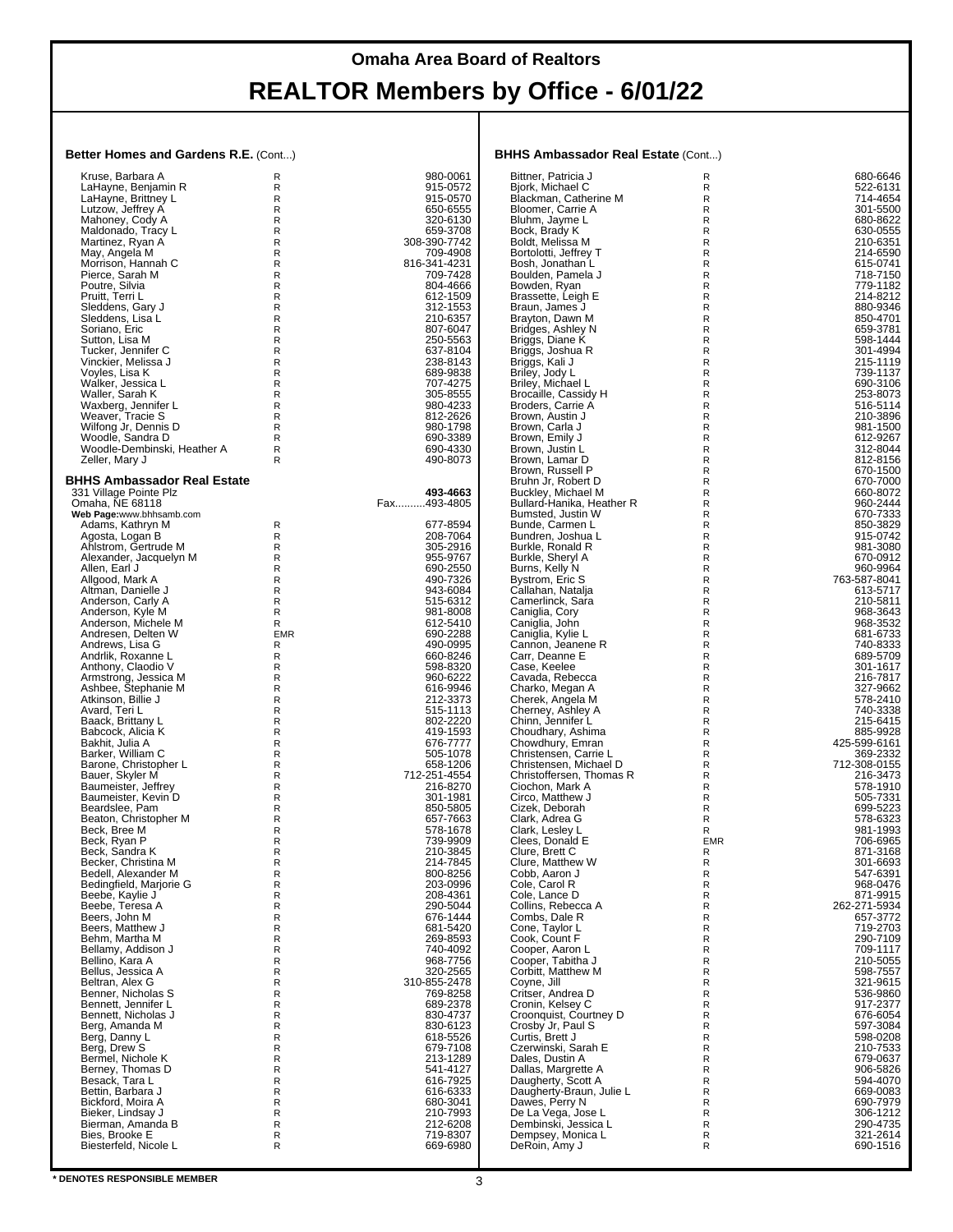# Omaha Area Board of Realtors

# REALTOR Members by Office - 6/01/22

**Better Homes and Gardens R.E.** (Cont...)

| Name | Type | Phone |
|---|---|---|
| Kruse, Barbara A | R | 980-0061 |
| LaHayne, Benjamin R | R | 915-0572 |
| LaHayne, Brittney L | R | 915-0570 |
| Lutzow, Jeffrey A | R | 650-6555 |
| Mahoney, Cody A | R | 320-6130 |
| Maldonado, Tracy L | R | 659-3708 |
| Martinez, Ryan A | R | 308-390-7742 |
| May, Angela M | R | 709-4908 |
| Morrison, Hannah C | R | 816-341-4231 |
| Pierce, Sarah M | R | 709-7428 |
| Poutre, Silvia | R | 804-4666 |
| Pruitt, Terri L | R | 612-1509 |
| Sleddens, Gary J | R | 312-1553 |
| Sleddens, Lisa L | R | 210-6357 |
| Soriano, Eric | R | 807-6047 |
| Sutton, Lisa M | R | 250-5563 |
| Tucker, Jennifer C | R | 637-8104 |
| Vinckier, Melissa J | R | 238-8143 |
| Voyles, Lisa K | R | 689-9838 |
| Walker, Jessica L | R | 707-4275 |
| Waller, Sarah K | R | 305-8555 |
| Waxberg, Jennifer L | R | 980-4233 |
| Weaver, Tracie S | R | 812-2626 |
| Wilfong Jr, Dennis D | R | 980-1798 |
| Woodle, Sandra D | R | 690-3389 |
| Woodle-Dembinski, Heather A | R | 690-4330 |
| Zeller, Mary J | R | 490-8073 |

## BHHS Ambassador Real Estate

331 Village Pointe Plz — **493-4663**
Omaha, NE 68118 — Fax..........493-4805
**Web Page:** www.bhhsamb.com

| Name | Type | Phone |
|---|---|---|
| Adams, Kathryn M | R | 677-8594 |
| Agosta, Logan B | R | 208-7064 |
| Ahlstrom, Gertrude M | R | 305-2916 |
| Alexander, Jacquelyn M | R | 955-9767 |
| Allen, Earl J | R | 690-2550 |
| Allgood, Mark A | R | 490-7326 |
| Altman, Danielle J | R | 943-6084 |
| Anderson, Carly A | R | 515-6312 |
| Anderson, Kyle M | R | 981-8008 |
| Anderson, Michele M | R | 612-5410 |
| Andresen, Delten W | EMR | 690-2288 |
| Andrews, Lisa G | R | 490-0995 |
| Andrlik, Roxanne L | R | 660-8246 |
| Anthony, Claodio V | R | 598-8320 |
| Armstrong, Jessica M | R | 960-6222 |
| Ashbee, Stephanie M | R | 616-9946 |
| Atkinson, Billie J | R | 212-3373 |
| Avard, Teri L | R | 515-1113 |
| Baack, Brittany L | R | 802-2220 |
| Babcock, Alicia K | R | 419-1593 |
| Bakhit, Julia A | R | 676-7777 |
| Barker, William C | R | 505-1078 |
| Barone, Christopher L | R | 658-1206 |
| Bauer, Skyler M | R | 712-251-4554 |
| Baumeister, Jeffrey | R | 216-8270 |
| Baumeister, Kevin D | R | 301-1981 |
| Beardslee, Pam | R | 850-5805 |
| Beaton, Christopher M | R | 657-7663 |
| Beck, Bree M | R | 578-1678 |
| Beck, Ryan P | R | 739-9909 |
| Beck, Sandra K | R | 210-3845 |
| Becker, Christina M | R | 214-7845 |
| Bedell, Alexander M | R | 800-8256 |
| Bedingfield, Marjorie G | R | 203-0996 |
| Beebe, Kaylie J | R | 208-4361 |
| Beebe, Teresa A | R | 290-5044 |
| Beers, John M | R | 676-1444 |
| Beers, Matthew J | R | 681-5420 |
| Behm, Martha M | R | 269-8593 |
| Bellamy, Addison J | R | 740-4092 |
| Bellino, Kara A | R | 968-7756 |
| Bellus, Jessica A | R | 320-2565 |
| Beltran, Alex G | R | 310-855-2478 |
| Benner, Nicholas S | R | 769-8258 |
| Bennett, Jennifer L | R | 689-2378 |
| Bennett, Nicholas J | R | 830-4737 |
| Berg, Amanda M | R | 830-6123 |
| Berg, Danny L | R | 618-5526 |
| Berg, Drew S | R | 679-7108 |
| Bermel, Nichole K | R | 213-1289 |
| Berney, Thomas D | R | 541-4127 |
| Besack, Tara L | R | 616-7925 |
| Bettin, Barbara J | R | 616-6333 |
| Bickford, Moira A | R | 680-3041 |
| Bieker, Lindsay J | R | 210-7993 |
| Bierman, Amanda B | R | 212-6208 |
| Bies, Brooke E | R | 719-8307 |
| Biesterfeld, Nicole L | R | 669-6980 |

**BHHS Ambassador Real Estate** (Cont...)

| Name | Type | Phone |
|---|---|---|
| Bittner, Patricia J | R | 680-6646 |
| Bjork, Michael C | R | 522-6131 |
| Blackman, Catherine M | R | 714-4654 |
| Bloomer, Carrie A | R | 301-5500 |
| Bluhm, Jayme L | R | 680-8622 |
| Bock, Brady K | R | 630-0555 |
| Boldt, Melissa M | R | 210-6351 |
| Bortolotti, Jeffrey T | R | 214-6590 |
| Bosh, Jonathan L | R | 615-0741 |
| Boulden, Pamela J | R | 718-7150 |
| Bowden, Ryan | R | 779-1182 |
| Brassette, Leigh E | R | 214-8212 |
| Braun, James J | R | 880-9346 |
| Brayton, Dawn M | R | 850-4701 |
| Bridges, Ashley N | R | 659-3781 |
| Briggs, Diane K | R | 598-1444 |
| Briggs, Joshua R | R | 301-4994 |
| Briggs, Kali J | R | 215-1119 |
| Briley, Jody L | R | 739-1137 |
| Briley, Michael L | R | 690-3106 |
| Brocaille, Cassidy H | R | 253-8073 |
| Broders, Carrie A | R | 516-5114 |
| Brown, Austin J | R | 210-3896 |
| Brown, Carla J | R | 981-1500 |
| Brown, Emily J | R | 612-9267 |
| Brown, Justin L | R | 312-8044 |
| Brown, Lamar D | R | 812-8156 |
| Brown, Russell P | R | 670-1500 |
| Bruhn Jr, Robert D | R | 670-7000 |
| Buckley, Michael M | R | 660-8072 |
| Bullard-Hanika, Heather R | R | 960-2444 |
| Bumsted, Justin W | R | 670-7333 |
| Bunde, Carmen L | R | 850-3829 |
| Bundren, Joshua L | R | 915-0742 |
| Burkle, Ronald R | R | 981-3080 |
| Burkle, Sheryl A | R | 670-0912 |
| Burns, Kelly N | R | 960-9964 |
| Bystrom, Eric S | R | 763-587-8041 |
| Callahan, Natalja | R | 613-5717 |
| Camerlinck, Sara | R | 210-5811 |
| Caniglia, Cory | R | 968-3643 |
| Caniglia, John | R | 968-3532 |
| Caniglia, Kylie L | R | 681-6733 |
| Cannon, Jeanene R | R | 740-8333 |
| Carr, Deanne E | R | 689-5709 |
| Case, Keelee | R | 301-1617 |
| Cavada, Rebecca | R | 216-7817 |
| Charko, Megan A | R | 327-9662 |
| Cherek, Angela M | R | 578-2410 |
| Cherney, Ashley A | R | 740-3338 |
| Chinn, Jennifer L | R | 215-6415 |
| Choudhary, Ashima | R | 885-9928 |
| Chowdhury, Emran | R | 425-599-6161 |
| Christensen, Carrie L | R | 369-2332 |
| Christensen, Michael D | R | 712-308-0155 |
| Christoffersen, Thomas R | R | 216-3473 |
| Ciochon, Mark A | R | 578-1910 |
| Circo, Matthew J | R | 505-7331 |
| Cizek, Deborah | R | 699-5223 |
| Clark, Adrea G | R | 578-6323 |
| Clark, Lesley L | R | 981-1993 |
| Clees, Donald E | EMR | 706-6965 |
| Clure, Brett C | R | 871-3168 |
| Clure, Matthew W | R | 301-6693 |
| Cobb, Aaron J | R | 547-6391 |
| Cole, Carol R | R | 968-0476 |
| Cole, Lance D | R | 871-9915 |
| Collins, Rebecca A | R | 262-271-5934 |
| Combs, Dale R | R | 657-3772 |
| Cone, Taylor L | R | 719-2703 |
| Cook, Count F | R | 290-7109 |
| Cooper, Aaron L | R | 709-1117 |
| Cooper, Tabitha J | R | 210-5055 |
| Corbitt, Matthew M | R | 598-7557 |
| Coyne, Jill | R | 321-9615 |
| Critser, Andrea D | R | 536-9860 |
| Cronin, Kelsey C | R | 917-2377 |
| Croonquist, Courtney D | R | 676-6054 |
| Crosby Jr, Paul S | R | 597-3084 |
| Curtis, Brett J | R | 598-0208 |
| Czerwinski, Sarah E | R | 210-7533 |
| Dales, Dustin A | R | 679-0637 |
| Dallas, Margrette A | R | 906-5826 |
| Daugherty, Scott A | R | 594-4070 |
| Daugherty-Braun, Julie L | R | 669-0083 |
| Dawes, Perry N | R | 690-7979 |
| De La Vega, Jose L | R | 306-1212 |
| Dembinski, Jessica L | R | 290-4735 |
| Dempsey, Monica L | R | 321-2614 |
| DeRoin, Amy J | R | 690-1516 |

**\* DENOTES RESPONSIBLE MEMBER**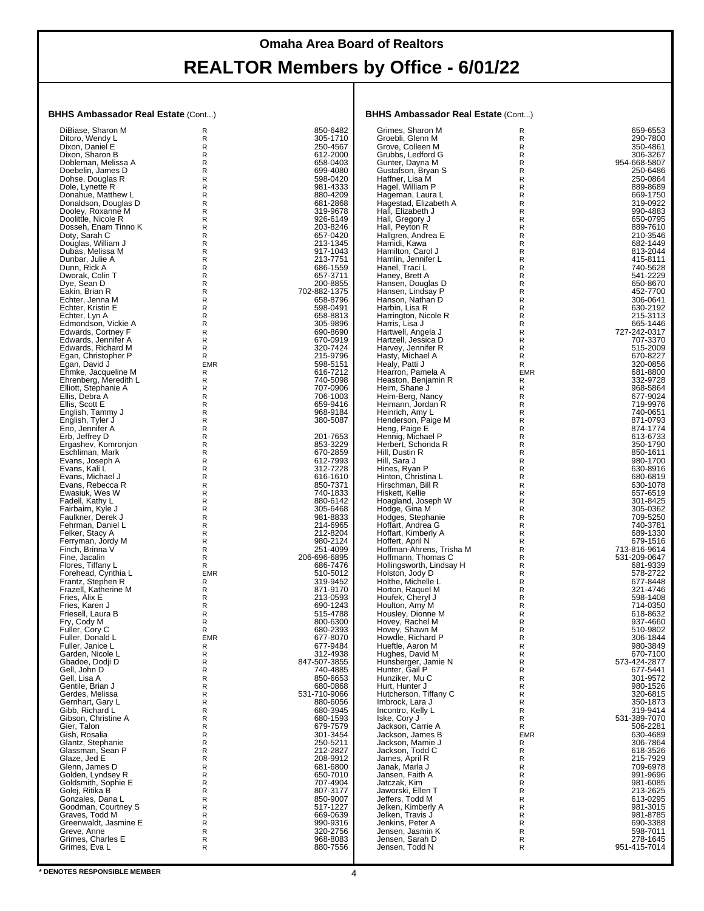# Omaha Area Board of Realtors

# REALTOR Members by Office - 6/01/22

### BHHS Ambassador Real Estate (Cont...)

| Name | Type | Phone |
|---|---|---|
| DiBiase, Sharon M | R | 850-6482 |
| Ditoro, Wendy L | R | 305-1710 |
| Dixon, Daniel E | R | 250-4567 |
| Dixon, Sharon B | R | 612-2000 |
| Dobleman, Melissa A | R | 658-0403 |
| Doebelin, James D | R | 699-4080 |
| Dohse, Douglas R | R | 598-0420 |
| Dole, Lynette R | R | 981-4333 |
| Donahue, Matthew L | R | 880-4209 |
| Donaldson, Douglas D | R | 681-2868 |
| Dooley, Roxanne M | R | 319-9678 |
| Doolittle, Nicole R | R | 926-6149 |
| Dosseh, Enam Tinno K | R | 203-8246 |
| Doty, Sarah C | R | 657-0420 |
| Douglas, William J | R | 213-1345 |
| Dubas, Melissa M | R | 917-1043 |
| Dunbar, Julie A | R | 213-7751 |
| Dunn, Rick A | R | 686-1559 |
| Dworak, Colin T | R | 657-3711 |
| Dye, Sean D | R | 200-8855 |
| Eakin, Brian R | R | 702-882-1375 |
| Echter, Jenna M | R | 658-8796 |
| Echter, Kristin E | R | 598-0491 |
| Echter, Lyn A | R | 658-8813 |
| Edmondson, Vickie A | R | 305-9896 |
| Edwards, Cortney F | R | 690-8690 |
| Edwards, Jennifer A | R | 670-0919 |
| Edwards, Richard M | R | 320-7424 |
| Egan, Christopher P | R | 215-9796 |
| Egan, David J | EMR | 598-5151 |
| Ehmke, Jacqueline M | R | 616-7212 |
| Ehrenberg, Meredith L | R | 740-5098 |
| Elliott, Stephanie A | R | 707-0906 |
| Ellis, Debra A | R | 706-1003 |
| Ellis, Scott E | R | 659-9416 |
| English, Tammy J | R | 968-9184 |
| English, Tyler J | R | 380-5087 |
| Eno, Jennifer A | R | |
| Erb, Jeffrey D | R | 201-7653 |
| Ergashev, Komronjon | R | 853-3229 |
| Eschliman, Mark | R | 670-2859 |
| Evans, Joseph A | R | 612-7993 |
| Evans, Kali L | R | 312-7228 |
| Evans, Michael J | R | 616-1610 |
| Evans, Rebecca R | R | 850-7371 |
| Ewasiuk, Wes W | R | 740-1833 |
| Fadell, Kathy L | R | 880-6142 |
| Fairbairn, Kyle J | R | 305-6468 |
| Faulkner, Derek J | R | 981-8833 |
| Fehrman, Daniel L | R | 214-6965 |
| Felker, Stacy A | R | 212-8204 |
| Ferryman, Jordy M | R | 980-2124 |
| Finch, Brinna V | R | 251-4099 |
| Fine, Jacalin | R | 206-696-6895 |
| Flores, Tiffany L | R | 686-7476 |
| Forehead, Cynthia L | EMR | 510-5012 |
| Frantz, Stephen R | R | 319-9452 |
| Frazell, Katherine M | R | 871-9170 |
| Fries, Alix E | R | 213-0593 |
| Fries, Karen J | R | 690-1243 |
| Friesell, Laura B | R | 515-4788 |
| Fry, Cody M | R | 800-6300 |
| Fuller, Cory C | R | 680-2393 |
| Fuller, Donald L | EMR | 677-8070 |
| Fuller, Janice L | R | 677-9484 |
| Garden, Nicole L | R | 312-4938 |
| Gbadoe, Dodji D | R | 847-507-3855 |
| Gell, John D | R | 740-4885 |
| Gell, Lisa A | R | 850-6653 |
| Gentile, Brian J | R | 680-0868 |
| Gerdes, Melissa | R | 531-710-9066 |
| Gernhart, Gary L | R | 880-6056 |
| Gibb, Richard L | R | 680-3945 |
| Gibson, Christine A | R | 680-1593 |
| Gier, Talon | R | 679-7579 |
| Gish, Rosalia | R | 301-3454 |
| Glantz, Stephanie | R | 250-5211 |
| Glassman, Sean P | R | 212-2827 |
| Glaze, Jed E | R | 208-9912 |
| Glenn, James D | R | 681-6800 |
| Golden, Lyndsey R | R | 650-7010 |
| Goldsmith, Sophie E | R | 707-4904 |
| Golej, Ritika B | R | 807-3177 |
| Gonzales, Dana L | R | 850-9007 |
| Goodman, Courtney S | R | 517-1227 |
| Graves, Todd M | R | 669-0639 |
| Greenwaldt, Jasmine E | R | 990-9316 |
| Greve, Anne | R | 320-2756 |
| Grimes, Charles E | R | 968-8083 |
| Grimes, Eva L | R | 880-7556 |
| Grimes, Sharon M | R | 659-6553 |
| Groebli, Glenn M | R | 290-7800 |
| Grove, Colleen M | R | 350-4861 |
| Grubbs, Ledford G | R | 306-3267 |
| Gunter, Dayna M | R | 954-668-5807 |
| Gustafson, Bryan S | R | 250-6486 |
| Haffner, Lisa M | R | 250-0864 |
| Hagel, William P | R | 889-8689 |
| Hageman, Laura L | R | 669-1750 |
| Hagestad, Elizabeth A | R | 319-0922 |
| Hall, Elizabeth J | R | 990-4883 |
| Hall, Gregory J | R | 650-0795 |
| Hall, Peyton R | R | 889-7610 |
| Hallgren, Andrea E | R | 210-3546 |
| Hamidi, Kawa | R | 682-1449 |
| Hamilton, Carol J | R | 813-2044 |
| Hamlin, Jennifer L | R | 415-8111 |
| Hanel, Traci L | R | 740-5628 |
| Haney, Brett A | R | 541-2229 |
| Hansen, Douglas D | R | 650-8670 |
| Hansen, Lindsay P | R | 452-7700 |
| Hanson, Nathan D | R | 306-0641 |
| Harbin, Lisa R | R | 630-2192 |
| Harrington, Nicole R | R | 215-3113 |
| Harris, Lisa J | R | 665-1446 |
| Hartwell, Angela J | R | 727-242-0317 |
| Hartzell, Jessica D | R | 707-3370 |
| Harvey, Jennifer R | R | 515-2009 |
| Hasty, Michael A | R | 670-8227 |
| Healy, Patti J | R | 320-0856 |
| Hearron, Pamela A | EMR | 681-8800 |
| Heaston, Benjamin R | R | 332-9728 |
| Heim, Shane J | R | 968-5864 |
| Heim-Berg, Nancy | R | 677-9024 |
| Heimann, Jordan R | R | 719-9976 |
| Heinrich, Amy L | R | 740-0651 |
| Henderson, Paige M | R | 871-0793 |
| Heng, Paige E | R | 874-1774 |
| Hennig, Michael P | R | 613-6733 |
| Herbert, Schonda R | R | 350-1790 |
| Hill, Dustin R | R | 850-1611 |
| Hill, Sara J | R | 980-1700 |
| Hines, Ryan P | R | 630-8916 |
| Hinton, Christina L | R | 680-6819 |
| Hirschman, Bill R | R | 630-1078 |
| Hiskett, Kellie | R | 657-6519 |
| Hoagland, Joseph W | R | 301-8425 |
| Hodge, Gina M | R | 305-0362 |
| Hodges, Stephanie | R | 709-5250 |
| Hoffart, Andrea G | R | 740-3781 |
| Hoffart, Kimberly A | R | 689-1330 |
| Hoffert, April N | R | 679-1516 |
| Hoffman-Ahrens, Trisha M | R | 713-816-9614 |
| Hoffmann, Thomas C | R | 531-209-0647 |
| Hollingsworth, Lindsay H | R | 681-9339 |
| Holston, Jody D | R | 578-2722 |
| Holthe, Michelle L | R | 677-8448 |
| Horton, Raquel M | R | 321-4746 |
| Houfek, Cheryl J | R | 598-1408 |
| Houlton, Amy M | R | 714-0350 |
| Housley, Dionne M | R | 618-8632 |
| Hovey, Rachel M | R | 937-4660 |
| Hovey, Shawn M | R | 510-9802 |
| Howdle, Richard P | R | 306-1844 |
| Hueftle, Aaron M | R | 980-3849 |
| Hughes, David M | R | 670-7100 |
| Hunsberger, Jamie N | R | 573-424-2877 |
| Hunter, Gail P | R | 677-5441 |
| Hunziker, Mu C | R | 301-9572 |
| Hurt, Hunter J | R | 980-1526 |
| Hutcherson, Tiffany C | R | 320-6815 |
| Imbrock, Lara J | R | 350-1873 |
| Incontro, Kelly L | R | 319-9414 |
| Iske, Cory J | R | 531-389-7070 |
| Jackson, Carrie A | R | 506-2281 |
| Jackson, James B | EMR | 630-4689 |
| Jackson, Mamie J | R | 306-7864 |
| Jackson, Todd C | R | 618-3526 |
| James, April R | R | 215-7929 |
| Janak, Marla J | R | 709-6978 |
| Jansen, Faith A | R | 991-9696 |
| Jatczak, Kim | R | 981-6085 |
| Jaworski, Ellen T | R | 213-2625 |
| Jeffers, Todd M | R | 613-0295 |
| Jelken, Kimberly A | R | 981-3015 |
| Jelken, Travis J | R | 981-8785 |
| Jenkins, Peter A | R | 690-3388 |
| Jensen, Jasmin K | R | 598-7011 |
| Jensen, Sarah D | R | 278-1645 |
| Jensen, Todd N | R | 951-415-7014 |

**\* DENOTES RESPONSIBLE MEMBER**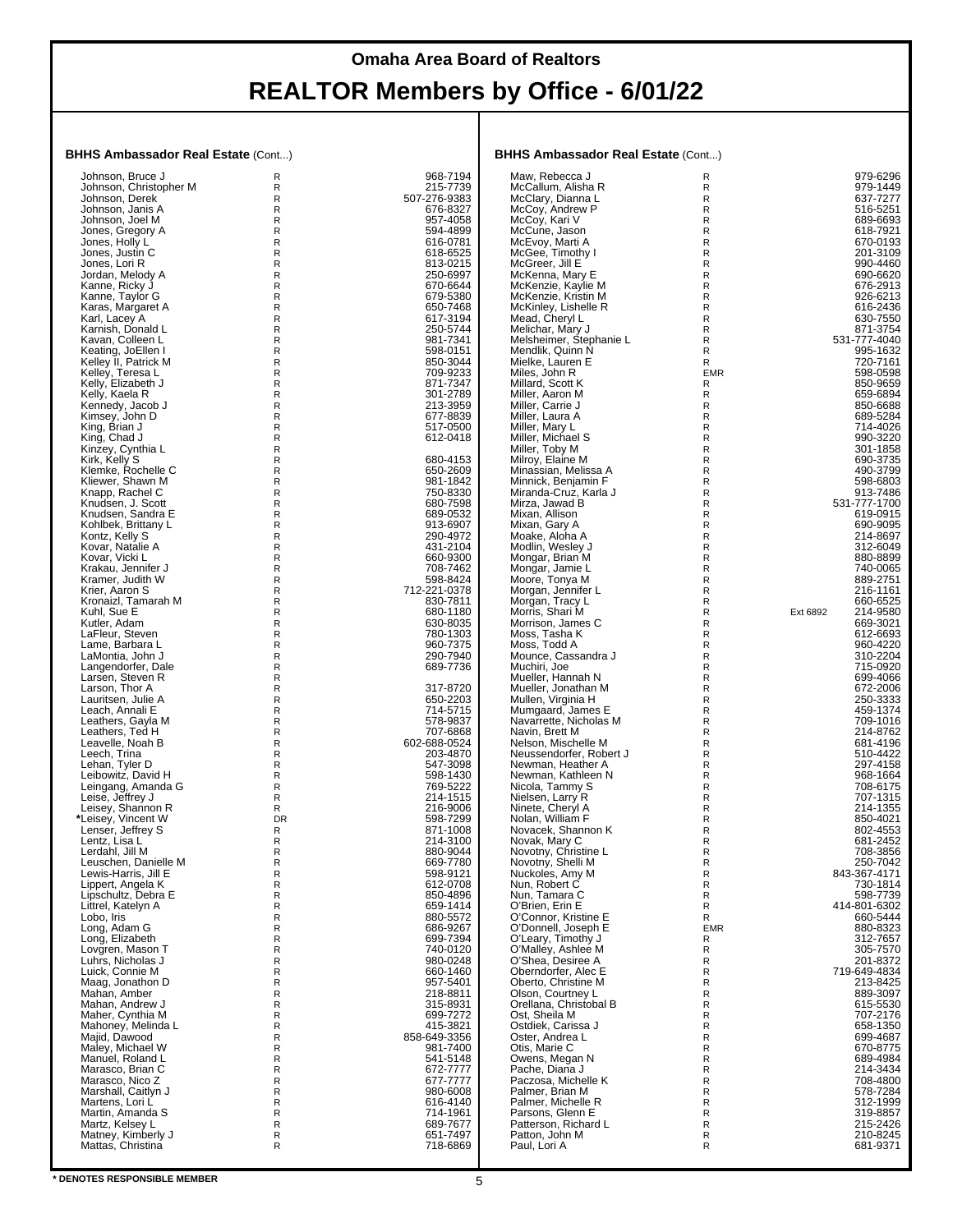# Omaha Area Board of Realtors

# REALTOR Members by Office - 6/01/22

### BHHS Ambassador Real Estate (Cont...)

| Name | Type | Ext | Phone |
|---|---|---|---|
| Johnson, Bruce J | R | | 968-7194 |
| Johnson, Christopher M | R | | 215-7739 |
| Johnson, Derek | R | | 507-276-9383 |
| Johnson, Janis A | R | | 676-8327 |
| Johnson, Joel M | R | | 957-4058 |
| Jones, Gregory A | R | | 594-4899 |
| Jones, Holly L | R | | 616-0781 |
| Jones, Justin C | R | | 618-6525 |
| Jones, Lori R | R | | 813-0215 |
| Jordan, Melody A | R | | 250-6997 |
| Kanne, Ricky J | R | | 670-6644 |
| Kanne, Taylor G | R | | 679-5380 |
| Karas, Margaret A | R | | 650-7468 |
| Karl, Lacey A | R | | 617-3194 |
| Karnish, Donald L | R | | 250-5744 |
| Kavan, Colleen L | R | | 981-7341 |
| Keating, JoEllen I | R | | 598-0151 |
| Kelley II, Patrick M | R | | 850-3044 |
| Kelley, Teresa L | R | | 709-9233 |
| Kelly, Elizabeth J | R | | 871-7347 |
| Kelly, Kaela R | R | | 301-2789 |
| Kennedy, Jacob J | R | | 213-3959 |
| Kimsey, John D | R | | 677-8839 |
| King, Brian J | R | | 517-0500 |
| King, Chad J | R | | 612-0418 |
| Kinzey, Cynthia L | R | | |
| Kirk, Kelly S | R | | 680-4153 |
| Klemke, Rochelle C | R | | 650-2609 |
| Kliewer, Shawn M | R | | 981-1842 |
| Knapp, Rachel C | R | | 750-8330 |
| Knudsen, J. Scott | R | | 680-7598 |
| Knudsen, Sandra E | R | | 689-0532 |
| Kohlbek, Brittany L | R | | 913-6907 |
| Kontz, Kelly S | R | | 290-4972 |
| Kovar, Natalie A | R | | 431-2104 |
| Kovar, Vicki L | R | | 660-9300 |
| Krakau, Jennifer J | R | | 708-7462 |
| Kramer, Judith W | R | | 598-8424 |
| Krier, Aaron S | R | | 712-221-0378 |
| Kronaizl, Tamarah M | R | | 830-7811 |
| Kuhl, Sue E | R | | 680-1180 |
| Kutler, Adam | R | | 630-8035 |
| LaFleur, Steven | R | | 780-1303 |
| Lame, Barbara L | R | | 960-7375 |
| LaMontia, John J | R | | 290-7940 |
| Langendorfer, Dale | R | | 689-7736 |
| Larsen, Steven R | R | | |
| Larson, Thor A | R | | 317-8720 |
| Lauritsen, Julie A | R | | 650-2203 |
| Leach, Annali E | R | | 714-5715 |
| Leathers, Gayla M | R | | 578-9837 |
| Leathers, Ted H | R | | 707-6868 |
| Leavelle, Noah B | R | | 602-688-0524 |
| Leech, Trina | R | | 203-4870 |
| Lehan, Tyler D | R | | 547-3098 |
| Leibowitz, David H | R | | 598-1430 |
| Leingang, Amanda G | R | | 769-5222 |
| Leise, Jeffrey J | R | | 214-1515 |
| Leisey, Shannon R | R | | 216-9006 |
| *Leisey, Vincent W | DR | | 598-7299 |
| Lenser, Jeffrey S | R | | 871-1008 |
| Lentz, Lisa L | R | | 214-3100 |
| Lerdahl, Jill M | R | | 880-9044 |
| Leuschen, Danielle M | R | | 669-7780 |
| Lewis-Harris, Jill E | R | | 598-9121 |
| Lippert, Angela K | R | | 612-0708 |
| Lipschultz, Debra E | R | | 850-4896 |
| Littrel, Katelyn A | R | | 659-1414 |
| Lobo, Iris | R | | 880-5572 |
| Long, Adam G | R | | 686-9267 |
| Long, Elizabeth | R | | 699-7394 |
| Lovgren, Mason T | R | | 740-0120 |
| Luhrs, Nicholas J | R | | 980-0248 |
| Luick, Connie M | R | | 660-1460 |
| Maag, Jonathon D | R | | 957-5401 |
| Mahan, Amber | R | | 218-8811 |
| Mahan, Andrew J | R | | 315-8931 |
| Maher, Cynthia M | R | | 699-7272 |
| Mahoney, Melinda L | R | | 415-3821 |
| Majid, Dawood | R | | 858-649-3356 |
| Maley, Michael W | R | | 981-7400 |
| Manuel, Roland L | R | | 541-5148 |
| Marasco, Brian C | R | | 672-7777 |
| Marasco, Nico Z | R | | 677-7777 |
| Marshall, Caitlyn J | R | | 980-6008 |
| Martens, Lori L | R | | 616-4140 |
| Martin, Amanda S | R | | 714-1961 |
| Martz, Kelsey L | R | | 689-7677 |
| Matney, Kimberly J | R | | 651-7497 |
| Mattas, Christina | R | | 718-6869 |
| Maw, Rebecca J | R | | 979-6296 |
| McCallum, Alisha R | R | | 979-1449 |
| McClary, Dianna L | R | | 637-7277 |
| McCoy, Andrew P | R | | 516-5251 |
| McCoy, Kari V | R | | 689-6693 |
| McCune, Jason | R | | 618-7921 |
| McEvoy, Marti A | R | | 670-0193 |
| McGee, Timothy I | R | | 201-3109 |
| McGreer, Jill E | R | | 990-4460 |
| McKenna, Mary E | R | | 690-6620 |
| McKenzie, Kaylie M | R | | 676-2913 |
| McKenzie, Kristin M | R | | 926-6213 |
| McKinley, Lishelle R | R | | 616-2436 |
| Mead, Cheryl L | R | | 630-7550 |
| Melichar, Mary J | R | | 871-3754 |
| Melsheimer, Stephanie L | R | | 531-777-4040 |
| Mendlik, Quinn N | R | | 995-1632 |
| Mielke, Lauren E | R | | 720-7161 |
| Miles, John R | EMR | | 598-0598 |
| Millard, Scott K | R | | 850-9659 |
| Miller, Aaron M | R | | 659-6894 |
| Miller, Carrie J | R | | 850-6688 |
| Miller, Laura A | R | | 689-5284 |
| Miller, Mary L | R | | 714-4026 |
| Miller, Michael S | R | | 990-3220 |
| Miller, Toby M | R | | 301-1858 |
| Milroy, Elaine M | R | | 690-3735 |
| Minassian, Melissa A | R | | 490-3799 |
| Minnick, Benjamin F | R | | 598-6803 |
| Miranda-Cruz, Karla J | R | | 913-7486 |
| Mirza, Jawad B | R | | 531-777-1700 |
| Mixan, Allison | R | | 619-0915 |
| Mixan, Gary A | R | | 690-9095 |
| Moake, Aloha A | R | | 214-8697 |
| Modlin, Wesley J | R | | 312-6049 |
| Mongar, Brian M | R | | 880-8899 |
| Mongar, Jamie L | R | | 740-0065 |
| Moore, Tonya M | R | | 889-2751 |
| Morgan, Jennifer L | R | | 216-1161 |
| Morgan, Tracy L | R | | 660-6525 |
| Morris, Shari M | R | Ext 6892 | 214-9580 |
| Morrison, James C | R | | 669-3021 |
| Moss, Tasha K | R | | 612-6693 |
| Moss, Todd A | R | | 960-4220 |
| Mounce, Cassandra J | R | | 310-2204 |
| Muchiri, Joe | R | | 715-0920 |
| Mueller, Hannah N | R | | 699-4066 |
| Mueller, Jonathan M | R | | 672-2006 |
| Mullen, Virginia H | R | | 250-3333 |
| Mumgaard, James E | R | | 459-1374 |
| Navarrette, Nicholas M | R | | 709-1016 |
| Navin, Brett M | R | | 214-8762 |
| Nelson, Mischelle M | R | | 681-4196 |
| Neussendorfer, Robert J | R | | 510-4422 |
| Newman, Heather A | R | | 297-4158 |
| Newman, Kathleen N | R | | 968-1664 |
| Nicola, Tammy S | R | | 708-6175 |
| Nielsen, Larry R | R | | 707-1315 |
| Ninete, Cheryl A | R | | 214-1355 |
| Nolan, William F | R | | 850-4021 |
| Novacek, Shannon K | R | | 802-4553 |
| Novak, Mary C | R | | 681-2452 |
| Novotny, Christine L | R | | 708-3856 |
| Novotny, Shelli M | R | | 250-7042 |
| Nuckoles, Amy M | R | | 843-367-4171 |
| Nun, Robert C | R | | 730-1814 |
| Nun, Tamara C | R | | 598-7739 |
| O'Brien, Erin E | R | | 414-801-6302 |
| O'Connor, Kristine E | R | | 660-5444 |
| O'Donnell, Joseph E | EMR | | 880-8323 |
| O'Leary, Timothy J | R | | 312-7657 |
| O'Malley, Ashlee M | R | | 305-7570 |
| O'Shea, Desiree A | R | | 201-8372 |
| Oberndorfer, Alec E | R | | 719-649-4834 |
| Oberto, Christine M | R | | 213-8425 |
| Olson, Courtney L | R | | 889-3097 |
| Orellana, Christobal B | R | | 615-5530 |
| Ost, Sheila M | R | | 707-2176 |
| Ostdiek, Carissa J | R | | 658-1350 |
| Oster, Andrea L | R | | 699-4687 |
| Otis, Marie C | R | | 670-8775 |
| Owens, Megan N | R | | 689-4984 |
| Pache, Diana J | R | | 214-3434 |
| Paczosa, Michelle K | R | | 708-4800 |
| Palmer, Brian M | R | | 578-7284 |
| Palmer, Michelle R | R | | 312-1999 |
| Parsons, Glenn E | R | | 319-8857 |
| Patterson, Richard L | R | | 215-2426 |
| Patton, John M | R | | 210-8245 |
| Paul, Lori A | R | | 681-9371 |

**\* DENOTES RESPONSIBLE MEMBER**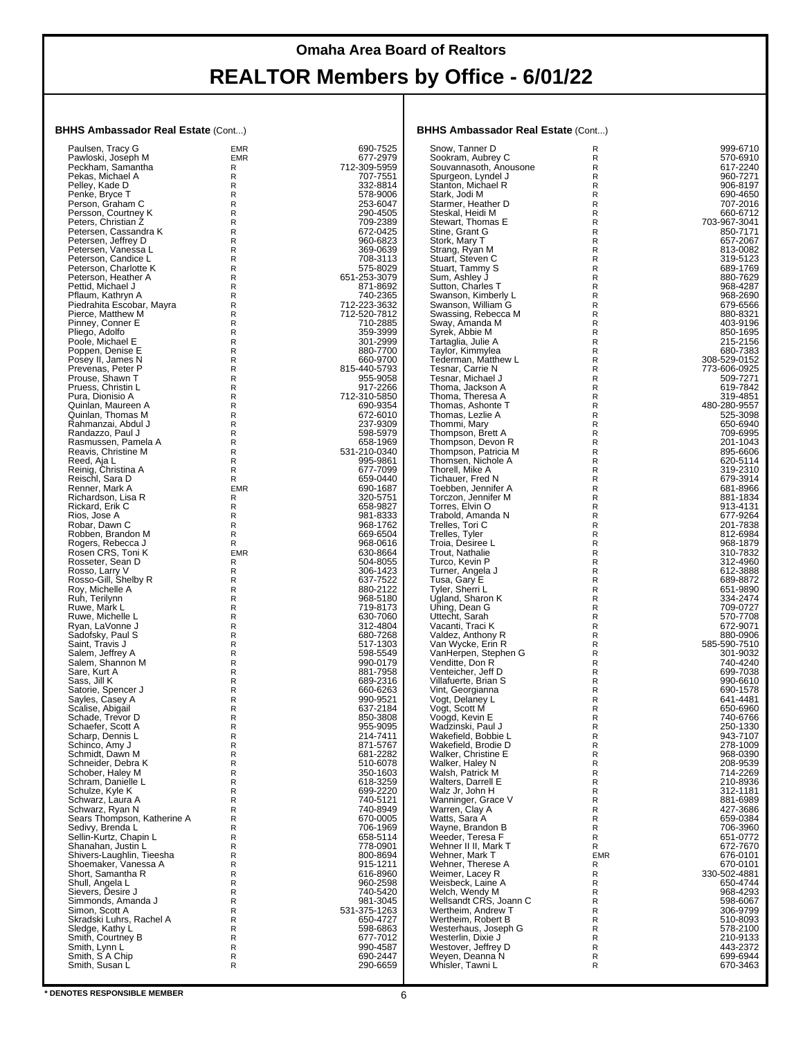# Omaha Area Board of Realtors

# REALTOR Members by Office - 6/01/22

**BHHS Ambassador Real Estate** (Cont...)

| Name | Type | Phone |
|---|---|---|
| Paulsen, Tracy G | EMR | 690-7525 |
| Pawloski, Joseph M | EMR | 677-2979 |
| Peckham, Samantha | R | 712-309-5959 |
| Pekas, Michael A | R | 707-7551 |
| Pelley, Kade D | R | 332-8814 |
| Penke, Bryce T | R | 578-9006 |
| Person, Graham C | R | 253-6047 |
| Persson, Courtney K | R | 290-4505 |
| Peters, Christian Z | R | 709-2389 |
| Petersen, Cassandra K | R | 672-0425 |
| Petersen, Jeffrey D | R | 960-6823 |
| Petersen, Vanessa L | R | 369-0639 |
| Peterson, Candice L | R | 708-3113 |
| Peterson, Charlotte K | R | 575-8029 |
| Peterson, Heather A | R | 651-253-3079 |
| Pettid, Michael J | R | 871-8692 |
| Pflaum, Kathryn A | R | 740-2365 |
| Piedrahita Escobar, Mayra | R | 712-223-3632 |
| Pierce, Matthew M | R | 712-520-7812 |
| Pinney, Conner E | R | 710-2885 |
| Pliego, Adolfo | R | 359-3999 |
| Poole, Michael E | R | 301-2999 |
| Poppen, Denise E | R | 880-7700 |
| Posey II, James N | R | 660-9700 |
| Prevenas, Peter P | R | 815-440-5793 |
| Prouse, Shawn T | R | 955-9058 |
| Pruess, Christin L | R | 917-2266 |
| Pura, Dionisio A | R | 712-310-5850 |
| Quinlan, Maureen A | R | 690-9354 |
| Quinlan, Thomas M | R | 672-6010 |
| Rahmanzai, Abdul J | R | 237-9309 |
| Randazzo, Paul J | R | 598-5979 |
| Rasmussen, Pamela A | R | 658-1969 |
| Reavis, Christine M | R | 531-210-0340 |
| Reed, Aja L | R | 995-9861 |
| Reinig, Christina A | R | 677-7099 |
| Reischl, Sara D | R | 659-0440 |
| Renner, Mark A | EMR | 690-1687 |
| Richardson, Lisa R | R | 320-5751 |
| Rickard, Erik C | R | 658-9827 |
| Rios, Jose A | R | 981-8333 |
| Robar, Dawn C | R | 968-1762 |
| Robben, Brandon M | R | 669-6504 |
| Rogers, Rebecca J | R | 968-0616 |
| Rosen CRS, Toni K | EMR | 630-8664 |
| Rosseter, Sean D | R | 504-8055 |
| Rosso, Larry V | R | 306-1423 |
| Rosso-Gill, Shelby R | R | 637-7522 |
| Roy, Michelle A | R | 880-2122 |
| Ruh, Terilynn | R | 968-5180 |
| Ruwe, Mark L | R | 719-8173 |
| Ruwe, Michelle L | R | 630-7060 |
| Ryan, LaVonne J | R | 312-4804 |
| Sadofsky, Paul S | R | 680-7268 |
| Saint, Travis J | R | 517-1303 |
| Salem, Jeffrey A | R | 598-5549 |
| Salem, Shannon M | R | 990-0179 |
| Sare, Kurt A | R | 881-7958 |
| Sass, Jill K | R | 689-2316 |
| Satorie, Spencer J | R | 660-6263 |
| Sayles, Casey A | R | 990-9521 |
| Scalise, Abigail | R | 637-2184 |
| Schade, Trevor D | R | 850-3808 |
| Schaefer, Scott A | R | 955-9095 |
| Scharp, Dennis L | R | 214-7411 |
| Schinco, Amy J | R | 871-5767 |
| Schmidt, Dawn M | R | 681-2282 |
| Schneider, Debra K | R | 510-6078 |
| Schober, Haley M | R | 350-1603 |
| Schram, Danielle L | R | 618-3259 |
| Schulze, Kyle K | R | 699-2220 |
| Schwarz, Laura A | R | 740-5121 |
| Schwarz, Ryan N | R | 740-8949 |
| Sears Thompson, Katherine A | R | 670-0005 |
| Sedivy, Brenda L | R | 706-1969 |
| Sellin-Kurtz, Chapin L | R | 658-5114 |
| Shanahan, Justin L | R | 778-0901 |
| Shivers-Laughlin, Tieesha | R | 800-8694 |
| Shoemaker, Vanessa A | R | 915-1211 |
| Short, Samantha R | R | 616-8960 |
| Shull, Angela L | R | 960-2598 |
| Sievers, Desire J | R | 740-5420 |
| Simmonds, Amanda J | R | 981-3045 |
| Simon, Scott A | R | 531-375-1263 |
| Skradski Luhrs, Rachel A | R | 650-4727 |
| Sledge, Kathy L | R | 598-6863 |
| Smith, Courtney B | R | 677-7012 |
| Smith, Lynn L | R | 990-4587 |
| Smith, S A Chip | R | 690-2447 |
| Smith, Susan L | R | 290-6659 |

**BHHS Ambassador Real Estate** (Cont...)

| Name | Type | Phone |
|---|---|---|
| Snow, Tanner D | R | 999-6710 |
| Sookram, Aubrey C | R | 570-6910 |
| Souvannasoth, Anousone | R | 617-2240 |
| Spurgeon, Lyndel J | R | 960-7271 |
| Stanton, Michael R | R | 906-8197 |
| Stark, Jodi M | R | 690-4650 |
| Starmer, Heather D | R | 707-2016 |
| Steskal, Heidi M | R | 660-6712 |
| Stewart, Thomas E | R | 703-967-3041 |
| Stine, Grant G | R | 850-7171 |
| Stork, Mary T | R | 657-2067 |
| Strang, Ryan M | R | 813-0082 |
| Stuart, Steven C | R | 319-5123 |
| Stuart, Tammy S | R | 689-1769 |
| Sum, Ashley J | R | 880-7629 |
| Sutton, Charles T | R | 968-4287 |
| Swanson, Kimberly L | R | 968-2690 |
| Swanson, William G | R | 679-6566 |
| Swassing, Rebecca M | R | 880-8321 |
| Sway, Amanda M | R | 403-9196 |
| Syrek, Abbie M | R | 850-1695 |
| Tartaglia, Julie A | R | 215-2156 |
| Taylor, Kimmylea | R | 680-7383 |
| Tederman, Matthew L | R | 308-529-0152 |
| Tesnar, Carrie N | R | 773-606-0925 |
| Tesnar, Michael J | R | 509-7271 |
| Thoma, Jackson A | R | 619-7842 |
| Thoma, Theresa A | R | 319-4851 |
| Thomas, Ashonte T | R | 480-280-9557 |
| Thomas, Lezlie A | R | 525-3098 |
| Thommi, Mary | R | 650-6940 |
| Thompson, Brett A | R | 709-6995 |
| Thompson, Devon R | R | 201-1043 |
| Thompson, Patricia M | R | 895-6606 |
| Thomsen, Nichole A | R | 620-5114 |
| Thorell, Mike A | R | 319-2310 |
| Tichauer, Fred N | R | 679-3914 |
| Toebben, Jennifer A | R | 681-8966 |
| Torczon, Jennifer M | R | 881-1834 |
| Torres, Elvin O | R | 913-4131 |
| Trabold, Amanda N | R | 677-9264 |
| Trelles, Tori C | R | 201-7838 |
| Trelles, Tyler | R | 812-6984 |
| Troia, Desiree L | R | 968-1879 |
| Trout, Nathalie | R | 310-7832 |
| Turco, Kevin P | R | 312-4960 |
| Turner, Angela J | R | 612-3888 |
| Tusa, Gary E | R | 689-8872 |
| Tyler, Sherri L | R | 651-9890 |
| Ugland, Sharon K | R | 334-2474 |
| Uhing, Dean G | R | 709-0727 |
| Uttecht, Sarah | R | 570-7708 |
| Vacanti, Traci K | R | 672-9071 |
| Valdez, Anthony R | R | 880-0906 |
| Van Wycke, Erin R | R | 585-590-7510 |
| VanHerpen, Stephen G | R | 301-9032 |
| Venditte, Don R | R | 740-4240 |
| Venteicher, Jeff D | R | 699-7038 |
| Villafuerte, Brian S | R | 990-6610 |
| Vint, Georgianna | R | 690-1578 |
| Vogt, Delaney L | R | 641-4481 |
| Vogt, Scott M | R | 650-6960 |
| Voogd, Kevin E | R | 740-6766 |
| Wadzinski, Paul J | R | 250-1330 |
| Wakefield, Bobbie L | R | 943-7107 |
| Wakefield, Brodie D | R | 278-1009 |
| Walker, Christine E | R | 968-0390 |
| Walker, Haley N | R | 208-9539 |
| Walsh, Patrick M | R | 714-2269 |
| Walters, Darrell E | R | 210-8936 |
| Walz Jr, John H | R | 312-1181 |
| Wanninger, Grace V | R | 881-6989 |
| Warren, Clay A | R | 427-3686 |
| Watts, Sara A | R | 659-0384 |
| Wayne, Brandon B | R | 706-3960 |
| Weeder, Teresa F | R | 651-0772 |
| Wehner II II, Mark T | R | 672-7670 |
| Wehner, Mark T | EMR | 676-0101 |
| Wehner, Therese A | R | 670-0101 |
| Weimer, Lacey R | R | 330-502-4881 |
| Weisbeck, Laine A | R | 650-4744 |
| Welch, Wendy M | R | 968-4293 |
| Wellsandt CRS, Joann C | R | 598-6067 |
| Wertheim, Andrew T | R | 306-9799 |
| Wertheim, Robert B | R | 510-8093 |
| Westerhaus, Joseph G | R | 578-2100 |
| Westerlin, Dixie J | R | 210-9133 |
| Westover, Jeffrey D | R | 443-2372 |
| Weyen, Deanna N | R | 699-6944 |
| Whisler, Tawni L | R | 670-3463 |

**\* DENOTES RESPONSIBLE MEMBER**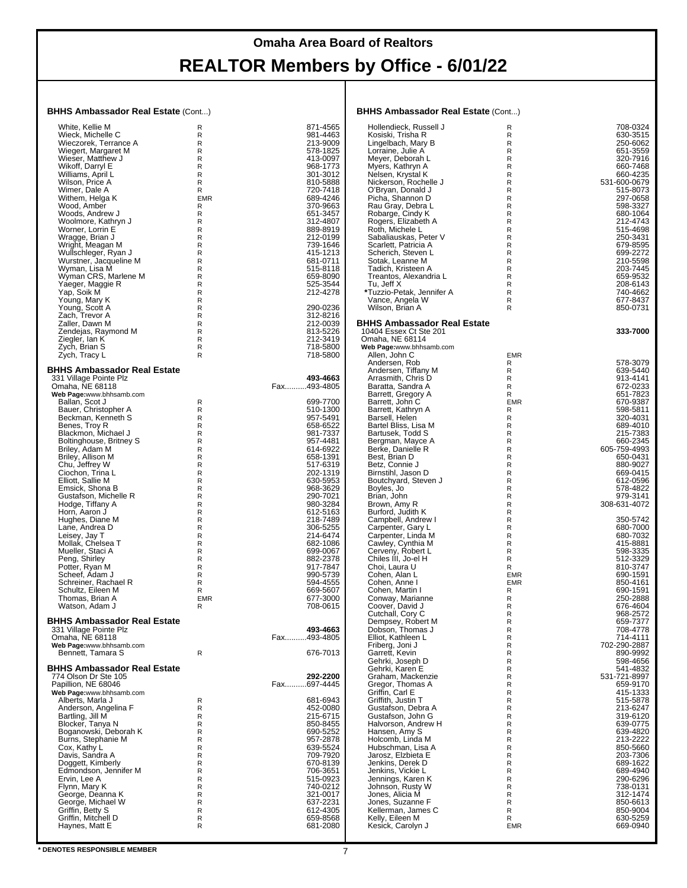# Omaha Area Board of Realtors

# REALTOR Members by Office - 6/01/22

### BHHS Ambassador Real Estate (Cont...)

| Name | Type | Phone |
|---|---|---|
| White, Kellie M | R | 871-4565 |
| Wieck, Michelle C | R | 981-4463 |
| Wieczorek, Terrance A | R | 213-9009 |
| Wiegert, Margaret M | R | 578-1825 |
| Wieser, Matthew J | R | 413-0097 |
| Wikoff, Darryl E | R | 968-1773 |
| Williams, April L | R | 301-3012 |
| Wilson, Price A | R | 810-5888 |
| Wimer, Dale A | R | 720-7418 |
| Withem, Helga K | EMR | 689-4246 |
| Wood, Amber | R | 370-9663 |
| Woods, Andrew J | R | 651-3457 |
| Woolmore, Kathryn J | R | 312-4807 |
| Worner, Lorrin E | R | 889-8919 |
| Wragge, Brian J | R | 212-0199 |
| Wright, Meagan M | R | 739-1646 |
| Wullschleger, Ryan J | R | 415-1213 |
| Wurstner, Jacqueline M | R | 681-0711 |
| Wyman, Lisa M | R | 515-8118 |
| Wyman CRS, Marlene M | R | 659-8090 |
| Yaeger, Maggie R | R | 525-3544 |
| Yap, Soik M | R | 212-4278 |
| Young, Mary K | R | |
| Young, Scott A | R | 290-0236 |
| Zach, Trevor A | R | 312-8216 |
| Zaller, Dawn M | R | 212-0039 |
| Zendejas, Raymond M | R | 813-5226 |
| Ziegler, Ian K | R | 212-3419 |
| Zych, Brian S | R | 718-5800 |
| Zych, Tracy L | R | 718-5800 |

### BHHS Ambassador Real Estate

331 Village Pointe Plz — **493-4663**
Omaha, NE 68118 — Fax..........493-4805
Web Page:www.bhhsamb.com

| Name | Type | Phone |
|---|---|---|
| Ballan, Scot J | R | 699-7700 |
| Bauer, Christopher A | R | 510-1300 |
| Beckman, Kenneth S | R | 957-5491 |
| Benes, Troy R | R | 658-6522 |
| Blackmon, Michael J | R | 981-7337 |
| Boltinghouse, Britney S | R | 957-4481 |
| Briley, Adam M | R | 614-6922 |
| Briley, Allison M | R | 658-1391 |
| Chu, Jeffrey W | R | 517-6319 |
| Ciochon, Trina L | R | 202-1319 |
| Elliott, Sallie M | R | 630-5953 |
| Emsick, Shona B | R | 968-3629 |
| Gustafson, Michelle R | R | 290-7021 |
| Hodge, Tiffany A | R | 980-3284 |
| Horn, Aaron J | R | 612-5163 |
| Hughes, Diane M | R | 218-7489 |
| Lane, Andrea D | R | 306-5255 |
| Leisey, Jay T | R | 214-6474 |
| Mollak, Chelsea T | R | 682-1086 |
| Mueller, Staci A | R | 699-0067 |
| Peng, Shirley | R | 882-2378 |
| Potter, Ryan M | R | 917-7847 |
| Scheef, Adam J | R | 990-5739 |
| Schreiner, Rachael R | R | 594-4555 |
| Schultz, Eileen M | R | 669-5607 |
| Thomas, Brian A | EMR | 677-3000 |
| Watson, Adam J | R | 708-0615 |

### BHHS Ambassador Real Estate

331 Village Pointe Plz — **493-4663**
Omaha, NE 68118 — Fax..........493-4805
Web Page:www.bhhsamb.com

| Name | Type | Phone |
|---|---|---|
| Bennett, Tamara S | R | 676-7013 |

### BHHS Ambassador Real Estate

774 Olson Dr Ste 105 — **292-2200**
Papillion, NE 68046 — Fax..........697-4445
Web Page:www.bhhsamb.com

| Name | Type | Phone |
|---|---|---|
| Alberts, Marla J | R | 681-6943 |
| Anderson, Angelina F | R | 452-0080 |
| Bartling, Jill M | R | 215-6715 |
| Blocker, Tanya N | R | 850-8455 |
| Boganowski, Deborah K | R | 690-5252 |
| Burns, Stephanie M | R | 957-2878 |
| Cox, Kathy L | R | 639-5524 |
| Davis, Sandra A | R | 709-7920 |
| Doggett, Kimberly | R | 670-8139 |
| Edmondson, Jennifer M | R | 706-3651 |
| Ervin, Lee A | R | 515-0923 |
| Flynn, Mary K | R | 740-0212 |
| George, Deanna K | R | 321-0017 |
| George, Michael W | R | 637-2231 |
| Griffin, Betty S | R | 612-4305 |
| Griffin, Mitchell D | R | 659-8568 |
| Haynes, Matt E | R | 681-2080 |

### BHHS Ambassador Real Estate (Cont...)

| Name | Type | Phone |
|---|---|---|
| Hollendieck, Russell J | R | 708-0324 |
| Kosiski, Trisha R | R | 630-3515 |
| Lingelbach, Mary B | R | 250-6062 |
| Lorraine, Julie A | R | 651-3559 |
| Meyer, Deborah L | R | 320-7916 |
| Myers, Kathryn A | R | 660-7468 |
| Nelsen, Krystal K | R | 660-4235 |
| Nickerson, Rochelle J | R | 531-600-0679 |
| O'Bryan, Donald J | R | 515-8073 |
| Picha, Shannon D | R | 297-0658 |
| Rau Gray, Debra L | R | 598-3327 |
| Robarge, Cindy K | R | 680-1064 |
| Rogers, Elizabeth A | R | 212-4743 |
| Roth, Michele L | R | 515-4698 |
| Sabaliauskas, Peter V | R | 250-3431 |
| Scarlett, Patricia A | R | 679-8595 |
| Scherich, Steven L | R | 699-2272 |
| Sotak, Leanne M | R | 210-5598 |
| Tadich, Kristeen A | R | 203-7445 |
| Treantos, Alexandria L | R | 659-9532 |
| Tu, Jeff X | R | 208-6143 |
| *Tuzzio-Petak, Jennifer A | R | 740-4662 |
| Vance, Angela W | R | 677-8437 |
| Wilson, Brian A | R | 850-0731 |

### BHHS Ambassador Real Estate

10404 Essex Ct Ste 201 — **333-7000**
Omaha, NE 68114
Web Page:www.bhhsamb.com

| Name | Type | Phone |
|---|---|---|
| Allen, John C | EMR | |
| Andersen, Rob | R | 578-3079 |
| Andersen, Tiffany M | R | 639-5440 |
| Arrasmith, Chris D | R | 913-4141 |
| Baratta, Sandra A | R | 672-0233 |
| Barrett, Gregory A | R | 651-7823 |
| Barrett, John C | EMR | 670-9387 |
| Barrett, Kathryn A | R | 598-5811 |
| Barsell, Helen | R | 320-4031 |
| Bartel Bliss, Lisa M | R | 689-4010 |
| Bartusek, Todd S | R | 215-7383 |
| Bergman, Mayce A | R | 660-2345 |
| Berke, Danielle R | R | 605-759-4993 |
| Best, Brian D | R | 650-0431 |
| Betz, Connie J | R | 880-9027 |
| Birnstihl, Jason D | R | 669-0415 |
| Boutchyard, Steven J | R | 612-0596 |
| Boyles, Jo | R | 578-4822 |
| Brian, John | R | 979-3141 |
| Brown, Amy R | R | 308-631-4072 |
| Burford, Judith K | R | |
| Campbell, Andrew I | R | 350-5742 |
| Carpenter, Gary L | R | 680-7000 |
| Carpenter, Linda M | R | 680-7032 |
| Cawley, Cynthia M | R | 415-8881 |
| Cerveny, Robert L | R | 598-3335 |
| Chiles III, Jo-el H | R | 512-3329 |
| Choi, Laura U | R | 810-3747 |
| Cohen, Alan L | EMR | 690-1591 |
| Cohen, Anne I | EMR | 850-4161 |
| Cohen, Martin I | R | 690-1591 |
| Conway, Marianne | R | 250-2888 |
| Coover, David J | R | 676-4604 |
| Cutchall, Cory C | R | 968-2572 |
| Dempsey, Robert M | R | 659-7377 |
| Dobson, Thomas J | R | 708-4778 |
| Elliot, Kathleen L | R | 714-0111 |
| Friberg, Joni J | R | 702-290-2887 |
| Garrett, Kevin | R | 890-9992 |
| Gehrki, Joseph D | R | 598-4656 |
| Gehrki, Karen E | R | 541-4832 |
| Graham, Mackenzie | R | 531-721-8997 |
| Gregor, Thomas A | R | 659-9170 |
| Griffin, Carl E | R | 415-1333 |
| Griffith, Justin T | R | 515-5878 |
| Gustafson, Debra A | R | 213-6247 |
| Gustafson, John G | R | 319-6120 |
| Halvorson, Andrew H | R | 639-0775 |
| Hansen, Amy S | R | 639-4820 |
| Holcomb, Linda M | R | 213-2222 |
| Hubschman, Lisa A | R | 850-5660 |
| Jarosz, Elzbieta E | R | 203-7306 |
| Jenkins, Derek D | R | 689-1622 |
| Jenkins, Vickie L | R | 689-4940 |
| Jennings, Karen K | R | 290-6296 |
| Johnson, Rusty W | R | 738-0131 |
| Jones, Alicia M | R | 312-1474 |
| Jones, Suzanne F | R | 850-6613 |
| Kellerman, James C | R | 850-9004 |
| Kelly, Eileen M | R | 630-5259 |
| Kesick, Carolyn J | EMR | 669-0940 |

**\* DENOTES RESPONSIBLE MEMBER**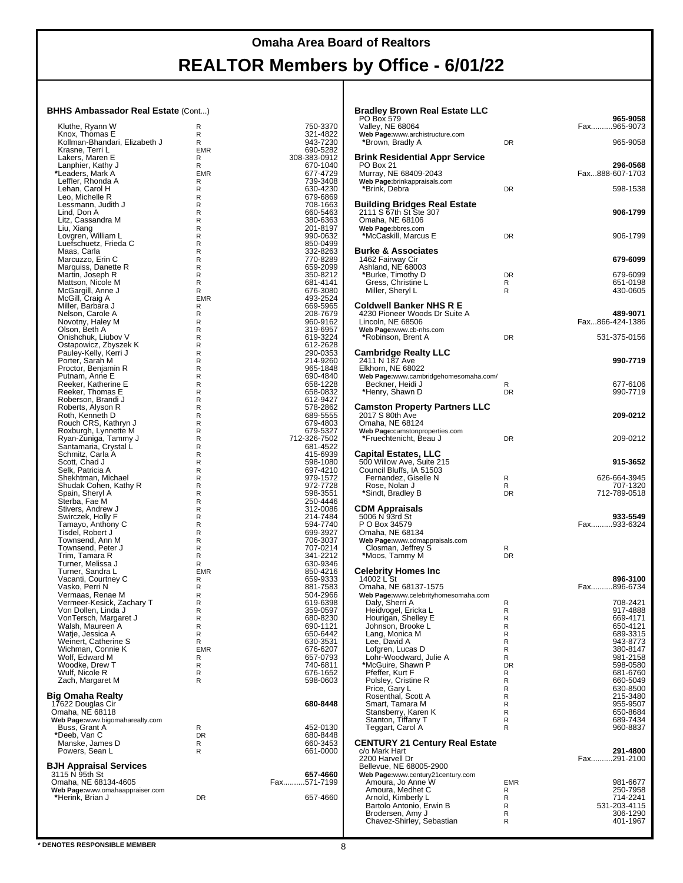# Omaha Area Board of Realtors

# REALTOR Members by Office - 6/01/22

### BHHS Ambassador Real Estate (Cont...)

| Name | Type | Phone |
|---|---|---|
| Kluthe, Ryann W | R | 750-3370 |
| Knox, Thomas E | R | 321-4822 |
| Kollman-Bhandari, Elizabeth J | R | 943-7230 |
| Krasne, Terri L | EMR | 690-5282 |
| Lakers, Maren E | R | 308-383-0912 |
| Lanphier, Kathy J | R | 670-1040 |
| *Leaders, Mark A | EMR | 677-4729 |
| Leffler, Rhonda A | R | 739-3408 |
| Lehan, Carol H | R | 630-4230 |
| Leo, Michelle R | R | 679-6869 |
| Lessmann, Judith J | R | 708-1663 |
| Lind, Don A | R | 660-5463 |
| Litz, Cassandra M | R | 380-6363 |
| Liu, Xiang | R | 201-8197 |
| Lovgren, William L | R | 990-0632 |
| Luefschuetz, Frieda C | R | 850-0499 |
| Maas, Carla | R | 332-8263 |
| Marcuzzo, Erin C | R | 770-8289 |
| Marquiss, Danette R | R | 659-2099 |
| Martin, Joseph R | R | 350-8212 |
| Mattson, Nicole M | R | 681-4141 |
| McGargill, Anne J | R | 676-3080 |
| McGill, Craig A | EMR | 493-2524 |
| Miller, Barbara J | R | 669-5965 |
| Nelson, Carole A | R | 208-7679 |
| Novotny, Haley M | R | 960-9162 |
| Olson, Beth A | R | 319-6957 |
| Onishchuk, Liubov V | R | 619-3224 |
| Ostapowicz, Zbyszek K | R | 612-2628 |
| Pauley-Kelly, Kerri J | R | 290-0353 |
| Porter, Sarah M | R | 214-9260 |
| Proctor, Benjamin R | R | 965-1848 |
| Putnam, Anne E | R | 690-4840 |
| Reeker, Katherine E | R | 658-1228 |
| Reeker, Thomas E | R | 658-0832 |
| Roberson, Brandi J | R | 612-9427 |
| Roberts, Alyson R | R | 578-2862 |
| Roth, Kenneth D | R | 689-5555 |
| Rouch CRS, Kathryn J | R | 679-4803 |
| Roxburgh, Lynnette M | R | 679-5327 |
| Ryan-Zuniga, Tammy J | R | 712-326-7502 |
| Santamaria, Crystal L | R | 681-4522 |
| Schmitz, Carla A | R | 415-6939 |
| Scott, Chad J | R | 598-1080 |
| Selk, Patricia A | R | 697-4210 |
| Shekhtman, Michael | R | 979-1572 |
| Shudak Cohen, Kathy R | R | 972-7728 |
| Spain, Sheryl A | R | 598-3551 |
| Sterba, Fae M | R | 250-4446 |
| Stivers, Andrew J | R | 312-0086 |
| Swirczek, Holly F | R | 214-7484 |
| Tamayo, Anthony C | R | 594-7740 |
| Tisdel, Robert J | R | 699-3927 |
| Townsend, Ann M | R | 706-3037 |
| Townsend, Peter J | R | 707-0214 |
| Trim, Tamara R | R | 341-2212 |
| Turner, Melissa J | R | 630-9346 |
| Turner, Sandra L | EMR | 850-4216 |
| Vacanti, Courtney C | R | 659-9333 |
| Vasko, Perri N | R | 881-7583 |
| Vermaas, Renae M | R | 504-2966 |
| Vermeer-Kesick, Zachary T | R | 619-6398 |
| Von Dollen, Linda J | R | 359-0597 |
| VonTersch, Margaret J | R | 680-8230 |
| Walsh, Maureen A | R | 690-1121 |
| Watje, Jessica A | R | 650-6442 |
| Weinert, Catherine S | R | 630-3531 |
| Wichman, Connie K | EMR | 676-6207 |
| Wolf, Edward M | R | 657-0793 |
| Woodke, Drew T | R | 740-6811 |
| Wulf, Nicole R | R | 676-1652 |
| Zach, Margaret M | R | 598-0603 |

### Big Omaha Realty

17622 Douglas Cir — **680-8448**
Omaha, NE 68118
**Web Page:**www.bigomaharealty.com

| Name | Type | Phone |
|---|---|---|
| Buss, Grant A | R | 452-0130 |
| *Deeb, Van C | DR | 680-8448 |
| Manske, James D | R | 660-3453 |
| Powers, Sean L | R | 661-0000 |

### BJH Appraisal Services

3115 N 95th St — **657-4660**
Omaha, NE 68134-4605 — Fax..........571-7199
**Web Page:**www.omahaappraiser.com

| Name | Type | Phone |
|---|---|---|
| *Herink, Brian J | DR | 657-4660 |

### Bradley Brown Real Estate LLC

PO Box 579 — **965-9058**
Valley, NE 68064 — Fax..........965-9073
**Web Page:**www.archistructure.com

| Name | Type | Phone |
|---|---|---|
| *Brown, Bradly A | DR | 965-9058 |

### Brink Residential Appr Service

PO Box 21 — **296-0568**
Murray, NE 68409-2043 — Fax...888-607-1703
**Web Page:**brinkappraisals.com

| Name | Type | Phone |
|---|---|---|
| *Brink, Debra | DR | 598-1538 |

### Building Bridges Real Estate

2111 S 67th St Ste 307 — **906-1799**
Omaha, NE 68106
**Web Page:**bbres.com

| Name | Type | Phone |
|---|---|---|
| *McCaskill, Marcus E | DR | 906-1799 |

### Burke & Associates

1462 Fairway Cir — **679-6099**
Ashland, NE 68003

| Name | Type | Phone |
|---|---|---|
| *Burke, Timothy D | DR | 679-6099 |
| Gress, Christine L | R | 651-0198 |
| Miller, Sheryl L | R | 430-0605 |

### Coldwell Banker NHS R E

4230 Pioneer Woods Dr Suite A — **489-9071**
Lincoln, NE 68506 — Fax...866-424-1386
**Web Page:**www.cb-nhs.com

| Name | Type | Phone |
|---|---|---|
| *Robinson, Brent A | DR | 531-375-0156 |

### Cambridge Realty LLC

2411 N 187 Ave — **990-7719**
Elkhorn, NE 68022
**Web Page:**www.cambridgehomesomaha.com/

| Name | Type | Phone |
|---|---|---|
| Beckner, Heidi J | R | 677-6106 |
| *Henry, Shawn D | DR | 990-7719 |

### Camston Property Partners LLC

2017 S 80th Ave — **209-0212**
Omaha, NE 68124
**Web Page:**camstonproperties.com

| Name | Type | Phone |
|---|---|---|
| *Fruechtenicht, Beau J | DR | 209-0212 |

### Capital Estates, LLC

500 Willow Ave, Suite 215 — **915-3652**
Council Bluffs, IA 51503

| Name | Type | Phone |
|---|---|---|
| Fernandez, Giselle N | R | 626-664-3945 |
| Rose, Nolan J | R | 707-1320 |
| *Sindt, Bradley B | DR | 712-789-0518 |

### CDM Appraisals

5006 N 93rd St — **933-5549**
P O Box 34579 — Fax..........933-6324
Omaha, NE 68134
**Web Page:**www.cdmappraisals.com

| Name | Type | Phone |
|---|---|---|
| Closman, Jeffrey S | R | |
| *Moos, Tammy M | DR | |

### Celebrity Homes Inc

14002 L St — **896-3100**
Omaha, NE 68137-1575 — Fax..........896-6734
**Web Page:**www.celebrityhomesomaha.com

| Name | Type | Phone |
|---|---|---|
| Daly, Sherri A | R | 708-2421 |
| Heidvogel, Ericka L | R | 917-4888 |
| Hourigan, Shelley E | R | 669-4171 |
| Johnson, Brooke L | R | 650-4121 |
| Lang, Monica M | R | 689-3315 |
| Lee, David A | R | 943-8773 |
| Lofgren, Lucas D | R | 380-8147 |
| Lohr-Woodward, Julie A | R | 981-2158 |
| *McGuire, Shawn P | DR | 598-0580 |
| Pfeffer, Kurt F | R | 681-6760 |
| Polsley, Cristine R | R | 660-5049 |
| Price, Gary L | R | 630-8500 |
| Rosenthal, Scott A | R | 215-3480 |
| Smart, Tamara M | R | 955-9507 |
| Stansberry, Karen K | R | 650-8684 |
| Stanton, Tiffany T | R | 689-7434 |
| Teggart, Carol A | R | 960-8837 |

### CENTURY 21 Century Real Estate

c/o Mark Hart — **291-4800**
2200 Harvell Dr — Fax..........291-2100
Bellevue, NE 68005-2900
**Web Page:**www.century21century.com

| Name | Type | Phone |
|---|---|---|
| Amoura, Jo Anne W | EMR | 981-6677 |
| Amoura, Medhet C | R | 250-7958 |
| Arnold, Kimberly L | R | 714-2241 |
| Bartolo Antonio, Erwin B | R | 531-203-4115 |
| Brodersen, Amy J | R | 306-1290 |
| Chavez-Shirley, Sebastian | R | 401-1967 |

**\* DENOTES RESPONSIBLE MEMBER**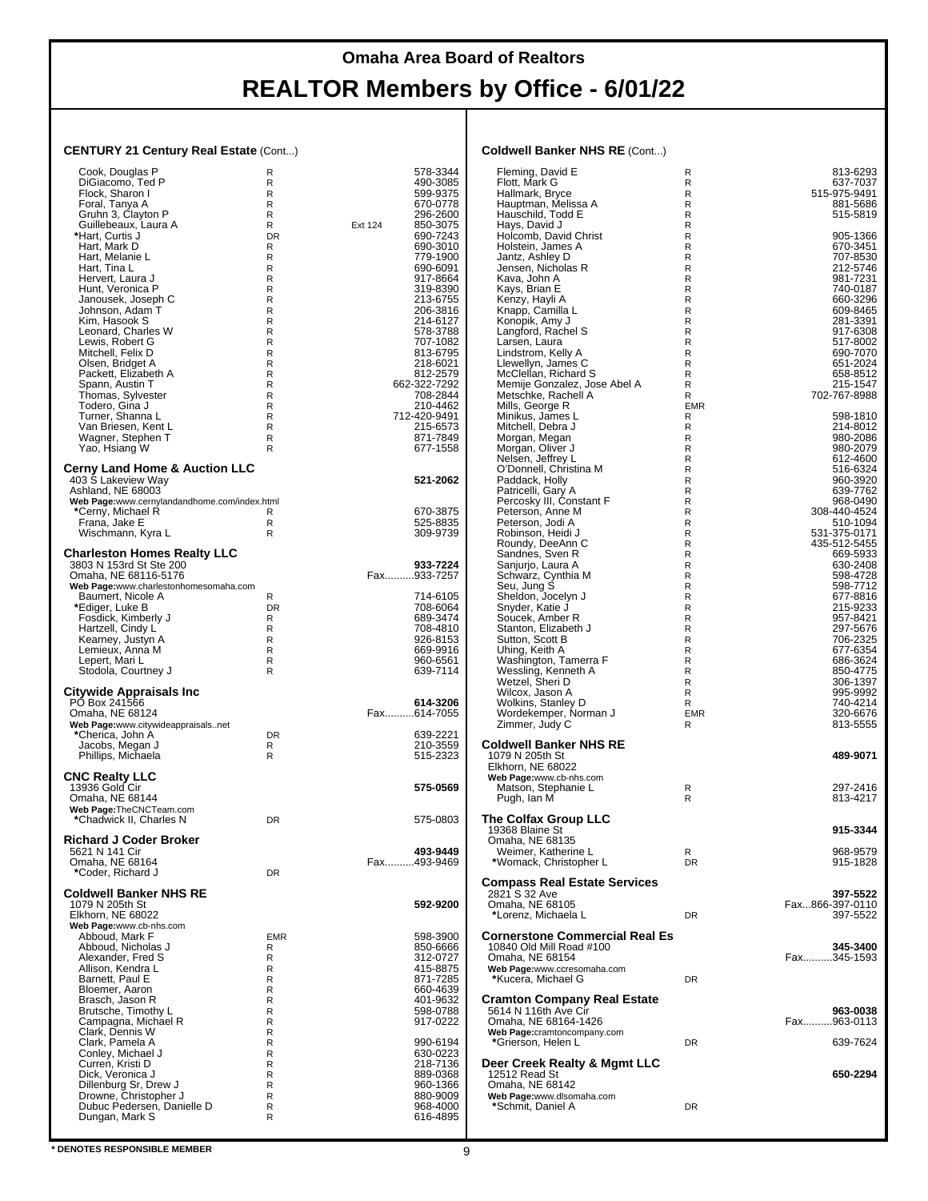# Omaha Area Board of Realtors

# REALTOR Members by Office - 6/01/22

### CENTURY 21 Century Real Estate (Cont...)

| Name | Type | Ext | Phone |
|---|---|---|---|
| Cook, Douglas P | R | | 578-3344 |
| DiGiacomo, Ted P | R | | 490-3085 |
| Flock, Sharon I | R | | 599-9375 |
| Foral, Tanya A | R | | 670-0778 |
| Gruhn 3, Clayton P | R | | 296-2600 |
| Guillebeaux, Laura A | R | Ext 124 | 850-3075 |
| *Hart, Curtis J | DR | | 690-7243 |
| Hart, Mark D | R | | 690-3010 |
| Hart, Melanie L | R | | 779-1900 |
| Hart, Tina L | R | | 690-6091 |
| Hervert, Laura J | R | | 917-8664 |
| Hunt, Veronica P | R | | 319-8390 |
| Janousek, Joseph C | R | | 213-6755 |
| Johnson, Adam T | R | | 206-3816 |
| Kim, Hasook S | R | | 214-6127 |
| Leonard, Charles W | R | | 578-3788 |
| Lewis, Robert G | R | | 707-1082 |
| Mitchell, Felix D | R | | 813-6795 |
| Olsen, Bridget A | R | | 218-6021 |
| Packett, Elizabeth A | R | | 812-2579 |
| Spann, Austin T | R | | 662-322-7292 |
| Thomas, Sylvester | R | | 708-2844 |
| Todero, Gina J | R | | 210-4462 |
| Turner, Shanna L | R | | 712-420-9491 |
| Van Briesen, Kent L | R | | 215-6573 |
| Wagner, Stephen T | R | | 871-7849 |
| Yao, Hsiang W | R | | 677-1558 |

### Cerny Land Home & Auction LLC
403 S Lakeview Way — **521-2062**
Ashland, NE 68003
**Web Page:** www.cernylandandhome.com/index.html

| Name | Type | Phone |
|---|---|---|
| *Cerny, Michael R | R | 670-3875 |
| Frana, Jake E | R | 525-8835 |
| Wischmann, Kyra L | R | 309-9739 |

### Charleston Homes Realty LLC
3803 N 153rd St Ste 200 — **933-7224**
Omaha, NE 68116-5176 — Fax..........933-7257
**Web Page:** www.charlestonhomesomaha.com

| Name | Type | Phone |
|---|---|---|
| Baumert, Nicole A | R | 714-6105 |
| *Ediger, Luke B | DR | 708-6064 |
| Fosdick, Kimberly J | R | 689-3474 |
| Hartzell, Cindy L | R | 708-4810 |
| Kearney, Justyn A | R | 926-8153 |
| Lemieux, Anna M | R | 669-9916 |
| Lepert, Mari L | R | 960-6561 |
| Stodola, Courtney J | R | 639-7114 |

### Citywide Appraisals Inc
PO Box 241566 — **614-3206**
Omaha, NE 68124 — Fax..........614-7055
**Web Page:** www.citywideappraisals..net

| Name | Type | Phone |
|---|---|---|
| *Cherica, John A | DR | 639-2221 |
| Jacobs, Megan J | R | 210-3559 |
| Phillips, Michaela | R | 515-2323 |

### CNC Realty LLC
13936 Gold Cir — **575-0569**
Omaha, NE 68144
**Web Page:** TheCNCTeam.com

| Name | Type | Phone |
|---|---|---|
| *Chadwick II, Charles N | DR | 575-0803 |

### Richard J Coder Broker
5621 N 141 Cir — **493-9449**
Omaha, NE 68164 — Fax..........493-9469

| Name | Type | Phone |
|---|---|---|
| *Coder, Richard J | DR | |

### Coldwell Banker NHS RE
1079 N 205th St — **592-9200**
Elkhorn, NE 68022
**Web Page:** www.cb-nhs.com

| Name | Type | Phone |
|---|---|---|
| Abboud, Mark F | EMR | 598-3900 |
| Abboud, Nicholas J | R | 850-6666 |
| Alexander, Fred S | R | 312-0727 |
| Allison, Kendra L | R | 415-8875 |
| Barnett, Paul E | R | 871-7285 |
| Bloemer, Aaron | R | 660-4639 |
| Brasch, Jason R | R | 401-9632 |
| Brutsche, Timothy L | R | 598-0788 |
| Campagna, Michael R | R | 917-0222 |
| Clark, Dennis W | R | |
| Clark, Pamela A | R | 990-6194 |
| Conley, Michael J | R | 630-0223 |
| Curren, Kristi D | R | 218-7136 |
| Dick, Veronica J | R | 889-0368 |
| Dillenburg Sr, Drew J | R | 960-1366 |
| Drowne, Christopher J | R | 880-9009 |
| Dubuc Pedersen, Danielle D | R | 968-4000 |
| Dungan, Mark S | R | 616-4895 |

### Coldwell Banker NHS RE (Cont...)

| Name | Type | Phone |
|---|---|---|
| Fleming, David E | R | 813-6293 |
| Flott, Mark G | R | 637-7037 |
| Hallmark, Bryce | R | 515-975-9491 |
| Hauptman, Melissa A | R | 881-5686 |
| Hauschild, Todd E | R | 515-5819 |
| Hays, David J | R | |
| Holcomb, David Christ | R | 905-1366 |
| Holstein, James A | R | 670-3451 |
| Jantz, Ashley D | R | 707-8530 |
| Jensen, Nicholas R | R | 212-5746 |
| Kava, John A | R | 981-7231 |
| Kays, Brian E | R | 740-0187 |
| Kenzy, Hayli A | R | 660-3296 |
| Knapp, Camilla L | R | 609-8465 |
| Konopik, Amy J | R | 281-3391 |
| Langford, Rachel S | R | 917-6308 |
| Larsen, Laura | R | 517-8002 |
| Lindstrom, Kelly A | R | 690-7070 |
| Llewellyn, James C | R | 651-2024 |
| McClellan, Richard S | R | 658-8512 |
| Memije Gonzalez, Jose Abel A | R | 215-1547 |
| Metschke, Rachell A | R | 702-767-8988 |
| Mills, George R | EMR | |
| Minikus, James L | R | 598-1810 |
| Mitchell, Debra J | R | 214-8012 |
| Morgan, Megan | R | 980-2086 |
| Morgan, Oliver J | R | 980-2079 |
| Nelsen, Jeffrey L | R | 612-4600 |
| O'Donnell, Christina M | R | 516-6324 |
| Paddack, Holly | R | 960-3920 |
| Patricelli, Gary A | R | 639-7762 |
| Percosky III, Constant F | R | 968-0490 |
| Peterson, Anne M | R | 308-440-4524 |
| Peterson, Jodi A | R | 510-1094 |
| Robinson, Heidi J | R | 531-375-0171 |
| Roundy, DeeAnn C | R | 435-512-5455 |
| Sandnes, Sven R | R | 669-5933 |
| Sanjurjo, Laura A | R | 630-2408 |
| Schwarz, Cynthia M | R | 598-4728 |
| Seu, Jung S | R | 598-7712 |
| Sheldon, Jocelyn J | R | 677-8816 |
| Snyder, Katie J | R | 215-9233 |
| Soucek, Amber R | R | 957-8421 |
| Stanton, Elizabeth J | R | 297-5676 |
| Sutton, Scott B | R | 706-2325 |
| Uhing, Keith A | R | 677-6354 |
| Washington, Tamerra F | R | 686-3624 |
| Wessling, Kenneth A | R | 850-4775 |
| Wetzel, Sheri D | R | 306-1397 |
| Wilcox, Jason A | R | 995-9992 |
| Wolkins, Stanley D | R | 740-4214 |
| Wordekemper, Norman J | EMR | 320-6676 |
| Zimmer, Judy C | R | 813-5555 |

### Coldwell Banker NHS RE
1079 N 205th St — **489-9071**
Elkhorn, NE 68022
**Web Page:** www.cb-nhs.com

| Name | Type | Phone |
|---|---|---|
| Matson, Stephanie L | R | 297-2416 |
| Pugh, Ian M | R | 813-4217 |

### The Colfax Group LLC
19368 Blaine St — **915-3344**
Omaha, NE 68135

| Name | Type | Phone |
|---|---|---|
| Weimer, Katherine L | R | 968-9579 |
| *Womack, Christopher L | DR | 915-1828 |

### Compass Real Estate Services
2821 S 32 Ave — **397-5522**
Omaha, NE 68105 — Fax...866-397-0110

| Name | Type | Phone |
|---|---|---|
| *Lorenz, Michaela L | DR | 397-5522 |

### Cornerstone Commercial Real Es
10840 Old Mill Road #100 — **345-3400**
Omaha, NE 68154 — Fax..........345-1593
**Web Page:** www.ccresomaha.com

| Name | Type | Phone |
|---|---|---|
| *Kucera, Michael G | DR | |

### Cramton Company Real Estate
5614 N 116th Ave Cir — **963-0038**
Omaha, NE 68164-1426 — Fax..........963-0113
**Web Page:** cramtoncompany.com

| Name | Type | Phone |
|---|---|---|
| *Grierson, Helen L | DR | 639-7624 |

### Deer Creek Realty & Mgmt LLC
12512 Read St — **650-2294**
Omaha, NE 68142
**Web Page:** www.dlsomaha.com

| Name | Type | Phone |
|---|---|---|
| *Schmit, Daniel A | DR | |

**\* DENOTES RESPONSIBLE MEMBER**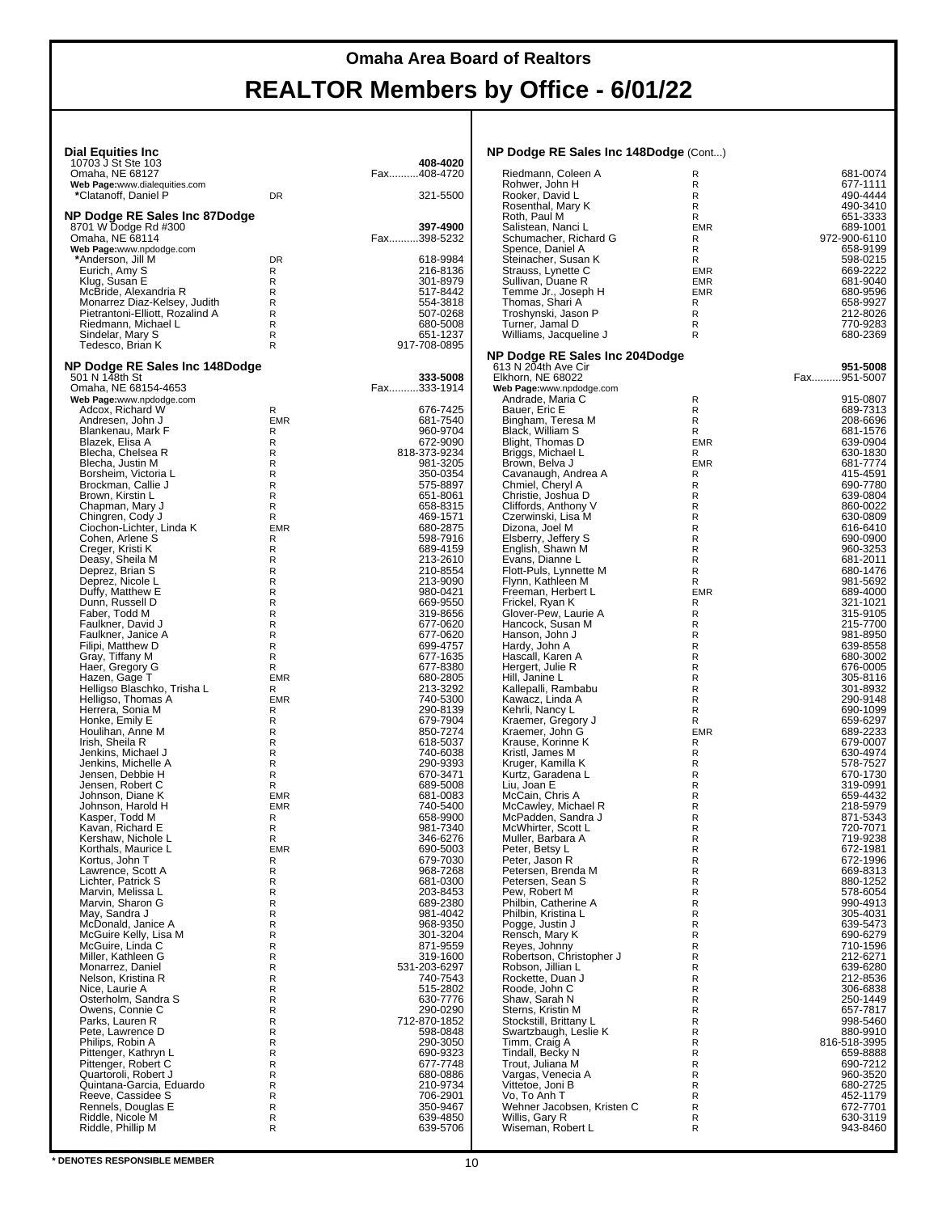# Omaha Area Board of Realtors

# REALTOR Members by Office - 6/01/22

### Dial Equities Inc

10703 J St Ste 103 — **408-4020**
Omaha, NE 68127 — Fax..........408-4720
**Web Page:**www.dialequities.com

| Name | Type | Phone |
|---|---|---|
| *Clatanoff, Daniel P | DR | 321-5500 |

### NP Dodge RE Sales Inc 87Dodge

8701 W Dodge Rd #300 — **397-4900**
Omaha, NE 68114 — Fax..........398-5232
**Web Page:**www.npdodge.com

| Name | Type | Phone |
|---|---|---|
| *Anderson, Jill M | DR | 618-9984 |
| Eurich, Amy S | R | 216-8136 |
| Klug, Susan E | R | 301-8979 |
| McBride, Alexandria R | R | 517-8442 |
| Monarrez Diaz-Kelsey, Judith | R | 554-3818 |
| Pietrantoni-Elliott, Rozalind A | R | 507-0268 |
| Riedmann, Michael L | R | 680-5008 |
| Sindelar, Mary S | R | 651-1237 |
| Tedesco, Brian K | R | 917-708-0895 |

### NP Dodge RE Sales Inc 148Dodge

501 N 148th St — **333-5008**
Omaha, NE 68154-4653 — Fax..........333-1914
**Web Page:**www.npdodge.com

| Name | Type | Phone |
|---|---|---|
| Adcox, Richard W | R | 676-7425 |
| Andresen, John J | EMR | 681-7540 |
| Blankenau, Mark F | R | 960-9704 |
| Blazek, Elisa A | R | 672-9090 |
| Blecha, Chelsea R | R | 818-373-9234 |
| Blecha, Justin M | R | 981-3205 |
| Borsheim, Victoria L | R | 350-0354 |
| Brockman, Callie J | R | 575-8897 |
| Brown, Kirstin L | R | 651-8061 |
| Chapman, Mary J | R | 658-8315 |
| Chingren, Cody J | R | 469-1571 |
| Ciochon-Lichter, Linda K | EMR | 680-2875 |
| Cohen, Arlene S | R | 598-7916 |
| Creger, Kristi K | R | 689-4159 |
| Deasy, Sheila M | R | 213-2610 |
| Deprez, Brian S | R | 210-8554 |
| Deprez, Nicole L | R | 213-9090 |
| Duffy, Matthew E | R | 980-0421 |
| Dunn, Russell D | R | 669-9550 |
| Faber, Todd M | R | 319-8656 |
| Faulkner, David J | R | 677-0620 |
| Faulkner, Janice A | R | 677-0620 |
| Filipi, Matthew D | R | 699-4757 |
| Gray, Tiffany M | R | 677-1635 |
| Haer, Gregory G | R | 677-8380 |
| Hazen, Gage T | EMR | 680-2805 |
| Helligso Blaschko, Trisha L | R | 213-3292 |
| Helligso, Thomas A | EMR | 740-5300 |
| Herrera, Sonia M | R | 290-8139 |
| Honke, Emily E | R | 679-7904 |
| Houlihan, Anne M | R | 850-7274 |
| Irish, Sheila R | R | 618-5037 |
| Jenkins, Michael J | R | 740-6038 |
| Jenkins, Michelle A | R | 290-9393 |
| Jensen, Debbie H | R | 670-3471 |
| Jensen, Robert C | R | 689-5008 |
| Johnson, Diane K | EMR | 681-0083 |
| Johnson, Harold H | EMR | 740-5400 |
| Kasper, Todd M | R | 658-9900 |
| Kavan, Richard E | R | 981-7340 |
| Kershaw, Nichole L | R | 346-6276 |
| Korthals, Maurice L | EMR | 690-5003 |
| Kortus, John T | R | 679-7030 |
| Lawrence, Scott A | R | 968-7268 |
| Lichter, Patrick S | R | 681-0300 |
| Marvin, Melissa L | R | 203-8453 |
| Marvin, Sharon G | R | 689-2380 |
| May, Sandra J | R | 981-4042 |
| McDonald, Janice A | R | 968-9350 |
| McGuire Kelly, Lisa M | R | 301-3204 |
| McGuire, Linda C | R | 871-9559 |
| Miller, Kathleen G | R | 319-1600 |
| Monarrez, Daniel | R | 531-203-6297 |
| Nelson, Kristina R | R | 740-7543 |
| Nice, Laurie A | R | 515-2802 |
| Osterholm, Sandra S | R | 630-7776 |
| Owens, Connie C | R | 290-0290 |
| Parks, Lauren R | R | 712-870-1852 |
| Pete, Lawrence D | R | 598-0848 |
| Philips, Robin A | R | 290-3050 |
| Pittenger, Kathryn L | R | 690-9323 |
| Pittenger, Robert C | R | 677-7748 |
| Quartoroli, Robert J | R | 680-0886 |
| Quintana-Garcia, Eduardo | R | 210-9734 |
| Reeve, Cassidee S | R | 706-2901 |
| Rennels, Douglas E | R | 350-9467 |
| Riddle, Nicole M | R | 639-4850 |
| Riddle, Phillip M | R | 639-5706 |

### NP Dodge RE Sales Inc 148Dodge (Cont...)

| Name | Type | Phone |
|---|---|---|
| Riedmann, Coleen A | R | 681-0074 |
| Rohwer, John H | R | 677-1111 |
| Rooker, David L | R | 490-4444 |
| Rosenthal, Mary K | R | 490-3410 |
| Roth, Paul M | R | 651-3333 |
| Salistean, Nanci L | EMR | 689-1001 |
| Schumacher, Richard G | R | 972-900-6110 |
| Spence, Daniel A | R | 658-9199 |
| Steinacher, Susan K | R | 598-0215 |
| Strauss, Lynette C | EMR | 669-2222 |
| Sullivan, Duane R | EMR | 681-9040 |
| Temme Jr., Joseph H | EMR | 680-9596 |
| Thomas, Shari A | R | 658-9927 |
| Troshynski, Jason P | R | 212-8026 |
| Turner, Jamal D | R | 770-9283 |
| Williams, Jacqueline J | R | 680-2369 |

### NP Dodge RE Sales Inc 204Dodge

613 N 204th Ave Cir — **951-5008**
Elkhorn, NE 68022 — Fax..........951-5007
**Web Page:**www.npdodge.com

| Name | Type | Phone |
|---|---|---|
| Andrade, Maria C | R | 915-0807 |
| Bauer, Eric E | R | 689-7313 |
| Bingham, Teresa M | R | 208-6696 |
| Black, William S | R | 681-1576 |
| Blight, Thomas D | EMR | 639-0904 |
| Briggs, Michael L | R | 630-1830 |
| Brown, Belva J | EMR | 681-7774 |
| Cavanaugh, Andrea A | R | 415-4591 |
| Chmiel, Cheryl A | R | 690-7780 |
| Christie, Joshua D | R | 639-0804 |
| Cliffords, Anthony V | R | 860-0022 |
| Czerwinski, Lisa M | R | 630-0809 |
| Dizona, Joel M | R | 616-6410 |
| Elsberry, Jeffery S | R | 690-0900 |
| English, Shawn M | R | 960-3253 |
| Evans, Dianne L | R | 681-2011 |
| Flott-Puls, Lynnette M | R | 680-1476 |
| Flynn, Kathleen M | R | 981-5692 |
| Freeman, Herbert L | EMR | 689-4000 |
| Frickel, Ryan K | R | 321-1021 |
| Glover-Pew, Laurie A | R | 315-9105 |
| Hancock, Susan M | R | 215-7700 |
| Hanson, John J | R | 981-8950 |
| Hardy, John A | R | 639-8558 |
| Hascall, Karen A | R | 680-3002 |
| Hergert, Julie R | R | 676-0005 |
| Hill, Janine L | R | 305-8116 |
| Kallepalli, Rambabu | R | 301-8932 |
| Kawacz, Linda A | R | 290-9148 |
| Kehrli, Nancy L | R | 690-1099 |
| Kraemer, Gregory J | R | 659-6297 |
| Kraemer, John G | EMR | 689-2233 |
| Krause, Korinne K | R | 679-0007 |
| Kristl, James M | R | 630-4974 |
| Kruger, Kamilla K | R | 578-7527 |
| Kurtz, Garadena L | R | 670-1730 |
| Liu, Joan E | R | 319-0991 |
| McCain, Chris A | R | 659-4432 |
| McCawley, Michael R | R | 218-5979 |
| McPadden, Sandra J | R | 871-5343 |
| McWhirter, Scott L | R | 720-7071 |
| Muller, Barbara A | R | 719-9238 |
| Peter, Betsy L | R | 672-1981 |
| Peter, Jason R | R | 672-1996 |
| Petersen, Brenda M | R | 669-8313 |
| Petersen, Sean S | R | 880-1252 |
| Pew, Robert M | R | 578-6054 |
| Philbin, Catherine A | R | 990-4913 |
| Philbin, Kristina L | R | 305-4031 |
| Pogge, Justin J | R | 639-5473 |
| Rensch, Mary K | R | 690-6279 |
| Reyes, Johnny | R | 710-1596 |
| Robertson, Christopher J | R | 212-6271 |
| Robson, Jillian L | R | 639-6280 |
| Rockette, Duan J | R | 212-8536 |
| Roode, John C | R | 306-6838 |
| Shaw, Sarah N | R | 250-1449 |
| Sterns, Kristin M | R | 657-7817 |
| Stockstill, Brittany L | R | 998-5460 |
| Swartzbaugh, Leslie K | R | 880-9910 |
| Timm, Craig A | R | 816-518-3995 |
| Tindall, Becky N | R | 659-8888 |
| Trout, Juliana M | R | 690-7212 |
| Vargas, Venecia A | R | 960-3520 |
| Vittetoe, Joni B | R | 680-2725 |
| Vo, To Anh T | R | 452-1179 |
| Wehner Jacobsen, Kristen C | R | 672-7701 |
| Willis, Gary R | R | 630-3119 |
| Wiseman, Robert L | R | 943-8460 |

\* DENOTES RESPONSIBLE MEMBER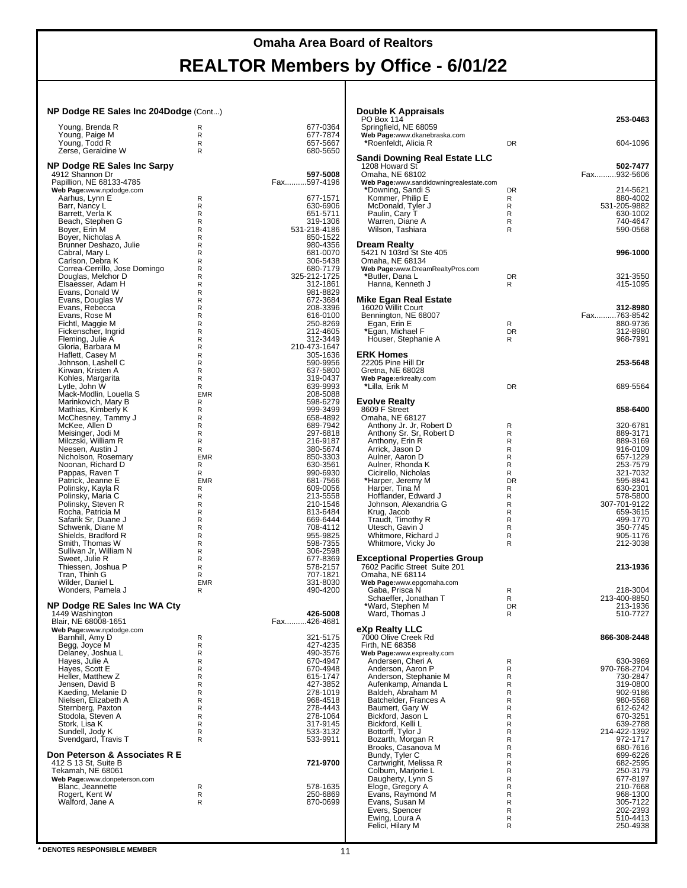## NP Dodge RE Sales Inc 204Dodge (Cont...)

| Name | Type | Phone |
|---|---|---|
| Young, Brenda R | R | 677-0364 |
| Young, Paige M | R | 677-7874 |
| Young, Todd R | R | 657-5667 |
| Zerse, Geraldine W | R | 680-5650 |

## NP Dodge RE Sales Inc Sarpy

4912 Shannon Dr — **597-5008**
Papillion, NE 68133-4785 — Fax..........597-4196
**Web Page:** www.npdodge.com

| Name | Type | Phone |
|---|---|---|
| Aarhus, Lynn E | R | 677-1571 |
| Barr, Nancy L | R | 630-6906 |
| Barrett, Verla K | R | 651-5711 |
| Beach, Stephen G | R | 319-1306 |
| Boyer, Erin M | R | 531-218-4186 |
| Boyer, Nicholas A | R | 850-1522 |
| Brunner Deshazo, Julie | R | 980-4356 |
| Cabral, Mary L | R | 681-0070 |
| Carlson, Debra K | R | 306-5438 |
| Correa-Cerrillo, Jose Domingo | R | 680-7179 |
| Douglas, Melchor D | R | 325-212-1725 |
| Elsaesser, Adam H | R | 312-1861 |
| Evans, Donald W | R | 981-8829 |
| Evans, Douglas W | R | 672-3684 |
| Evans, Rebecca | R | 208-3396 |
| Evans, Rose M | R | 616-0100 |
| Fichtl, Maggie M | R | 250-8269 |
| Fickenscher, Ingrid | R | 212-4605 |
| Fleming, Julie A | R | 312-3449 |
| Gloria, Barbara M | R | 210-473-1647 |
| Haflett, Casey M | R | 305-1636 |
| Johnson, Lashell C | R | 590-9956 |
| Kirwan, Kristen A | R | 637-5800 |
| Kohles, Margarita | R | 319-0437 |
| Lytle, John W | R | 639-9993 |
| Mack-Modlin, Louella S | EMR | 208-5088 |
| Marinkovich, Mary B | R | 598-6279 |
| Mathias, Kimberly K | R | 999-3499 |
| McChesney, Tammy J | R | 658-4892 |
| McKee, Allen D | R | 689-7942 |
| Meisinger, Jodi M | R | 297-6818 |
| Milczski, William R | R | 216-9187 |
| Neesen, Austin J | R | 380-5674 |
| Nicholson, Rosemary | EMR | 850-3303 |
| Noonan, Richard D | R | 630-3561 |
| Pappas, Raven T | R | 990-6930 |
| Patrick, Jeanne E | EMR | 681-7566 |
| Polinsky, Kayla R | R | 609-0056 |
| Polinsky, Maria C | R | 213-5558 |
| Polinsky, Steven R | R | 210-1546 |
| Rocha, Patricia M | R | 813-6484 |
| Safarik Sr, Duane J | R | 669-6444 |
| Schwenk, Diane M | R | 708-4112 |
| Shields, Bradford R | R | 955-9825 |
| Smith, Thomas W | R | 598-7355 |
| Sullivan Jr, William N | R | 306-2598 |
| Sweet, Julie R | R | 677-8369 |
| Thiessen, Joshua P | R | 578-2157 |
| Tran, Thinh G | R | 707-1821 |
| Wilder, Daniel L | EMR | 331-8030 |
| Wonders, Pamela J | R | 490-4200 |

## NP Dodge RE Sales Inc WA Cty

1449 Washington — **426-5008**
Blair, NE 68008-1651 — Fax..........426-4681
**Web Page:** www.npdodge.com

| Name | Type | Phone |
|---|---|---|
| Barnhill, Amy D | R | 321-5175 |
| Begg, Joyce M | R | 427-4235 |
| Delaney, Joshua L | R | 490-3576 |
| Hayes, Julie A | R | 670-4947 |
| Hayes, Scott E | R | 670-4948 |
| Heller, Matthew Z | R | 615-1747 |
| Jensen, David B | R | 427-3852 |
| Kaeding, Melanie D | R | 278-1019 |
| Nielsen, Elizabeth A | R | 968-4518 |
| Sternberg, Paxton | R | 278-4443 |
| Stodola, Steven A | R | 278-1064 |
| Stork, Lisa K | R | 317-9145 |
| Sundell, Jody K | R | 533-3132 |
| Svendgard, Travis T | R | 533-9911 |

## Don Peterson & Associates R E

412 S 13 St, Suite B — **721-9700**
Tekamah, NE 68061
**Web Page:** www.donpeterson.com

| Name | Type | Phone |
|---|---|---|
| Blanc, Jeannette | R | 578-1635 |
| Rogert, Kent W | R | 250-6869 |
| Walford, Jane A | R | 870-0699 |

## Double K Appraisals

PO Box 114 — **253-0463**
Springfield, NE 68059
**Web Page:** www.dkanebraska.com

| Name | Type | Phone |
|---|---|---|
| *Roenfeldt, Alicia R | DR | 604-1096 |

## Sandi Downing Real Estate LLC

1208 Howard St — **502-7477**
Omaha, NE 68102 — Fax..........932-5606
**Web Page:** www.sandidowningrealestate.com

| Name | Type | Phone |
|---|---|---|
| *Downing, Sandi S | DR | 214-5621 |
| Kommer, Philip E | R | 880-4002 |
| McDonald, Tyler J | R | 531-205-9882 |
| Paulin, Cary T | R | 630-1002 |
| Warren, Diane A | R | 740-4647 |
| Wilson, Tashiara | R | 590-0568 |

## Dream Realty

5421 N 103rd St Ste 405 — **996-1000**
Omaha, NE 68134
**Web Page:** www.DreamRealtyPros.com

| Name | Type | Phone |
|---|---|---|
| *Butler, Dana L | DR | 321-3550 |
| Hanna, Kenneth J | R | 415-1095 |

## Mike Egan Real Estate

16020 Willit Court — **312-8980**
Bennington, NE 68007 — Fax..........763-8542

| Name | Type | Phone |
|---|---|---|
| Egan, Erin E | R | 880-9736 |
| *Egan, Michael F | DR | 312-8980 |
| Houser, Stephanie A | R | 968-7991 |

## ERK Homes

22205 Pine Hill Dr — **253-5648**
Gretna, NE 68028
**Web Page:** erkrealty.com

| Name | Type | Phone |
|---|---|---|
| *Lilla, Erik M | DR | 689-5564 |

## Evolve Realty

8609 F Street — **858-6400**
Omaha, NE 68127

| Name | Type | Phone |
|---|---|---|
| Anthony Jr. Jr, Robert D | R | 320-6781 |
| Anthony Sr. Sr, Robert D | R | 889-3171 |
| Anthony, Erin R | R | 889-3169 |
| Arrick, Jason D | R | 916-0109 |
| Aulner, Aaron D | R | 657-1229 |
| Aulner, Rhonda K | R | 253-7579 |
| Cicirello, Nicholas | R | 321-7032 |
| *Harper, Jeremy M | DR | 595-8841 |
| Harper, Tina M | R | 630-2301 |
| Hofflander, Edward J | R | 578-5800 |
| Johnson, Alexandria G | R | 307-701-9122 |
| Krug, Jacob | R | 659-3615 |
| Traudt, Timothy R | R | 499-1770 |
| Utesch, Gavin J | R | 350-7745 |
| Whitmore, Richard J | R | 905-1176 |
| Whitmore, Vicky Jo | R | 212-3038 |

## Exceptional Properties Group

7602 Pacific Street Suite 201 — **213-1936**
Omaha, NE 68114
**Web Page:** www.epgomaha.com

| Name | Type | Phone |
|---|---|---|
| Gaba, Prisca N | R | 218-3004 |
| Schaeffer, Jonathan T | R | 213-400-8850 |
| *Ward, Stephen M | DR | 213-1936 |
| Ward, Thomas J | R | 510-7727 |

## eXp Realty LLC

7000 Olive Creek Rd — **866-308-2448**
Firth, NE 68358
**Web Page:** www.exprealty.com

| Name | Type | Phone |
|---|---|---|
| Andersen, Cheri A | R | 630-3969 |
| Anderson, Aaron P | R | 970-768-2704 |
| Anderson, Stephanie M | R | 730-2847 |
| Aufenkamp, Amanda L | R | 319-0800 |
| Baldeh, Abraham M | R | 902-9186 |
| Batchelder, Frances A | R | 980-5568 |
| Baumert, Gary W | R | 612-6242 |
| Bickford, Jason L | R | 670-3251 |
| Bickford, Kelli L | R | 639-2788 |
| Bottorff, Tylor J | R | 214-422-1392 |
| Bozarth, Morgan R | R | 972-1717 |
| Brooks, Casanova M | R | 680-7616 |
| Bundy, Tyler C | R | 699-6226 |
| Cartwright, Melissa R | R | 682-2595 |
| Colburn, Marjorie L | R | 250-3179 |
| Daugherty, Lynn S | R | 677-8197 |
| Eloge, Gregory A | R | 210-7668 |
| Evans, Raymond M | R | 968-1300 |
| Evans, Susan M | R | 305-7122 |
| Evers, Spencer | R | 202-2393 |
| Ewing, Loura A | R | 510-4413 |
| Felici, Hilary M | R | 250-4938 |

* DENOTES RESPONSIBLE MEMBER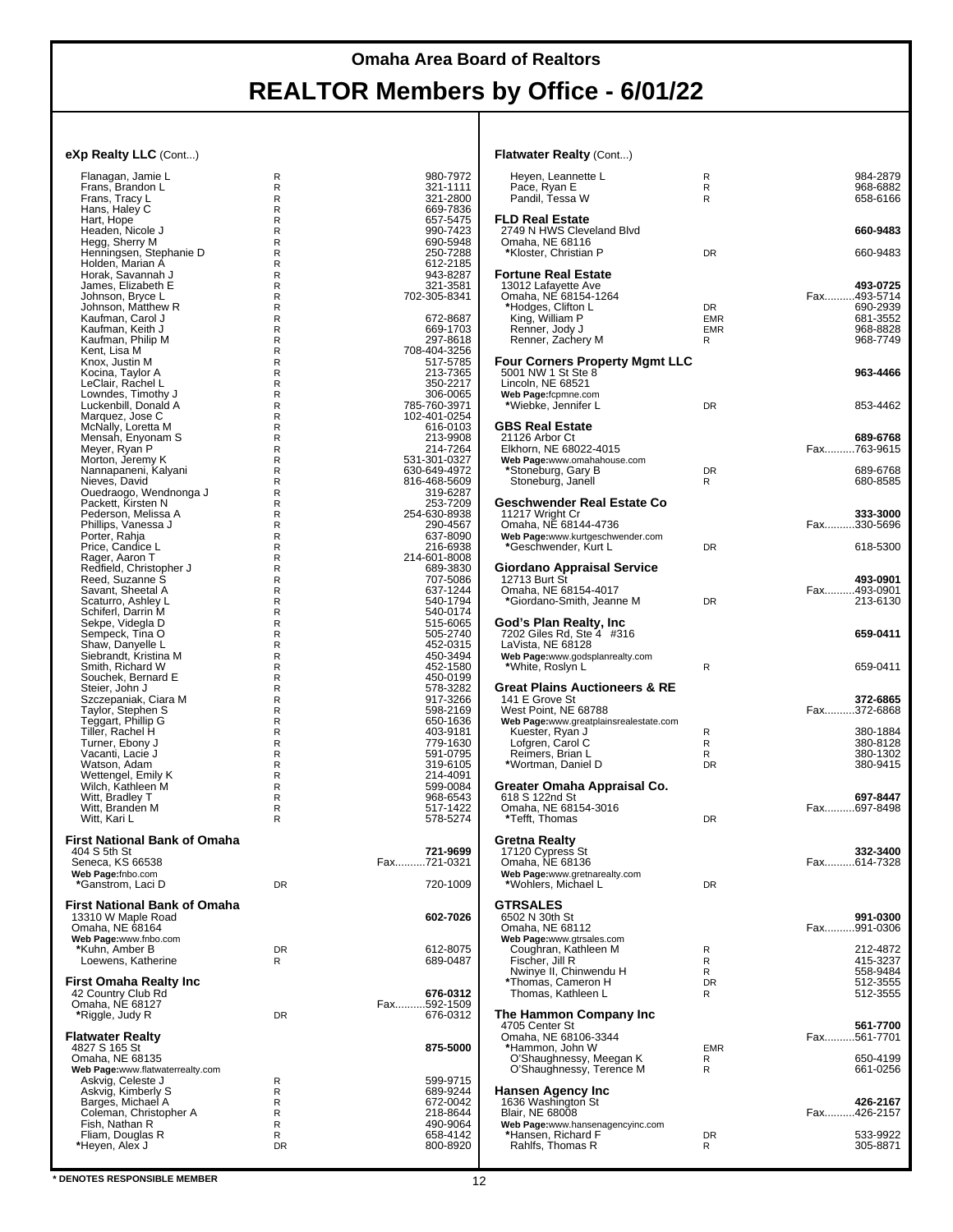# Omaha Area Board of Realtors

# REALTOR Members by Office - 6/01/22

### eXp Realty LLC (Cont...)

| Name | Type | Phone |
|---|---|---|
| Flanagan, Jamie L | R | 980-7972 |
| Frans, Brandon L | R | 321-1111 |
| Frans, Tracy L | R | 321-2800 |
| Hans, Haley C | R | 669-7836 |
| Hart, Hope | R | 657-5475 |
| Headen, Nicole J | R | 990-7423 |
| Hegg, Sherry M | R | 690-5948 |
| Henningsen, Stephanie D | R | 250-7288 |
| Holden, Marian A | R | 612-2185 |
| Horak, Savannah J | R | 943-8287 |
| James, Elizabeth E | R | 321-3581 |
| Johnson, Bryce L | R | 702-305-8341 |
| Johnson, Matthew R | R | |
| Kaufman, Carol J | R | 672-8687 |
| Kaufman, Keith J | R | 669-1703 |
| Kaufman, Philip M | R | 297-8618 |
| Kent, Lisa M | R | 708-404-3256 |
| Knox, Justin M | R | 517-5785 |
| Kocina, Taylor A | R | 213-7365 |
| LeClair, Rachel L | R | 350-2217 |
| Lowndes, Timothy J | R | 306-0065 |
| Luckenbill, Donald A | R | 785-760-3971 |
| Marquez, Jose C | R | 102-401-0254 |
| McNally, Loretta M | R | 616-0103 |
| Mensah, Enyonam S | R | 213-9908 |
| Meyer, Ryan P | R | 214-7264 |
| Morton, Jeremy K | R | 531-301-0327 |
| Nannapaneni, Kalyani | R | 630-649-4972 |
| Nieves, David | R | 816-468-5609 |
| Ouedraogo, Wendnonga J | R | 319-6287 |
| Packett, Kirsten N | R | 253-7209 |
| Pederson, Melissa A | R | 254-630-8938 |
| Phillips, Vanessa J | R | 290-4567 |
| Porter, Rahja | R | 637-8090 |
| Price, Candice L | R | 216-6938 |
| Rager, Aaron T | R | 214-601-8008 |
| Redfield, Christopher J | R | 689-3830 |
| Reed, Suzanne S | R | 707-5086 |
| Savant, Sheetal A | R | 637-1244 |
| Scaturro, Ashley L | R | 540-1794 |
| Schiferl, Darrin M | R | 540-0174 |
| Sekpe, Videgla D | R | 515-6065 |
| Sempeck, Tina O | R | 505-2740 |
| Shaw, Danyelle L | R | 452-0315 |
| Siebrandt, Kristina M | R | 450-3494 |
| Smith, Richard W | R | 452-1580 |
| Souchek, Bernard E | R | 450-0199 |
| Steier, John J | R | 578-3282 |
| Szczepaniak, Ciara M | R | 917-3266 |
| Taylor, Stephen S | R | 598-2169 |
| Teggart, Phillip G | R | 650-1636 |
| Tiller, Rachel H | R | 403-9181 |
| Turner, Ebony J | R | 779-1630 |
| Vacanti, Lacie J | R | 591-0795 |
| Watson, Adam | R | 319-6105 |
| Wettengel, Emily K | R | 214-4091 |
| Wilch, Kathleen M | R | 599-0084 |
| Witt, Bradley T | R | 968-6543 |
| Witt, Branden M | R | 517-1422 |
| Witt, Kari L | R | 578-5274 |

### First National Bank of Omaha
404 S 5th St
Seneca, KS 66538
Web Page:fnbo.com

**721-9699**
Fax..........721-0321

| Name | Type | Phone |
|---|---|---|
| *Ganstrom, Laci D | DR | 720-1009 |

### First National Bank of Omaha
13310 W Maple Road
Omaha, NE 68164
Web Page:www.fnbo.com

**602-7026**

| Name | Type | Phone |
|---|---|---|
| *Kuhn, Amber B | DR | 612-8075 |
| Loewens, Katherine | R | 689-0487 |

### First Omaha Realty Inc
42 Country Club Rd
Omaha, NE 68127

**676-0312**
Fax..........592-1509

| Name | Type | Phone |
|---|---|---|
| *Riggle, Judy R | DR | 676-0312 |

### Flatwater Realty
4827 S 165 St
Omaha, NE 68135
Web Page:www.flatwaterrealty.com

**875-5000**

| Name | Type | Phone |
|---|---|---|
| Askvig, Celeste J | R | 599-9715 |
| Askvig, Kimberly S | R | 689-9244 |
| Barges, Michael A | R | 672-0042 |
| Coleman, Christopher A | R | 218-8644 |
| Fish, Nathan R | R | 490-9064 |
| Fliam, Douglas R | R | 658-4142 |
| *Heyen, Alex J | DR | 800-8920 |

### Flatwater Realty (Cont...)

| Name | Type | Phone |
|---|---|---|
| Heyen, Leannette L | R | 984-2879 |
| Pace, Ryan E | R | 968-6882 |
| Pandil, Tessa W | R | 658-6166 |

### FLD Real Estate
2749 N HWS Cleveland Blvd
Omaha, NE 68116

**660-9483**

| Name | Type | Phone |
|---|---|---|
| *Kloster, Christian P | DR | 660-9483 |

### Fortune Real Estate
13012 Lafayette Ave
Omaha, NE 68154-1264

**493-0725**
Fax..........493-5714

| Name | Type | Phone |
|---|---|---|
| *Hodges, Clifton L | DR | 690-2939 |
| King, William P | EMR | 681-3552 |
| Renner, Jody J | EMR | 968-8828 |
| Renner, Zachery M | R | 968-7749 |

### Four Corners Property Mgmt LLC
5001 NW 1 St Ste 8
Lincoln, NE 68521
Web Page:fcpmne.com

**963-4466**

| Name | Type | Phone |
|---|---|---|
| *Wiebke, Jennifer L | DR | 853-4462 |

### GBS Real Estate
21126 Arbor Ct
Elkhorn, NE 68022-4015
Web Page:www.omahahouse.com

**689-6768**
Fax..........763-9615

| Name | Type | Phone |
|---|---|---|
| *Stoneburg, Gary B | DR | 689-6768 |
| Stoneburg, Janell | R | 680-8585 |

### Geschwender Real Estate Co
11217 Wright Cr
Omaha, NE 68144-4736
Web Page:www.kurtgeschwender.com

**333-3000**
Fax..........330-5696

| Name | Type | Phone |
|---|---|---|
| *Geschwender, Kurt L | DR | 618-5300 |

### Giordano Appraisal Service
12713 Burt St
Omaha, NE 68154-4017

**493-0901**
Fax..........493-0901

| Name | Type | Phone |
|---|---|---|
| *Giordano-Smith, Jeanne M | DR | 213-6130 |

### God's Plan Realty, Inc
7202 Giles Rd, Ste 4 #316
LaVista, NE 68128
Web Page:www.godsplanrealty.com

**659-0411**

| Name | Type | Phone |
|---|---|---|
| *White, Roslyn L | R | 659-0411 |

### Great Plains Auctioneers & RE
141 E Grove St
West Point, NE 68788
Web Page:www.greatplainsrealestate.com

**372-6865**
Fax..........372-6868

| Name | Type | Phone |
|---|---|---|
| Kuester, Ryan J | R | 380-1884 |
| Lofgren, Carol C | R | 380-8128 |
| Reimers, Brian L | R | 380-1302 |
| *Wortman, Daniel D | DR | 380-9415 |

### Greater Omaha Appraisal Co.
618 S 122nd St
Omaha, NE 68154-3016

**697-8447**
Fax..........697-8498

| Name | Type | Phone |
|---|---|---|
| *Tefft, Thomas | DR | |

### Gretna Realty
17120 Cypress St
Omaha, NE 68136
Web Page:www.gretnarealty.com

**332-3400**
Fax..........614-7328

| Name | Type | Phone |
|---|---|---|
| *Wohlers, Michael L | DR | |

### GTRSALES
6502 N 30th St
Omaha, NE 68112
Web Page:www.gtrsales.com

**991-0300**
Fax..........991-0306

| Name | Type | Phone |
|---|---|---|
| Coughran, Kathleen M | R | 212-4872 |
| Fischer, Jill R | R | 415-3237 |
| Nwinye II, Chinwendu H | R | 558-9484 |
| *Thomas, Cameron H | DR | 512-3555 |
| Thomas, Kathleen L | R | 512-3555 |

### The Hammon Company Inc
4705 Center St
Omaha, NE 68106-3344

**561-7700**
Fax..........561-7701

| Name | Type | Phone |
|---|---|---|
| *Hammon, John W | EMR | |
| O'Shaughnessy, Meegan K | R | 650-4199 |
| O'Shaughnessy, Terence M | R | 661-0256 |

### Hansen Agency Inc
1636 Washington St
Blair, NE 68008
Web Page:www.hansenagencyinc.com

**426-2167**
Fax..........426-2157

| Name | Type | Phone |
|---|---|---|
| *Hansen, Richard F | DR | 533-9922 |
| Rahlfs, Thomas R | R | 305-8871 |

**\* DENOTES RESPONSIBLE MEMBER**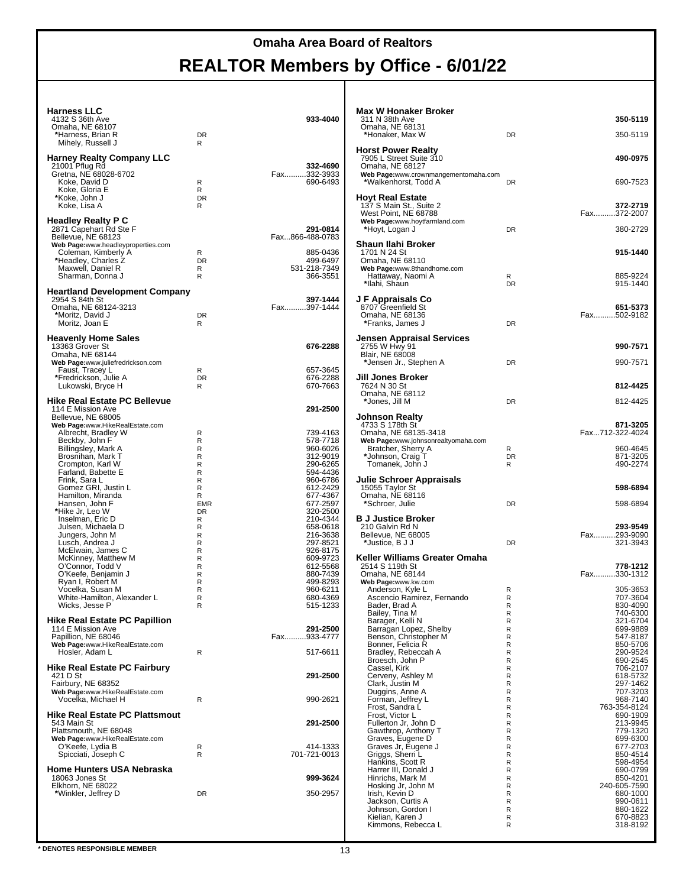# Omaha Area Board of Realtors

# REALTOR Members by Office - 6/01/22

### Harness LLC
4132 S 36th Ave
Omaha, NE 68107
**933-4040**

| Name | Type | Phone |
|---|---|---|
| *Harness, Brian R | DR | |
| Mihely, Russell J | R | |

### Harney Realty Company LLC
21001 Pflug Rd
Gretna, NE 68028-6702
**332-4690**
Fax..........332-3933

| Name | Type | Phone |
|---|---|---|
| Koke, David D | R | 690-6493 |
| Koke, Gloria E | R | |
| *Koke, John J | DR | |
| Koke, Lisa A | R | |

### Headley Realty P C
2871 Capehart Rd Ste F
Bellevue, NE 68123
**291-0814**
Fax...866-488-0783
Web Page:www.headleyproperties.com

| Name | Type | Phone |
|---|---|---|
| Coleman, Kimberly A | R | 885-0436 |
| *Headley, Charles Z | DR | 499-6497 |
| Maxwell, Daniel R | R | 531-218-7349 |
| Sharman, Donna J | R | 366-3551 |

### Heartland Development Company
2954 S 84th St
Omaha, NE 68124-3213
**397-1444**
Fax..........397-1444

| Name | Type | Phone |
|---|---|---|
| *Moritz, David J | DR | |
| Moritz, Joan E | R | |

### Heavenly Home Sales
13363 Grover St
Omaha, NE 68144
**676-2288**
Web Page:www.juliefredrickson.com

| Name | Type | Phone |
|---|---|---|
| Faust, Tracey L | R | 657-3645 |
| *Fredrickson, Julie A | DR | 676-2288 |
| Lukowski, Bryce H | R | 670-7663 |

### Hike Real Estate PC Bellevue
114 E Mission Ave
Bellevue, NE 68005
**291-2500**
Web Page:www.HikeRealEstate.com

| Name | Type | Phone |
|---|---|---|
| Albrecht, Bradley W | R | 739-4163 |
| Beckby, John F | R | 578-7718 |
| Billingsley, Mark A | R | 960-6026 |
| Brosnihan, Mark T | R | 312-9019 |
| Crompton, Karl W | R | 290-6265 |
| Farland, Babette E | R | 594-4436 |
| Frink, Sara L | R | 960-6786 |
| Gomez GRI, Justin L | R | 612-2429 |
| Hamilton, Miranda | R | 677-4367 |
| Hansen, John F | EMR | 677-2597 |
| *Hike Jr, Leo W | DR | 320-2500 |
| Inselman, Eric D | R | 210-4344 |
| Julsen, Michaela D | R | 658-0618 |
| Jungers, John M | R | 216-3638 |
| Lusch, Andrea J | R | 297-8521 |
| McElwain, James C | R | 926-8175 |
| McKinney, Matthew M | R | 609-9723 |
| O'Connor, Todd V | R | 612-5568 |
| O'Keefe, Benjamin J | R | 880-7439 |
| Ryan I, Robert M | R | 499-8293 |
| Vocelka, Susan M | R | 960-6211 |
| White-Hamilton, Alexander L | R | 680-4369 |
| Wicks, Jesse P | R | 515-1233 |

### Hike Real Estate PC Papillion
114 E Mission Ave
Papillion, NE 68046
**291-2500**
Fax..........933-4777
Web Page:www.HikeRealEstate.com

| Name | Type | Phone |
|---|---|---|
| Hosler, Adam L | R | 517-6611 |

### Hike Real Estate PC Fairbury
421 D St
Fairbury, NE 68352
**291-2500**
Web Page:www.HikeRealEstate.com

| Name | Type | Phone |
|---|---|---|
| Vocelka, Michael H | R | 990-2621 |

### Hike Real Estate PC Plattsmout
543 Main St
Plattsmouth, NE 68048
**291-2500**
Web Page:www.HikeRealEstate.com

| Name | Type | Phone |
|---|---|---|
| O'Keefe, Lydia B | R | 414-1333 |
| Spicciati, Joseph C | R | 701-721-0013 |

### Home Hunters USA Nebraska
18063 Jones St
Elkhorn, NE 68022
**999-3624**

| Name | Type | Phone |
|---|---|---|
| *Winkler, Jeffrey D | DR | 350-2957 |

### Max W Honaker Broker
311 N 38th Ave
Omaha, NE 68131
**350-5119**

| Name | Type | Phone |
|---|---|---|
| *Honaker, Max W | DR | 350-5119 |

### Horst Power Realty
7905 L Street Suite 310
Omaha, NE 68127
**490-0975**
Web Page:www.crownmangementomaha.com

| Name | Type | Phone |
|---|---|---|
| *Walkenhorst, Todd A | DR | 690-7523 |

### Hoyt Real Estate
137 S Main St., Suite 2
West Point, NE 68788
**372-2719**
Fax..........372-2007
Web Page:www.hoytfarmland.com

| Name | Type | Phone |
|---|---|---|
| *Hoyt, Logan J | DR | 380-2729 |

### Shaun Ilahi Broker
1701 N 24 St
Omaha, NE 68110
**915-1440**
Web Page:www.8thandhome.com

| Name | Type | Phone |
|---|---|---|
| Hattaway, Naomi A | R | 885-9224 |
| *Ilahi, Shaun | DR | 915-1440 |

### J F Appraisals Co
8707 Greenfield St
Omaha, NE 68136
**651-5373**
Fax..........502-9182

| Name | Type | Phone |
|---|---|---|
| *Franks, James J | DR | |

### Jensen Appraisal Services
2755 W Hwy 91
Blair, NE 68008
**990-7571**

| Name | Type | Phone |
|---|---|---|
| *Jensen Jr., Stephen A | DR | 990-7571 |

### Jill Jones Broker
7624 N 30 St
Omaha, NE 68112
**812-4425**

| Name | Type | Phone |
|---|---|---|
| *Jones, Jill M | DR | 812-4425 |

### Johnson Realty
4733 S 178th St
Omaha, NE 68135-3418
**871-3205**
Fax...712-322-4024
Web Page:www.johnsonrealtyomaha.com

| Name | Type | Phone |
|---|---|---|
| Bratcher, Sherry A | R | 960-4645 |
| *Johnson, Craig T | DR | 871-3205 |
| Tomanek, John J | R | 490-2274 |

### Julie Schroer Appraisals
15055 Taylor St
Omaha, NE 68116
**598-6894**

| Name | Type | Phone |
|---|---|---|
| *Schroer, Julie | DR | 598-6894 |

### B J Justice Broker
210 Galvin Rd N
Bellevue, NE 68005
**293-9549**
Fax..........293-9090

| Name | Type | Phone |
|---|---|---|
| *Justice, B J J | DR | 321-3943 |

### Keller Williams Greater Omaha
2514 S 119th St
Omaha, NE 68144
**778-1212**
Fax..........330-1312
Web Page:www.kw.com

| Name | Type | Phone |
|---|---|---|
| Anderson, Kyle L | R | 305-3653 |
| Ascencio Ramirez, Fernando | R | 707-3604 |
| Bader, Brad A | R | 830-4090 |
| Bailey, Tina M | R | 740-6300 |
| Barager, Kelli N | R | 321-6704 |
| Barragan Lopez, Shelby | R | 699-9889 |
| Benson, Christopher M | R | 547-8187 |
| Bonner, Felicia R | R | 850-5706 |
| Bradley, Rebeccah A | R | 290-9524 |
| Broesch, John P | R | 690-2545 |
| Cassel, Kirk | R | 706-2107 |
| Cerveny, Ashley M | R | 618-5732 |
| Clark, Justin M | R | 297-1462 |
| Duggins, Anne A | R | 707-3203 |
| Forman, Jeffrey L | R | 968-7140 |
| Frost, Sandra L | R | 763-354-8124 |
| Frost, Victor L | R | 690-1909 |
| Fullerton Jr, John D | R | 213-9945 |
| Gawthrop, Anthony T | R | 779-1320 |
| Graves, Eugene D | R | 699-6300 |
| Graves Jr, Eugene J | R | 677-2703 |
| Griggs, Sherri L | R | 850-4514 |
| Hankins, Scott R | R | 598-4954 |
| Harrer III, Donald J | R | 690-0799 |
| Hinrichs, Mark M | R | 850-4201 |
| Hosking Jr, John M | R | 240-605-7590 |
| Irish, Kevin D | R | 680-1000 |
| Jackson, Curtis A | R | 990-0611 |
| Johnson, Gordon I | R | 880-1622 |
| Kielian, Karen J | R | 670-8823 |
| Kimmons, Rebecca L | R | 318-8192 |

**\* DENOTES RESPONSIBLE MEMBER**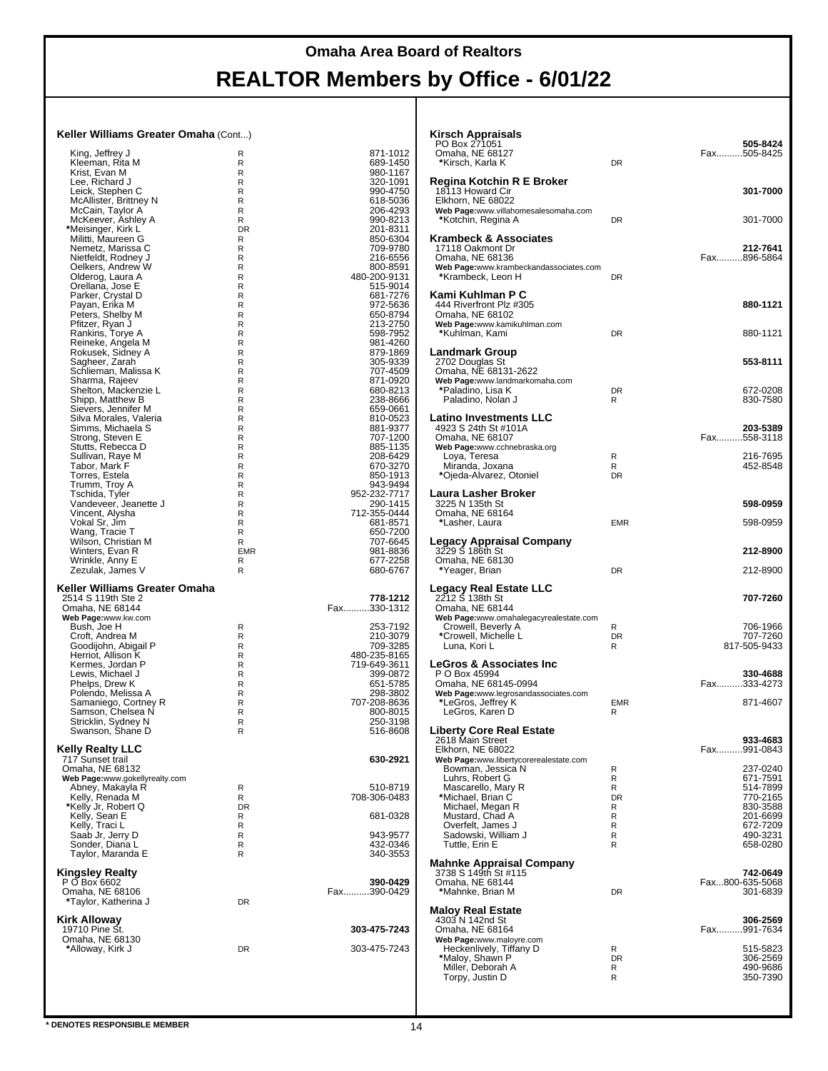# Omaha Area Board of Realtors

# REALTOR Members by Office - 6/01/22

### Keller Williams Greater Omaha (Cont...)

| Name | Type | Phone |
|---|---|---|
| King, Jeffrey J | R | 871-1012 |
| Kleeman, Rita M | R | 689-1450 |
| Krist, Evan M | R | 980-1167 |
| Lee, Richard J | R | 320-1091 |
| Leick, Stephen C | R | 990-4750 |
| McAllister, Brittney N | R | 618-5036 |
| McCain, Taylor A | R | 206-4293 |
| McKeever, Ashley A | R | 990-8213 |
| *Meisinger, Kirk L | DR | 201-8311 |
| Militti, Maureen G | R | 850-6304 |
| Nemetz, Marissa C | R | 709-9780 |
| Nietfeldt, Rodney J | R | 216-6556 |
| Oelkers, Andrew W | R | 800-8591 |
| Olderog, Laura A | R | 480-200-9131 |
| Orellana, Jose E | R | 515-9014 |
| Parker, Crystal D | R | 681-7276 |
| Payan, Erika M | R | 972-5636 |
| Peters, Shelby M | R | 650-8794 |
| Pfitzer, Ryan J | R | 213-2750 |
| Rankins, Torye A | R | 598-7952 |
| Reineke, Angela M | R | 981-4260 |
| Rokusek, Sidney A | R | 879-1869 |
| Sagheer, Zarah | R | 305-9339 |
| Schlieman, Malissa K | R | 707-4509 |
| Sharma, Rajeev | R | 871-0920 |
| Shelton, Mackenzie L | R | 680-8213 |
| Shipp, Matthew B | R | 238-8666 |
| Sievers, Jennifer M | R | 659-0661 |
| Silva Morales, Valeria | R | 810-0523 |
| Simms, Michaela S | R | 881-9377 |
| Strong, Steven E | R | 707-1200 |
| Stutts, Rebecca D | R | 885-1135 |
| Sullivan, Raye M | R | 208-6429 |
| Tabor, Mark F | R | 670-3270 |
| Torres, Estela | R | 850-1913 |
| Trumm, Troy A | R | 943-9494 |
| Tschida, Tyler | R | 952-232-7717 |
| Vandeveer, Jeanette J | R | 290-1415 |
| Vincent, Alysha | R | 712-355-0444 |
| Vokal Sr, Jim | R | 681-8571 |
| Wang, Tracie T | R | 650-7200 |
| Wilson, Christian M | R | 707-6645 |
| Winters, Evan R | EMR | 981-8836 |
| Wrinkle, Anny E | R | 677-2258 |
| Zezulak, James V | R | 680-6767 |

### Keller Williams Greater Omaha
2514 S 119th Ste 2 — **778-1212**
Omaha, NE 68144 — Fax..........330-1312
**Web Page:**www.kw.com

| Name | Type | Phone |
|---|---|---|
| Bush, Joe H | R | 253-7192 |
| Croft, Andrea M | R | 210-3079 |
| Goodijohn, Abigail P | R | 709-3285 |
| Herriot, Allison K | R | 480-235-8165 |
| Kermes, Jordan P | R | 719-649-3611 |
| Lewis, Michael J | R | 399-0872 |
| Phelps, Drew K | R | 651-5785 |
| Polendo, Melissa A | R | 298-3802 |
| Samaniego, Cortney R | R | 707-208-8636 |
| Samson, Chelsea N | R | 800-8015 |
| Stricklin, Sydney N | R | 250-3198 |
| Swanson, Shane D | R | 516-8608 |

### Kelly Realty LLC
717 Sunset trail — **630-2921**
Omaha, NE 68132
**Web Page:**www.gokellyrealty.com

| Name | Type | Phone |
|---|---|---|
| Abney, Makayla R | R | 510-8719 |
| Kelly, Renada M | R | 708-306-0483 |
| *Kelly Jr, Robert Q | DR | |
| Kelly, Sean E | R | 681-0328 |
| Kelly, Traci L | R | |
| Saab Jr, Jerry D | R | 943-9577 |
| Sonder, Diana L | R | 432-0346 |
| Taylor, Maranda E | R | 340-3553 |

### Kingsley Realty
P O Box 6602 — **390-0429**
Omaha, NE 68106 — Fax..........390-0429

| Name | Type | Phone |
|---|---|---|
| *Taylor, Katherina J | DR | |

### Kirk Alloway
19710 Pine St. — **303-475-7243**
Omaha, NE 68130

| Name | Type | Phone |
|---|---|---|
| *Alloway, Kirk J | DR | 303-475-7243 |

### Kirsch Appraisals
PO Box 271051 — **505-8424**
Omaha, NE 68127 — Fax..........505-8425

| Name | Type | Phone |
|---|---|---|
| *Kirsch, Karla K | DR | |

### Regina Kotchin R E Broker
18113 Howard Cir — **301-7000**
Elkhorn, NE 68022
**Web Page:**www.villahomesalesomaha.com

| Name | Type | Phone |
|---|---|---|
| *Kotchin, Regina A | DR | 301-7000 |

### Krambeck & Associates
17118 Oakmont Dr — **212-7641**
Omaha, NE 68136 — Fax..........896-5864
**Web Page:**www.krambeckandassociates.com

| Name | Type | Phone |
|---|---|---|
| *Krambeck, Leon H | DR | |

### Kami Kuhlman P C
444 Riverfront Plz #305 — **880-1121**
Omaha, NE 68102
**Web Page:**www.kamikuhlman.com

| Name | Type | Phone |
|---|---|---|
| *Kuhlman, Kami | DR | 880-1121 |

### Landmark Group
2702 Douglas St — **553-8111**
Omaha, NE 68131-2622
**Web Page:**www.landmarkomaha.com

| Name | Type | Phone |
|---|---|---|
| *Paladino, Lisa K | DR | 672-0208 |
| Paladino, Nolan J | R | 830-7580 |

### Latino Investments LLC
4923 S 24th St #101A — **203-5389**
Omaha, NE 68107 — Fax..........558-3118
**Web Page:**www.cchnebraska.org

| Name | Type | Phone |
|---|---|---|
| Loya, Teresa | R | 216-7695 |
| Miranda, Joxana | R | 452-8548 |
| *Ojeda-Alvarez, Otoniel | DR | |

### Laura Lasher Broker
3225 N 135th St — **598-0959**
Omaha, NE 68164

| Name | Type | Phone |
|---|---|---|
| *Lasher, Laura | EMR | 598-0959 |

### Legacy Appraisal Company
3229 S 186th St — **212-8900**
Omaha, NE 68130

| Name | Type | Phone |
|---|---|---|
| *Yeager, Brian | DR | 212-8900 |

### Legacy Real Estate LLC
2212 S 138th St — **707-7260**
Omaha, NE 68144
**Web Page:**www.omahalegacyrealestate.com

| Name | Type | Phone |
|---|---|---|
| Crowell, Beverly A | R | 706-1966 |
| *Crowell, Michelle L | DR | 707-7260 |
| Luna, Kori L | R | 817-505-9433 |

### LeGros & Associates Inc
P O Box 45994 — **330-4688**
Omaha, NE 68145-0994 — Fax..........333-4273
**Web Page:**www.legrosandassociates.com

| Name | Type | Phone |
|---|---|---|
| *LeGros, Jeffrey K | EMR | 871-4607 |
| LeGros, Karen D | R | |

### Liberty Core Real Estate
2618 Main Street — **933-4683**
Elkhorn, NE 68022 — Fax..........991-0843
**Web Page:**www.libertycorerealestate.com

| Name | Type | Phone |
|---|---|---|
| Bowman, Jessica N | R | 237-0240 |
| Luhrs, Robert G | R | 671-7591 |
| Mascarello, Mary R | R | 514-7899 |
| *Michael, Brian C | DR | 770-2165 |
| Michael, Megan R | R | 830-3588 |
| Mustard, Chad A | R | 201-6699 |
| Overfelt, James J | R | 672-7209 |
| Sadowski, William J | R | 490-3231 |
| Tuttle, Erin E | R | 658-0280 |

### Mahnke Appraisal Company
3738 S 149th St #115 — **742-0649**
Omaha, NE 68144 — Fax...800-635-5068

| Name | Type | Phone |
|---|---|---|
| *Mahnke, Brian M | DR | 301-6839 |

### Maloy Real Estate
4303 N 142nd St — **306-2569**
Omaha, NE 68164 — Fax..........991-7634
**Web Page:**www.maloyre.com

| Name | Type | Phone |
|---|---|---|
| Heckenlively, Tiffany D | R | 515-5823 |
| *Maloy, Shawn P | DR | 306-2569 |
| Miller, Deborah A | R | 490-9686 |
| Torpy, Justin D | R | 350-7390 |

**\* DENOTES RESPONSIBLE MEMBER**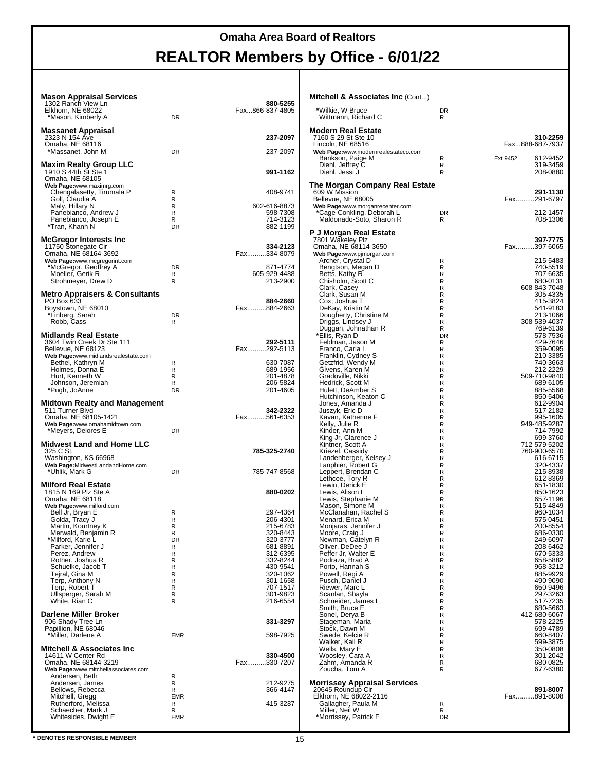# Omaha Area Board of Realtors

# REALTOR Members by Office - 6/01/22

### Mason Appraisal Services
1302 Ranch View Ln
Elkhorn, NE 68022

| Name | Type | Phone |
|---|---|---|
| | | **880-5255** |
| | | Fax...866-837-4805 |
| *Mason, Kimberly A | DR | |

### Massanet Appraisal
2323 N 154 Ave
Omaha, NE 68116

| Name | Type | Phone |
|---|---|---|
| | | **237-2097** |
| *Massanet, John M | DR | 237-2097 |

### Maxim Realty Group LLC
1910 S 44th St Ste 1
Omaha, NE 68105
Web Page:www.maximrg.com

| Name | Type | Phone |
|---|---|---|
| | | **991-1162** |
| Chengalasetty, Tirumala P | R | 408-9741 |
| Goll, Claudia A | R | |
| Maly, Hillary N | R | 602-616-8873 |
| Panebianco, Andrew J | R | 598-7308 |
| Panebianco, Joseph E | R | 714-3123 |
| *Tran, Khanh N | DR | 882-1199 |

### McGregor Interests Inc
11750 Stonegate Cir
Omaha, NE 68164-3692
Web Page:www.mcgregorint.com

| Name | Type | Phone |
|---|---|---|
| | | **334-2123** |
| | | Fax..........334-8079 |
| *McGregor, Geoffrey A | DR | 871-4774 |
| Moeller, Gerik R | R | 605-929-4488 |
| Strohmeyer, Drew D | R | 213-2900 |

### Metro Appraisers & Consultants
PO Box 633
Boystown, NE 68010

| Name | Type | Phone |
|---|---|---|
| | | **884-2660** |
| | | Fax..........884-2663 |
| *Linberg, Sarah | DR | |
| Robb, Cass | R | |

### Midlands Real Estate
3604 Twin Creek Dr Ste 111
Bellevue, NE 68123
Web Page:www.midlandsrealestate.com

| Name | Type | Phone |
|---|---|---|
| | | **292-5111** |
| | | Fax..........292-5113 |
| Bethel, Kathryn M | R | 630-7087 |
| Holmes, Donna E | R | 689-1956 |
| Hurt, Kenneth W | R | 201-4878 |
| Johnson, Jeremiah | R | 206-5824 |
| *Pugh, JoAnne | DR | 201-4605 |

### Midtown Realty and Management
511 Turner Blvd
Omaha, NE 68105-1421
Web Page:www.omahamidtown.com

| Name | Type | Phone |
|---|---|---|
| | | **342-2322** |
| | | Fax..........561-6353 |
| *Meyers, Delores E | DR | |

### Midwest Land and Home LLC
325 C St.
Washington, KS 66968
Web Page:MidwestLandandHome.com

| Name | Type | Phone |
|---|---|---|
| | | **785-325-2740** |
| *Uhlik, Mark G | DR | 785-747-8568 |

### Milford Real Estate
1815 N 169 Plz Ste A
Omaha, NE 68118
Web Page:www.milford.com

| Name | Type | Phone |
|---|---|---|
| | | **880-0202** |
| Bell Jr, Bryan E | R | 297-4364 |
| Golda, Tracy J | R | 206-4301 |
| Martin, Kourtney K | R | 215-6783 |
| Merwald, Benjamin R | R | 320-8443 |
| *Milford, Karie L | DR | 320-3777 |
| Parker, Jennifer J | R | 681-8891 |
| Perez, Andrew | R | 312-6395 |
| Rother, Joshua R | R | 332-8244 |
| Schuelke, Jacob T | R | 430-9541 |
| Tejral, Gina M | R | 320-1062 |
| Terp, Anthony N | R | 301-1658 |
| Terp, Robert T | R | 707-1517 |
| Ullsperger, Sarah M | R | 301-9823 |
| White, Rian C | R | 216-6554 |

### Darlene Miller Broker
906 Shady Tree Ln
Papillion, NE 68046

| Name | Type | Phone |
|---|---|---|
| | | **331-3297** |
| *Miller, Darlene A | EMR | 598-7925 |

### Mitchell & Associates Inc
14611 W Center Rd
Omaha, NE 68144-3219
Web Page:www.mitchellassociates.com

| Name | Type | Phone |
|---|---|---|
| | | **330-4500** |
| | | Fax..........330-7207 |
| Andersen, Beth | R | |
| Andersen, James | R | 212-9275 |
| Bellows, Rebecca | R | 366-4147 |
| Mitchell, Gregg | EMR | |
| Rutherford, Melissa | R | 415-3287 |
| Schaecher, Mark J | R | |
| Whitesides, Dwight E | EMR | |

### Mitchell & Associates Inc (Cont...)

| Name | Type | Phone |
|---|---|---|
| *Wilkie, W Bruce | DR | |
| Wittmann, Richard C | R | |

### Modern Real Estate
7160 S 29 St Ste 10
Lincoln, NE 68516
Web Page:www.modernrealestateco.com

| Name | Type | Phone |
|---|---|---|
| | | **310-2259** |
| | | Fax...888-687-7937 |
| Bankson, Paige M | R | Ext 9452 612-9452 |
| Diehl, Jeffrey C | R | 319-3459 |
| Diehl, Jessi J | R | 208-0880 |

### The Morgan Company Real Estate
609 W Mission
Bellevue, NE 68005
Web Page:www.morganrecenter.com

| Name | Type | Phone |
|---|---|---|
| | | **291-1130** |
| | | Fax..........291-6797 |
| *Cage-Conkling, Deborah L | DR | 212-1457 |
| Maldonado-Soto, Sharon R | R | 708-1306 |

### P J Morgan Real Estate
7801 Wakeley Plz
Omaha, NE 68114-3650
Web Page:www.pjmorgan.com

| Name | Type | Phone |
|---|---|---|
| | | **397-7775** |
| | | Fax..........397-6065 |
| Archer, Crystal D | R | 215-5483 |
| Bengtson, Megan D | R | 740-5519 |
| Betts, Kathy R | R | 707-6635 |
| Chisholm, Scott C | R | 680-0131 |
| Clark, Casey | R | 608-843-7048 |
| Clark, Susan M | R | 305-4335 |
| Cox, Joshua T | R | 415-3824 |
| DeKay, Kristin M | R | 541-9183 |
| Dougherty, Christine M | R | 213-1066 |
| Driggs, Lindsey J | R | 308-539-4037 |
| Duggan, Johnathan R | R | 769-6139 |
| *Ellis, Ryan D | DR | 578-7536 |
| Feldman, Jason M | R | 429-7646 |
| Franco, Carla L | R | 359-0095 |
| Franklin, Cydney S | R | 210-3385 |
| Getzfrid, Wendy M | R | 740-3663 |
| Givens, Karen M | R | 212-2229 |
| Gradoville, Nikki | R | 509-710-9840 |
| Hedrick, Scott M | R | 689-6105 |
| Hulett, DeAmber S | R | 885-5568 |
| Hutchinson, Keaton C | R | 850-5406 |
| Jones, Amanda J | R | 612-9904 |
| Juszyk, Eric D | R | 517-2182 |
| Kavan, Katherine F | R | 995-1605 |
| Kelly, Julie R | R | 949-485-9287 |
| Kinder, Ann M | R | 714-7992 |
| King Jr, Clarence J | R | 699-3760 |
| Kintner, Scott A | R | 712-579-5202 |
| Kriezel, Cassidy | R | 760-900-6570 |
| Landenberger, Kelsey J | R | 616-6715 |
| Lanphier, Robert G | R | 320-4337 |
| Leppert, Brendan C | R | 215-8938 |
| Lethcoe, Tory R | R | 612-8369 |
| Lewin, Derick E | R | 651-1830 |
| Lewis, Alison L | R | 850-1623 |
| Lewis, Stephanie M | R | 657-1196 |
| Mason, Simone M | R | 515-4849 |
| McClanahan, Rachel S | R | 960-1034 |
| Menard, Erica M | R | 575-0451 |
| Monjaras, Jennifer J | R | 200-8554 |
| Moore, Craig J | R | 686-0330 |
| Newman, Catelyn R | R | 249-6097 |
| Oliver, DeDee J | R | 208-6462 |
| Peffer Jr, Walter E | R | 670-5333 |
| Podraza, Brad A | R | 658-5882 |
| Porto, Hannah S | R | 968-3212 |
| Powell, Regi A | R | 885-9929 |
| Pusch, Daniel J | R | 490-9090 |
| Riewer, Marc L | R | 650-9496 |
| Scanlan, Shayla | R | 297-3263 |
| Schneider, James L | R | 517-7235 |
| Smith, Bruce E | R | 680-5663 |
| Sonel, Derya B | R | 412-680-6067 |
| Stageman, Maria | R | 578-2225 |
| Stock, Dawn M | R | 699-4789 |
| Swede, Kelcie R | R | 660-8407 |
| Walker, Kail R | R | 599-3875 |
| Wells, Mary E | R | 350-0808 |
| Woosley, Cara A | R | 301-2042 |
| Zahm, Amanda R | R | 680-0825 |
| Zoucha, Tom A | R | 677-6380 |

### Morrissey Appraisal Services
20645 Roundup Cir
Elkhorn, NE 68022-2116

| Name | Type | Phone |
|---|---|---|
| | | **891-8007** |
| | | Fax..........891-8008 |
| Gallagher, Paula M | R | |
| Miller, Neil W | R | |
| *Morrissey, Patrick E | DR | |

**\* DENOTES RESPONSIBLE MEMBER**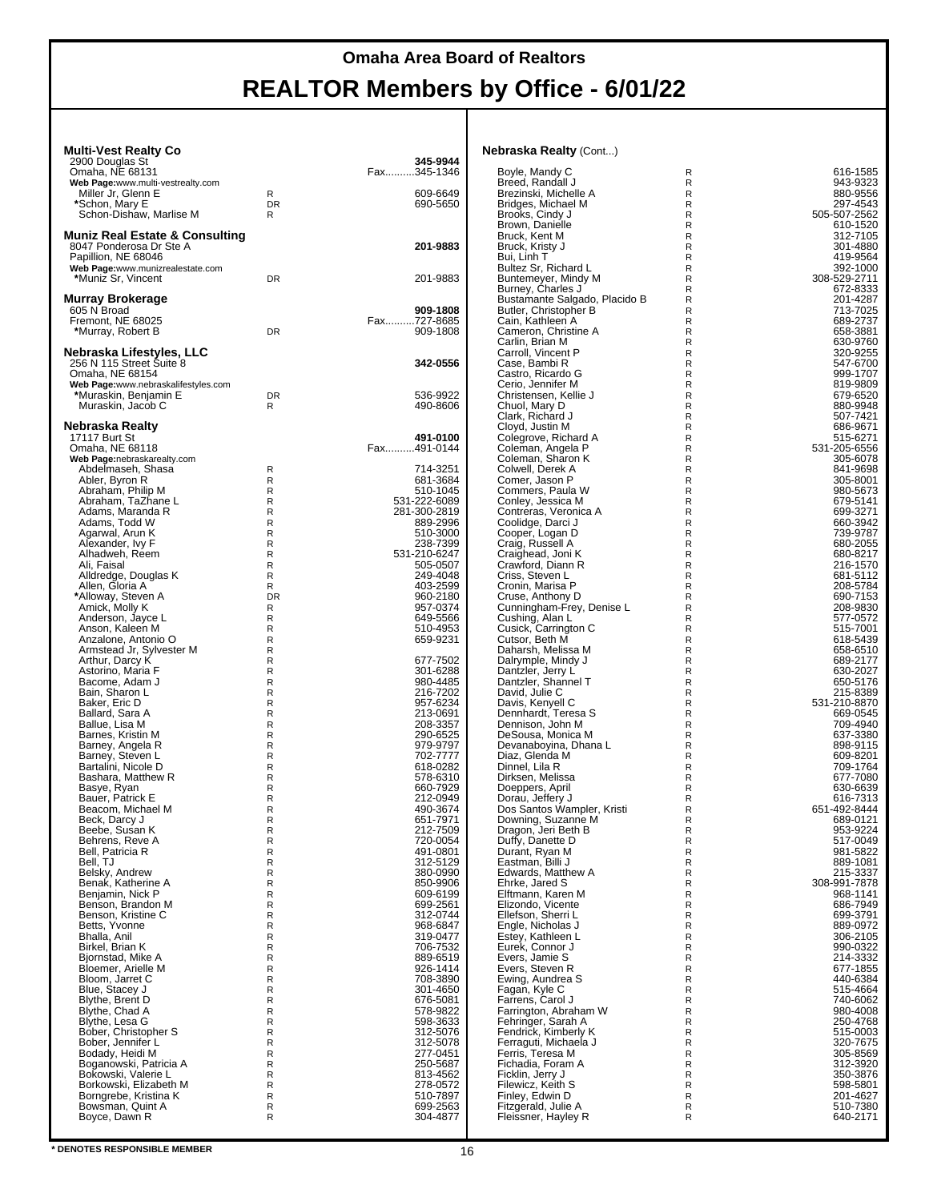# Omaha Area Board of Realtors

# REALTOR Members by Office - 6/01/22

### Multi-Vest Realty Co

2900 Douglas St — **345-9944**
Omaha, NE 68131 — Fax..........345-1346
**Web Page:**www.multi-vestrealty.com

| Name | Type | Phone |
|---|---|---|
| Miller Jr, Glenn E | R | 609-6649 |
| *Schon, Mary E | DR | 690-5650 |
| Schon-Dishaw, Marlise M | R | |

### Muniz Real Estate & Consulting

8047 Ponderosa Dr Ste A — **201-9883**
Papillion, NE 68046
**Web Page:**www.munizrealestate.com

| Name | Type | Phone |
|---|---|---|
| *Muniz Sr, Vincent | DR | 201-9883 |

### Murray Brokerage

605 N Broad — **909-1808**
Fremont, NE 68025 — Fax..........727-8685

| Name | Type | Phone |
|---|---|---|
| *Murray, Robert B | DR | 909-1808 |

### Nebraska Lifestyles, LLC

256 N 115 Street Suite 8 — **342-0556**
Omaha, NE 68154
**Web Page:**www.nebraskalifestyles.com

| Name | Type | Phone |
|---|---|---|
| *Muraskin, Benjamin E | DR | 536-9922 |
| Muraskin, Jacob C | R | 490-8606 |

### Nebraska Realty

17117 Burt St — **491-0100**
Omaha, NE 68118 — Fax..........491-0144
**Web Page:**nebraskarealty.com

| Name | Type | Phone |
|---|---|---|
| Abdelmaseh, Shasa | R | 714-3251 |
| Abler, Byron R | R | 681-3684 |
| Abraham, Philip M | R | 510-1045 |
| Abraham, TaZhane L | R | 531-222-6089 |
| Adams, Maranda R | R | 281-300-2819 |
| Adams, Todd W | R | 889-2996 |
| Agarwal, Arun K | R | 510-3000 |
| Alexander, Ivy F | R | 238-7399 |
| Alhadweh, Reem | R | 531-210-6247 |
| Ali, Faisal | R | 505-0507 |
| Alldredge, Douglas K | R | 249-4048 |
| Allen, Gloria A | R | 403-2599 |
| *Alloway, Steven A | DR | 960-2180 |
| Amick, Molly K | R | 957-0374 |
| Anderson, Jayce L | R | 649-5566 |
| Anson, Kaleen M | R | 510-4953 |
| Anzalone, Antonio O | R | 659-9231 |
| Armstead Jr, Sylvester M | R | |
| Arthur, Darcy K | R | 677-7502 |
| Astorino, Maria F | R | 301-6288 |
| Bacome, Adam J | R | 980-4485 |
| Bain, Sharon L | R | 216-7202 |
| Baker, Eric D | R | 957-6234 |
| Ballard, Sara A | R | 213-0691 |
| Ballue, Lisa M | R | 208-3357 |
| Barnes, Kristin M | R | 290-6525 |
| Barney, Angela R | R | 979-9797 |
| Barney, Steven L | R | 702-7777 |
| Bartalini, Nicole D | R | 618-0282 |
| Bashara, Matthew R | R | 578-6310 |
| Basye, Ryan | R | 660-7929 |
| Bauer, Patrick E | R | 212-0949 |
| Beacom, Michael M | R | 490-3674 |
| Beck, Darcy J | R | 651-7971 |
| Beebe, Susan K | R | 212-7509 |
| Behrens, Reve A | R | 720-0054 |
| Bell, Patricia R | R | 491-0801 |
| Bell, TJ | R | 312-5129 |
| Belsky, Andrew | R | 380-0990 |
| Benak, Katherine A | R | 850-9906 |
| Benjamin, Nick P | R | 609-6199 |
| Benson, Brandon M | R | 699-2561 |
| Benson, Kristine C | R | 312-0744 |
| Betts, Yvonne | R | 968-6847 |
| Bhalla, Anil | R | 319-0477 |
| Birkel, Brian K | R | 706-7532 |
| Bjornstad, Mike A | R | 889-6519 |
| Bloemer, Arielle M | R | 926-1414 |
| Bloom, Jarret C | R | 708-3890 |
| Blue, Stacey J | R | 301-4650 |
| Blythe, Brent D | R | 676-5081 |
| Blythe, Chad A | R | 578-9822 |
| Blythe, Lesa G | R | 598-3633 |
| Bober, Christopher S | R | 312-5076 |
| Bober, Jennifer L | R | 312-5078 |
| Bodady, Heidi M | R | 277-0451 |
| Boganowski, Patricia A | R | 250-5687 |
| Bokowski, Valerie L | R | 813-4562 |
| Borkowski, Elizabeth M | R | 278-0572 |
| Borngrebe, Kristina K | R | 510-7897 |
| Bowsman, Quint A | R | 699-2563 |
| Boyce, Dawn R | R | 304-4877 |

### Nebraska Realty (Cont...)

| Name | Type | Phone |
|---|---|---|
| Boyle, Mandy C | R | 616-1585 |
| Breed, Randall J | R | 943-9323 |
| Brezinski, Michelle A | R | 880-9556 |
| Bridges, Michael M | R | 297-4543 |
| Brooks, Cindy J | R | 505-507-2562 |
| Brown, Danielle | R | 610-1520 |
| Bruck, Kent M | R | 312-7105 |
| Bruck, Kristy J | R | 301-4880 |
| Bui, Linh T | R | 419-9564 |
| Bultez Sr, Richard L | R | 392-1000 |
| Buntemeyer, Mindy M | R | 308-529-2711 |
| Burney, Charles J | R | 672-8333 |
| Bustamante Salgado, Placido B | R | 201-4287 |
| Butler, Christopher B | R | 713-7025 |
| Cain, Kathleen A | R | 689-2737 |
| Cameron, Christine A | R | 658-3881 |
| Carlin, Brian M | R | 630-9760 |
| Carroll, Vincent P | R | 320-9255 |
| Case, Bambi R | R | 547-6700 |
| Castro, Ricardo G | R | 999-1707 |
| Cerio, Jennifer M | R | 819-9809 |
| Christensen, Kellie J | R | 679-6520 |
| Chuol, Mary D | R | 880-9948 |
| Clark, Richard J | R | 507-7421 |
| Cloyd, Justin M | R | 686-9671 |
| Colegrove, Richard A | R | 515-6271 |
| Coleman, Angela P | R | 531-205-6556 |
| Coleman, Sharon K | R | 305-6078 |
| Colwell, Derek A | R | 841-9698 |
| Comer, Jason P | R | 305-8001 |
| Commers, Paula W | R | 980-5673 |
| Conley, Jessica M | R | 679-5141 |
| Contreras, Veronica A | R | 699-3271 |
| Coolidge, Darci J | R | 660-3942 |
| Cooper, Logan D | R | 739-9787 |
| Craig, Russell A | R | 680-2055 |
| Craighead, Joni K | R | 680-8217 |
| Crawford, Diann R | R | 216-1570 |
| Criss, Steven L | R | 681-5112 |
| Cronin, Marisa P | R | 208-5784 |
| Cruse, Anthony D | R | 690-7153 |
| Cunningham-Frey, Denise L | R | 208-9830 |
| Cushing, Alan L | R | 577-0572 |
| Cusick, Carrington C | R | 515-7001 |
| Cutsor, Beth M | R | 618-5439 |
| Daharsh, Melissa M | R | 658-6510 |
| Dalrymple, Mindy J | R | 689-2177 |
| Dantzler, Jerry L | R | 630-2027 |
| Dantzler, Shannel T | R | 650-5176 |
| David, Julie C | R | 215-8389 |
| Davis, Kenyell C | R | 531-210-8870 |
| Dennhardt, Teresa S | R | 669-0545 |
| Dennison, John M | R | 709-4940 |
| DeSousa, Monica M | R | 637-3380 |
| Devanaboyina, Dhana L | R | 898-9115 |
| Diaz, Glenda M | R | 609-8201 |
| Dinnel, Lila R | R | 709-1764 |
| Dirksen, Melissa | R | 677-7080 |
| Doeppers, April | R | 630-6639 |
| Dorau, Jeffery J | R | 616-7313 |
| Dos Santos Wampler, Kristi | R | 651-492-8444 |
| Downing, Suzanne M | R | 689-0121 |
| Dragon, Jeri Beth B | R | 953-9224 |
| Duffy, Danette D | R | 517-0049 |
| Durant, Ryan M | R | 981-5822 |
| Eastman, Billi J | R | 889-1081 |
| Edwards, Matthew A | R | 215-3337 |
| Ehrke, Jared S | R | 308-991-7878 |
| Elftmann, Karen M | R | 968-1141 |
| Elizondo, Vicente | R | 686-7949 |
| Ellefson, Sherri L | R | 699-3791 |
| Engle, Nicholas J | R | 889-0972 |
| Estey, Kathleen L | R | 306-2105 |
| Eurek, Connor J | R | 990-0322 |
| Evers, Jamie S | R | 214-3332 |
| Evers, Steven R | R | 677-1855 |
| Ewing, Aundrea S | R | 440-6384 |
| Fagan, Kyle C | R | 515-4664 |
| Farrens, Carol J | R | 740-6062 |
| Farrington, Abraham W | R | 980-4008 |
| Fehringer, Sarah A | R | 250-4768 |
| Fendrick, Kimberly K | R | 515-0003 |
| Ferraguti, Michaela J | R | 320-7675 |
| Ferris, Teresa M | R | 305-8569 |
| Fichadia, Foram A | R | 312-3920 |
| Ficklin, Jerry J | R | 350-3876 |
| Filewicz, Keith S | R | 598-5801 |
| Finley, Edwin D | R | 201-4627 |
| Fitzgerald, Julie A | R | 510-7380 |
| Fleissner, Hayley R | R | 640-2171 |

**\* DENOTES RESPONSIBLE MEMBER**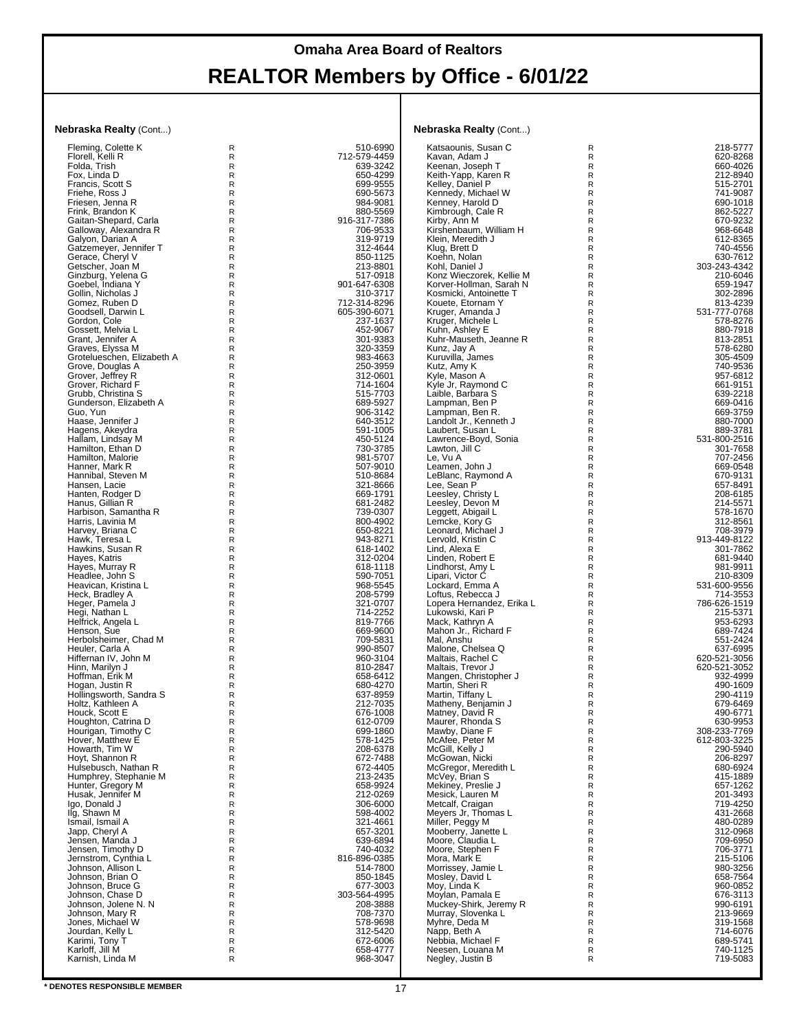# Omaha Area Board of Realtors

# REALTOR Members by Office - 6/01/22

**Nebraska Realty** (Cont...)

| Name | | Phone |
|---|---|---|
| Fleming, Colette K | R | 510-6990 |
| Florell, Kelli R | R | 712-579-4459 |
| Folda, Trish | R | 639-3242 |
| Fox, Linda D | R | 650-4299 |
| Francis, Scott S | R | 699-9555 |
| Friehe, Ross J | R | 690-5673 |
| Friesen, Jenna R | R | 984-9081 |
| Frink, Brandon K | R | 880-5569 |
| Gaitan-Shepard, Carla | R | 916-317-7386 |
| Galloway, Alexandra R | R | 706-9533 |
| Galyon, Darian A | R | 319-9719 |
| Gatzemeyer, Jennifer T | R | 312-4644 |
| Gerace, Cheryl V | R | 850-1125 |
| Getscher, Joan M | R | 213-8801 |
| Ginzburg, Yelena G | R | 517-0918 |
| Goebel, Indiana Y | R | 901-647-6308 |
| Gollin, Nicholas J | R | 310-3717 |
| Gomez, Ruben D | R | 712-314-8296 |
| Goodsell, Darwin L | R | 605-390-6071 |
| Gordon, Cole | R | 237-1637 |
| Gossett, Melvia L | R | 452-9067 |
| Grant, Jennifer A | R | 301-9383 |
| Graves, Elyssa M | R | 320-3359 |
| Grotelueschen, Elizabeth A | R | 983-4663 |
| Grove, Douglas A | R | 250-3959 |
| Grover, Jeffrey R | R | 312-0601 |
| Grover, Richard F | R | 714-1604 |
| Grubb, Christina S | R | 515-7703 |
| Gunderson, Elizabeth A | R | 689-5927 |
| Guo, Yun | R | 906-3142 |
| Haase, Jennifer J | R | 640-3512 |
| Hagens, Akeydra | R | 591-1005 |
| Hallam, Lindsay M | R | 450-5124 |
| Hamilton, Ethan D | R | 730-3785 |
| Hamilton, Malorie | R | 981-5707 |
| Hanner, Mark R | R | 507-9010 |
| Hannibal, Steven M | R | 510-8684 |
| Hansen, Lacie | R | 321-8666 |
| Hanten, Rodger D | R | 669-1791 |
| Hanus, Gillian R | R | 681-2482 |
| Harbison, Samantha R | R | 739-0307 |
| Harris, Lavinia M | R | 800-4902 |
| Harvey, Briana C | R | 650-8221 |
| Hawk, Teresa L | R | 943-8271 |
| Hawkins, Susan R | R | 618-1402 |
| Hayes, Katris | R | 312-0204 |
| Hayes, Murray R | R | 618-1118 |
| Headlee, John S | R | 590-7051 |
| Heavican, Kristina L | R | 968-5545 |
| Heck, Bradley A | R | 208-5799 |
| Heger, Pamela J | R | 321-0707 |
| Hegi, Nathan L | R | 714-2252 |
| Helfrick, Angela L | R | 819-7766 |
| Henson, Sue | R | 669-9600 |
| Herbolsheimer, Chad M | R | 709-5831 |
| Heuler, Carla A | R | 990-8507 |
| Hiffernan IV, John M | R | 960-3104 |
| Hinn, Marilyn J | R | 810-2847 |
| Hoffman, Erik M | R | 658-6412 |
| Hogan, Justin R | R | 680-4270 |
| Hollingsworth, Sandra S | R | 637-8959 |
| Holtz, Kathleen A | R | 212-7035 |
| Houck, Scott E | R | 676-1008 |
| Houghton, Catrina D | R | 612-0709 |
| Hourigan, Timothy C | R | 699-1860 |
| Hover, Matthew E | R | 578-1425 |
| Howarth, Tim W | R | 208-6378 |
| Hoyt, Shannon R | R | 672-7488 |
| Hulsebusch, Nathan R | R | 672-4405 |
| Humphrey, Stephanie M | R | 213-2435 |
| Hunter, Gregory M | R | 658-9924 |
| Husak, Jennifer M | R | 212-0269 |
| Igo, Donald J | R | 306-6000 |
| Ilg, Shawn M | R | 598-4002 |
| Ismail, Ismail A | R | 321-4661 |
| Japp, Cheryl A | R | 657-3201 |
| Jensen, Manda J | R | 639-6894 |
| Jensen, Timothy D | R | 740-4032 |
| Jernstrom, Cynthia L | R | 816-896-0385 |
| Johnson, Allison L | R | 514-7800 |
| Johnson, Brian O | R | 850-1845 |
| Johnson, Bruce G | R | 677-3003 |
| Johnson, Chase D | R | 303-564-4995 |
| Johnson, Jolene N. N | R | 208-3888 |
| Johnson, Mary R | R | 708-7370 |
| Jones, Michael W | R | 578-9698 |
| Jourdan, Kelly L | R | 312-5420 |
| Karimi, Tony T | R | 672-6006 |
| Karloff, Jill M | R | 658-4777 |
| Karnish, Linda M | R | 968-3047 |

**Nebraska Realty** (Cont...)

| Name | | Phone |
|---|---|---|
| Katsaounis, Susan C | R | 218-5777 |
| Kavan, Adam J | R | 620-8268 |
| Keenan, Joseph T | R | 660-4026 |
| Keith-Yapp, Karen R | R | 212-8940 |
| Kelley, Daniel P | R | 515-2701 |
| Kennedy, Michael W | R | 741-9087 |
| Kenney, Harold D | R | 690-1018 |
| Kimbrough, Cale R | R | 862-5227 |
| Kirby, Ann M | R | 670-9232 |
| Kirshenbaum, William H | R | 968-6648 |
| Klein, Meredith J | R | 612-8365 |
| Klug, Brett D | R | 740-4556 |
| Koehn, Nolan | R | 630-7612 |
| Kohl, Daniel J | R | 303-243-4342 |
| Konz Wieczorek, Kellie M | R | 210-6046 |
| Korver-Hollman, Sarah N | R | 659-1947 |
| Kosmicki, Antoinette T | R | 302-2896 |
| Kouete, Etornam Y | R | 813-4239 |
| Kruger, Amanda J | R | 531-777-0768 |
| Kruger, Michele L | R | 578-8276 |
| Kuhn, Ashley E | R | 880-7918 |
| Kuhr-Mauseth, Jeanne R | R | 813-2851 |
| Kunz, Jay A | R | 578-6280 |
| Kuruvilla, James | R | 305-4509 |
| Kutz, Amy K | R | 740-9536 |
| Kyle, Mason A | R | 957-6812 |
| Kyle Jr, Raymond C | R | 661-9151 |
| Laible, Barbara S | R | 639-2218 |
| Lampman, Ben P | R | 669-0416 |
| Lampman, Ben R. | R | 669-3759 |
| Landolt Jr., Kenneth J | R | 880-7000 |
| Laubert, Susan L | R | 889-3781 |
| Lawrence-Boyd, Sonia | R | 531-800-2516 |
| Lawton, Jill C | R | 301-7658 |
| Le, Vu A | R | 707-2456 |
| Leamen, John J | R | 669-0548 |
| LeBlanc, Raymond A | R | 670-9131 |
| Lee, Sean P | R | 657-8491 |
| Leesley, Christy L | R | 208-6185 |
| Leesley, Devon M | R | 214-5571 |
| Leggett, Abigail L | R | 578-1670 |
| Lemcke, Kory G | R | 312-8561 |
| Leonard, Michael J | R | 708-3979 |
| Lervold, Kristin C | R | 913-449-8122 |
| Lind, Alexa E | R | 301-7862 |
| Linden, Robert E | R | 681-9440 |
| Lindhorst, Amy L | R | 981-9911 |
| Lipari, Victor C | R | 210-8309 |
| Lockard, Emma A | R | 531-600-9556 |
| Loftus, Rebecca J | R | 714-3553 |
| Lopera Hernandez, Erika L | R | 786-626-1519 |
| Lukowski, Kari P | R | 215-5371 |
| Mack, Kathryn A | R | 953-6293 |
| Mahon Jr., Richard F | R | 689-7424 |
| Mal, Anshu | R | 551-2424 |
| Malone, Chelsea Q | R | 637-6995 |
| Maltais, Rachel C | R | 620-521-3056 |
| Maltais, Trevor J | R | 620-521-3052 |
| Mangen, Christopher J | R | 932-4999 |
| Martin, Sheri R | R | 490-1609 |
| Martin, Tiffany L | R | 290-4119 |
| Matheny, Benjamin J | R | 679-6469 |
| Matney, David R | R | 490-6771 |
| Maurer, Rhonda S | R | 630-9953 |
| Mawby, Diane F | R | 308-233-7769 |
| McAfee, Peter M | R | 612-803-3225 |
| McGill, Kelly J | R | 290-5940 |
| McGowan, Nicki | R | 206-8297 |
| McGregor, Meredith L | R | 680-6924 |
| McVey, Brian S | R | 415-1889 |
| Mekiney, Preslie J | R | 657-1262 |
| Mesick, Lauren M | R | 201-3493 |
| Metcalf, Craigan | R | 719-4250 |
| Meyers Jr, Thomas L | R | 431-2668 |
| Miller, Peggy M | R | 480-0289 |
| Mooberry, Janette L | R | 312-0968 |
| Moore, Claudia L | R | 709-6950 |
| Moore, Stephen F | R | 706-3771 |
| Mora, Mark E | R | 215-5106 |
| Morrissey, Jamie L | R | 980-3256 |
| Mosley, David L | R | 658-7564 |
| Moy, Linda K | R | 960-0852 |
| Moylan, Pamala E | R | 676-3113 |
| Muckey-Shirk, Jeremy R | R | 990-6191 |
| Murray, Slovenka L | R | 213-9669 |
| Myhre, Deda M | R | 319-1568 |
| Napp, Beth A | R | 714-6076 |
| Nebbia, Michael F | R | 689-5741 |
| Neesen, Louana M | R | 740-1125 |
| Negley, Justin B | R | 719-5083 |

**\* DENOTES RESPONSIBLE MEMBER**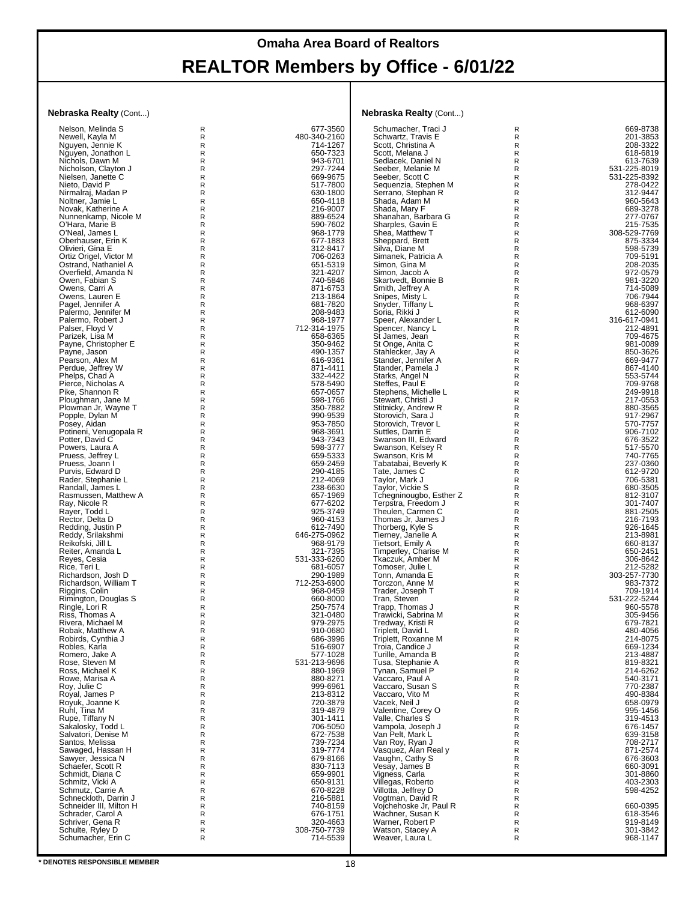# Omaha Area Board of Realtors

# REALTOR Members by Office - 6/01/22

**Nebraska Realty** (Cont...)

| Name | Type | Phone |
|---|---|---|
| Nelson, Melinda S | R | 677-3560 |
| Newell, Kayla M | R | 480-340-2160 |
| Nguyen, Jennie K | R | 714-1267 |
| Nguyen, Jonathon L | R | 650-7323 |
| Nichols, Dawn M | R | 943-6701 |
| Nicholson, Clayton J | R | 297-7244 |
| Nielsen, Janette C | R | 669-9675 |
| Nieto, David P | R | 517-7800 |
| Nirmalraj, Madan P | R | 630-1800 |
| Noltner, Jamie L | R | 650-4118 |
| Novak, Katherine A | R | 216-9007 |
| Nunnenkamp, Nicole M | R | 889-6524 |
| O'Hara, Marie B | R | 590-7602 |
| O'Neal, James L | R | 968-1779 |
| Oberhauser, Erin K | R | 677-1883 |
| Olivieri, Gina E | R | 312-8417 |
| Ortiz Origel, Victor M | R | 706-0263 |
| Ostrand, Nathaniel A | R | 651-5319 |
| Overfield, Amanda N | R | 321-4207 |
| Owen, Fabian S | R | 740-5846 |
| Owens, Carri A | R | 871-6753 |
| Owens, Lauren E | R | 213-1864 |
| Pagel, Jennifer A | R | 681-7820 |
| Palermo, Jennifer M | R | 208-9483 |
| Palermo, Robert J | R | 968-1977 |
| Palser, Floyd V | R | 712-314-1975 |
| Parizek, Lisa M | R | 658-6365 |
| Payne, Christopher E | R | 350-9462 |
| Payne, Jason | R | 490-1357 |
| Pearson, Alex M | R | 616-9361 |
| Perdue, Jeffrey W | R | 871-4411 |
| Phelps, Chad A | R | 332-4422 |
| Pierce, Nicholas A | R | 578-5490 |
| Pike, Shannon R | R | 657-0657 |
| Ploughman, Jane M | R | 598-1766 |
| Plowman Jr, Wayne T | R | 350-7882 |
| Popple, Dylan M | R | 990-9539 |
| Posey, Aidan | R | 953-7850 |
| Potineni, Venugopala R | R | 968-3691 |
| Potter, David C | R | 943-7343 |
| Powers, Laura A | R | 598-3777 |
| Pruess, Jeffrey L | R | 659-5333 |
| Pruess, Joann I | R | 659-2459 |
| Purvis, Edward D | R | 290-4185 |
| Rader, Stephanie L | R | 212-4069 |
| Randall, James L | R | 238-6630 |
| Rasmussen, Matthew A | R | 657-1969 |
| Ray, Nicole R | R | 677-6202 |
| Rayer, Todd L | R | 925-3749 |
| Rector, Delta D | R | 960-4153 |
| Redding, Justin P | R | 612-7490 |
| Reddy, Srilakshmi | R | 646-275-0962 |
| Reikofski, Jill L | R | 968-9179 |
| Reiter, Amanda L | R | 321-7395 |
| Reyes, Cesia | R | 531-333-6260 |
| Rice, Teri L | R | 681-6057 |
| Richardson, Josh D | R | 290-1989 |
| Richardson, William T | R | 712-253-6900 |
| Riggins, Colin | R | 968-0459 |
| Rimington, Douglas S | R | 660-8000 |
| Ringle, Lori R | R | 250-7574 |
| Riss, Thomas A | R | 321-0480 |
| Rivera, Michael M | R | 979-2975 |
| Robak, Matthew A | R | 910-0680 |
| Robirds, Cynthia J | R | 686-3996 |
| Robles, Karla | R | 516-6907 |
| Romero, Jake A | R | 577-1028 |
| Rose, Steven M | R | 531-213-9696 |
| Ross, Michael K | R | 880-1969 |
| Rowe, Marisa A | R | 880-8271 |
| Roy, Julie C | R | 999-6961 |
| Royal, James P | R | 213-8312 |
| Royuk, Joanne K | R | 720-3879 |
| Ruhl, Tina M | R | 319-4879 |
| Rupe, Tiffany N | R | 301-1411 |
| Sakalosky, Todd L | R | 706-5050 |
| Salvatori, Denise M | R | 672-7538 |
| Santos, Melissa | R | 739-7234 |
| Sawaged, Hassan H | R | 319-7774 |
| Sawyer, Jessica N | R | 679-8166 |
| Schaefer, Scott R | R | 830-7113 |
| Schmidt, Diana C | R | 659-9901 |
| Schmitz, Vicki A | R | 650-9131 |
| Schmutz, Carrie A | R | 670-8228 |
| Schneckloth, Darrin J | R | 216-5881 |
| Schneider III, Milton H | R | 740-8159 |
| Schrader, Carol A | R | 676-1751 |
| Schriver, Gena R | R | 320-4663 |
| Schulte, Ryley D | R | 308-750-7739 |
| Schumacher, Erin C | R | 714-5539 |

**Nebraska Realty** (Cont...)

| Name | Type | Phone |
|---|---|---|
| Schumacher, Traci J | R | 669-8738 |
| Schwartz, Travis E | R | 201-3853 |
| Scott, Christina A | R | 208-3322 |
| Scott, Melana J | R | 618-6819 |
| Sedlacek, Daniel N | R | 613-7639 |
| Seeber, Melanie M | R | 531-225-8019 |
| Seeber, Scott C | R | 531-225-8392 |
| Sequenzia, Stephen M | R | 278-0422 |
| Serrano, Stephan R | R | 312-9447 |
| Shada, Adam M | R | 960-5643 |
| Shada, Mary F | R | 689-3278 |
| Shanahan, Barbara G | R | 277-0767 |
| Sharples, Gavin E | R | 215-7535 |
| Shea, Matthew T | R | 308-529-7769 |
| Sheppard, Brett | R | 875-3334 |
| Silva, Diane M | R | 598-5739 |
| Simanek, Patricia A | R | 709-5191 |
| Simon, Gina M | R | 208-2035 |
| Simon, Jacob A | R | 972-0579 |
| Skartvedt, Bonnie B | R | 981-3220 |
| Smith, Jeffrey A | R | 714-5089 |
| Snipes, Misty L | R | 706-7944 |
| Snyder, Tiffany L | R | 968-6397 |
| Soria, Rikki J | R | 612-6090 |
| Speer, Alexander L | R | 316-617-0941 |
| Spencer, Nancy L | R | 212-4891 |
| St James, Jean | R | 709-4675 |
| St Onge, Anita C | R | 981-0089 |
| Stahlecker, Jay A | R | 850-3626 |
| Stander, Jennifer A | R | 669-9477 |
| Stander, Pamela J | R | 867-4140 |
| Starks, Angel N | R | 553-5744 |
| Steffes, Paul E | R | 709-9768 |
| Stephens, Michelle L | R | 249-9918 |
| Stewart, Christi J | R | 217-0553 |
| Stitnicky, Andrew R | R | 880-3565 |
| Storovich, Sara J | R | 917-2967 |
| Storovich, Trevor L | R | 570-7757 |
| Suttles, Darrin E | R | 906-7102 |
| Swanson III, Edward | R | 676-3522 |
| Swanson, Kelsey R | R | 517-5570 |
| Swanson, Kris M | R | 740-7765 |
| Tabatabai, Beverly K | R | 237-0360 |
| Tate, James C | R | 612-9720 |
| Taylor, Mark J | R | 706-5381 |
| Taylor, Vickie S | R | 680-3505 |
| Tchegninougbo, Esther Z | R | 812-3107 |
| Terpstra, Freedom J | R | 301-7407 |
| Theulen, Carmen C | R | 881-2505 |
| Thomas Jr, James J | R | 216-7193 |
| Thorberg, Kyle S | R | 926-1645 |
| Tierney, Janelle A | R | 213-8981 |
| Tietsort, Emily A | R | 660-8137 |
| Timperley, Charise M | R | 650-2451 |
| Tkaczuk, Amber M | R | 306-8642 |
| Tomoser, Julie L | R | 212-5282 |
| Tonn, Amanda E | R | 303-257-7730 |
| Torczon, Anne M | R | 983-7372 |
| Trader, Joseph T | R | 709-1914 |
| Tran, Steven | R | 531-222-5244 |
| Trapp, Thomas J | R | 960-5578 |
| Trawicki, Sabrina M | R | 305-9456 |
| Tredway, Kristi R | R | 679-7821 |
| Triplett, David L | R | 480-4056 |
| Triplett, Roxanne M | R | 214-8075 |
| Troia, Candice J | R | 669-1234 |
| Turille, Amanda B | R | 213-4887 |
| Tusa, Stephanie A | R | 819-8321 |
| Tynan, Samuel P | R | 214-6262 |
| Vaccaro, Paul A | R | 540-3171 |
| Vaccaro, Susan S | R | 770-2387 |
| Vaccaro, Vito M | R | 490-8384 |
| Vacek, Neil J | R | 658-0979 |
| Valentine, Corey O | R | 995-1456 |
| Valle, Charles S | R | 319-4513 |
| Vampola, Joseph J | R | 676-1457 |
| Van Pelt, Mark L | R | 639-3158 |
| Van Roy, Ryan J | R | 708-2717 |
| Vasquez, Alan Real y | R | 871-2574 |
| Vaughn, Cathy S | R | 676-3603 |
| Vesay, James B | R | 660-3091 |
| Vigness, Carla | R | 301-8860 |
| Villegas, Roberto | R | 403-2303 |
| Villotta, Jeffrey D | R | 598-4252 |
| Vogtman, David R | R | |
| Vojchehoske Jr, Paul R | R | 660-0395 |
| Wachner, Susan K | R | 618-3546 |
| Warner, Robert P | R | 919-8149 |
| Watson, Stacey A | R | 301-3842 |
| Weaver, Laura L | R | 968-1147 |

**\* DENOTES RESPONSIBLE MEMBER**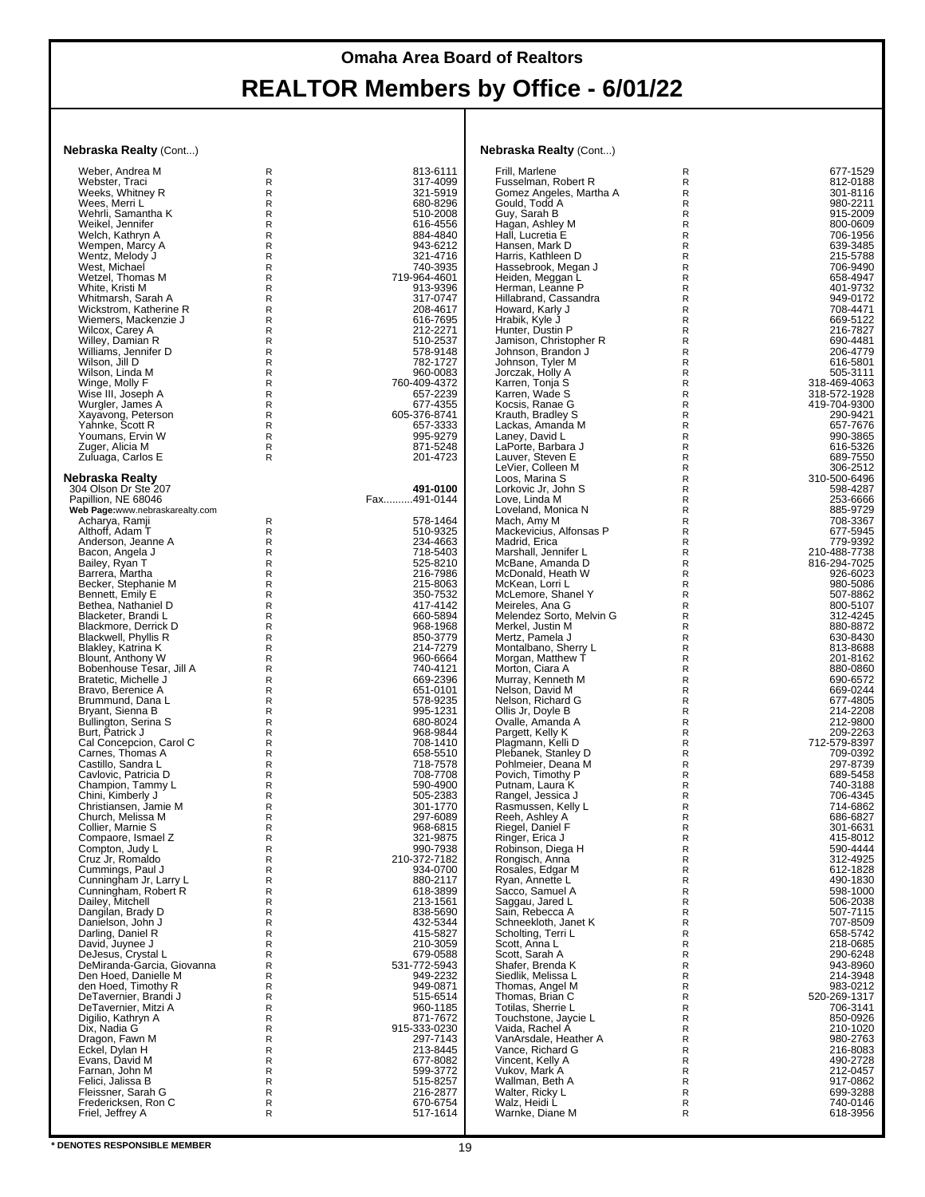# Omaha Area Board of Realtors

# REALTOR Members by Office - 6/01/22

**Nebraska Realty** (Cont...)

| Name | | Phone |
|---|---|---|
| Weber, Andrea M | R | 813-6111 |
| Webster, Traci | R | 317-4099 |
| Weeks, Whitney R | R | 321-5919 |
| Wees, Merri L | R | 680-8296 |
| Wehrli, Samantha K | R | 510-2008 |
| Weikel, Jennifer | R | 616-4556 |
| Welch, Kathryn A | R | 884-4840 |
| Wempen, Marcy A | R | 943-6212 |
| Wentz, Melody J | R | 321-4716 |
| West, Michael | R | 740-3935 |
| Wetzel, Thomas M | R | 719-964-4601 |
| White, Kristi M | R | 913-9396 |
| Whitmarsh, Sarah A | R | 317-0747 |
| Wickstrom, Katherine R | R | 208-4617 |
| Wiemers, Mackenzie J | R | 616-7695 |
| Wilcox, Carey A | R | 212-2271 |
| Willey, Damian R | R | 510-2537 |
| Williams, Jennifer D | R | 578-9148 |
| Wilson, Jill D | R | 782-1727 |
| Wilson, Linda M | R | 960-0083 |
| Winge, Molly F | R | 760-409-4372 |
| Wise III, Joseph A | R | 657-2239 |
| Wurgler, James A | R | 677-4355 |
| Xayavong, Peterson | R | 605-376-8741 |
| Yahnke, Scott R | R | 657-3333 |
| Youmans, Ervin W | R | 995-9279 |
| Zuger, Alicia M | R | 871-5248 |
| Zuluaga, Carlos E | R | 201-4723 |

**Nebraska Realty**
304 Olson Dr Ste 207 — **491-0100**
Papillion, NE 68046 — Fax..........491-0144
**Web Page:**www.nebraskarealty.com

| Name | | Phone |
|---|---|---|
| Acharya, Ramji | R | 578-1464 |
| Althoff, Adam T | R | 510-9325 |
| Anderson, Jeanne A | R | 234-4663 |
| Bacon, Angela J | R | 718-5403 |
| Bailey, Ryan T | R | 525-8210 |
| Barrera, Martha | R | 216-7986 |
| Becker, Stephanie M | R | 215-8063 |
| Bennett, Emily E | R | 350-7532 |
| Bethea, Nathaniel D | R | 417-4142 |
| Blacketer, Brandi L | R | 660-5894 |
| Blackmore, Derrick D | R | 968-1968 |
| Blackwell, Phyllis R | R | 850-3779 |
| Blakley, Katrina K | R | 214-7279 |
| Blount, Anthony W | R | 960-6664 |
| Bobenhouse Tesar, Jill A | R | 740-4121 |
| Bratetic, Michelle J | R | 669-2396 |
| Bravo, Berenice A | R | 651-0101 |
| Brummund, Dana L | R | 578-9235 |
| Bryant, Sienna B | R | 995-1231 |
| Bullington, Serina S | R | 680-8024 |
| Burt, Patrick J | R | 968-9844 |
| Cal Concepcion, Carol C | R | 708-1410 |
| Carnes, Thomas A | R | 658-5510 |
| Castillo, Sandra L | R | 718-7578 |
| Cavlovic, Patricia D | R | 708-7708 |
| Champion, Tammy L | R | 590-4900 |
| Chini, Kimberly J | R | 505-2383 |
| Christiansen, Jamie M | R | 301-1770 |
| Church, Melissa M | R | 297-6089 |
| Collier, Marnie S | R | 968-6815 |
| Compaore, Ismael Z | R | 321-9875 |
| Compton, Judy L | R | 990-7938 |
| Cruz Jr, Romaldo | R | 210-372-7182 |
| Cummings, Paul J | R | 934-0700 |
| Cunningham Jr, Larry L | R | 880-2117 |
| Cunningham, Robert R | R | 618-3899 |
| Dailey, Mitchell | R | 213-1561 |
| Dangilan, Brady D | R | 838-5690 |
| Danielson, John J | R | 432-5344 |
| Darling, Daniel R | R | 415-5827 |
| David, Juynee J | R | 210-3059 |
| DeJesus, Crystal L | R | 679-0588 |
| DeMiranda-Garcia, Giovanna | R | 531-772-5943 |
| Den Hoed, Danielle M | R | 949-2232 |
| den Hoed, Timothy R | R | 949-0871 |
| DeTavernier, Brandi J | R | 515-6514 |
| DeTavernier, Mitzi A | R | 960-1185 |
| Digilio, Kathryn A | R | 871-7672 |
| Dix, Nadia G | R | 915-333-0230 |
| Dragon, Fawn M | R | 297-7143 |
| Eckel, Dylan H | R | 213-8445 |
| Evans, David M | R | 677-8082 |
| Farnan, John M | R | 599-3772 |
| Felici, Jalissa B | R | 515-8257 |
| Fleissner, Sarah G | R | 216-2877 |
| Fredericksen, Ron C | R | 670-6754 |
| Friel, Jeffrey A | R | 517-1614 |

**Nebraska Realty** (Cont...)

| Name | | Phone |
|---|---|---|
| Frill, Marlene | R | 677-1529 |
| Fusselman, Robert R | R | 812-0188 |
| Gomez Angeles, Martha A | R | 301-8116 |
| Gould, Todd A | R | 980-2211 |
| Guy, Sarah B | R | 915-2009 |
| Hagan, Ashley M | R | 800-0609 |
| Hall, Lucretia E | R | 706-1956 |
| Hansen, Mark D | R | 639-3485 |
| Harris, Kathleen D | R | 215-5788 |
| Hassebrook, Megan J | R | 706-9490 |
| Heiden, Meggan L | R | 658-4947 |
| Herman, Leanne P | R | 401-9732 |
| Hillabrand, Cassandra | R | 949-0172 |
| Howard, Karly J | R | 708-4471 |
| Hrabik, Kyle J | R | 669-5122 |
| Hunter, Dustin P | R | 216-7827 |
| Jamison, Christopher R | R | 690-4481 |
| Johnson, Brandon J | R | 206-4779 |
| Johnson, Tyler M | R | 616-5801 |
| Jorczak, Holly A | R | 505-3111 |
| Karren, Tonja S | R | 318-469-4063 |
| Karren, Wade S | R | 318-572-1928 |
| Kocsis, Ranae G | R | 419-704-9300 |
| Krauth, Bradley S | R | 290-9421 |
| Lackas, Amanda M | R | 657-7676 |
| Laney, David L | R | 990-3865 |
| LaPorte, Barbara J | R | 616-5326 |
| Lauver, Steven E | R | 689-7550 |
| LeVier, Colleen M | R | 306-2512 |
| Loos, Marina S | R | 310-500-6496 |
| Lorkovic Jr, John S | R | 598-4287 |
| Love, Linda M | R | 253-6666 |
| Loveland, Monica N | R | 885-9729 |
| Mach, Amy M | R | 708-3367 |
| Mackevicius, Alfonsas P | R | 677-5945 |
| Madrid, Erica | R | 779-9392 |
| Marshall, Jennifer L | R | 210-488-7738 |
| McBane, Amanda D | R | 816-294-7025 |
| McDonald, Heath W | R | 926-6023 |
| McKean, Lorri L | R | 980-5086 |
| McLemore, Shanel Y | R | 507-8862 |
| Meireles, Ana G | R | 800-5107 |
| Melendez Sorto, Melvin G | R | 312-4245 |
| Merkel, Justin M | R | 880-8872 |
| Mertz, Pamela J | R | 630-8430 |
| Montalbano, Sherry L | R | 813-8688 |
| Morgan, Matthew T | R | 201-8162 |
| Morton, Ciara A | R | 880-0860 |
| Murray, Kenneth M | R | 690-6572 |
| Nelson, David M | R | 669-0244 |
| Nelson, Richard G | R | 677-4805 |
| Ollis Jr, Doyle B | R | 214-2208 |
| Ovalle, Amanda A | R | 212-9800 |
| Pargett, Kelly K | R | 209-2263 |
| Plagmann, Kelli D | R | 712-579-8397 |
| Plebanek, Stanley D | R | 709-0392 |
| Pohlmeier, Deana M | R | 297-8739 |
| Povich, Timothy P | R | 689-5458 |
| Putnam, Laura K | R | 740-3188 |
| Rangel, Jessica J | R | 706-4345 |
| Rasmussen, Kelly L | R | 714-6862 |
| Reeh, Ashley A | R | 686-6827 |
| Riegel, Daniel F | R | 301-6631 |
| Ringer, Erica J | R | 415-8012 |
| Robinson, Diega H | R | 590-4444 |
| Rongisch, Anna | R | 312-4925 |
| Rosales, Edgar M | R | 612-1828 |
| Ryan, Annette L | R | 490-1830 |
| Sacco, Samuel A | R | 598-1000 |
| Saggau, Jared L | R | 506-2038 |
| Sain, Rebecca A | R | 507-7115 |
| Schneekloth, Janet K | R | 707-8509 |
| Scholting, Terri L | R | 658-5742 |
| Scott, Anna L | R | 218-0685 |
| Scott, Sarah A | R | 290-6248 |
| Shafer, Brenda K | R | 943-8960 |
| Siedlik, Melissa L | R | 214-3948 |
| Thomas, Angel M | R | 983-0212 |
| Thomas, Brian C | R | 520-269-1317 |
| Totilas, Sherrie L | R | 706-3141 |
| Touchstone, Jaycie L | R | 850-0926 |
| Vaida, Rachel A | R | 210-1020 |
| VanArsdale, Heather A | R | 980-2763 |
| Vance, Richard G | R | 216-8083 |
| Vincent, Kelly A | R | 490-2728 |
| Vukov, Mark A | R | 212-0457 |
| Wallman, Beth A | R | 917-0862 |
| Walter, Ricky L | R | 699-3288 |
| Walz, Heidi L | R | 740-0146 |
| Warnke, Diane M | R | 618-3956 |

**\* DENOTES RESPONSIBLE MEMBER**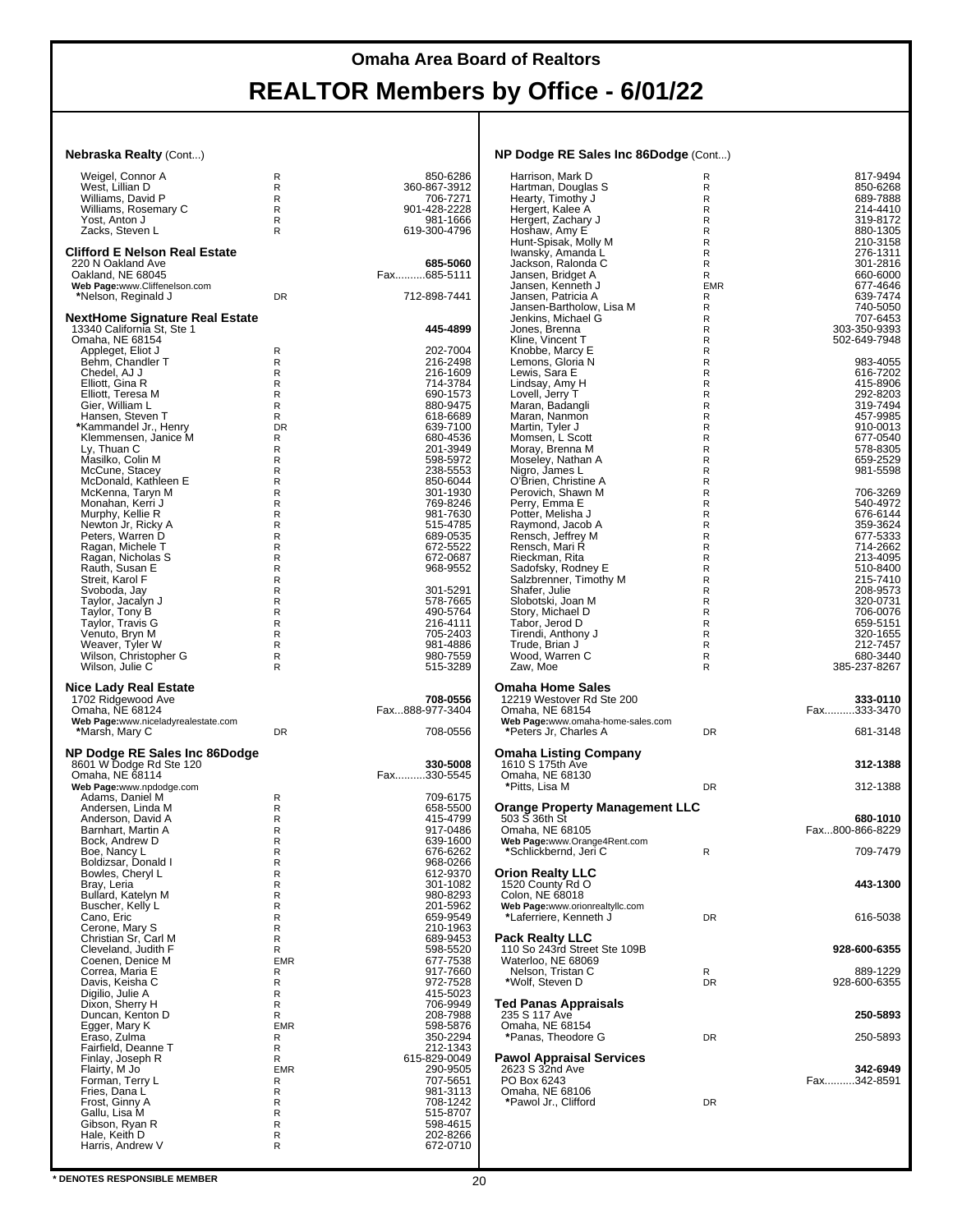## Nebraska Realty (Cont...)

| Name | Type | Phone |
|---|---|---|
| Weigel, Connor A | R | 850-6286 |
| West, Lillian D | R | 360-867-3912 |
| Williams, David P | R | 706-7271 |
| Williams, Rosemary C | R | 901-428-2228 |
| Yost, Anton J | R | 981-1666 |
| Zacks, Steven L | R | 619-300-4796 |

## Clifford E Nelson Real Estate

220 N Oakland Ave — **685-5060**
Oakland, NE 68045 — Fax..........685-5111
Web Page:www.Cliffenelson.com

| Name | Type | Phone |
|---|---|---|
| *Nelson, Reginald J | DR | 712-898-7441 |

## NextHome Signature Real Estate

13340 California St, Ste 1 — **445-4899**
Omaha, NE 68154

| Name | Type | Phone |
|---|---|---|
| Appleget, Eliot J | R | 202-7004 |
| Behm, Chandler T | R | 216-2498 |
| Chedel, AJ J | R | 216-1609 |
| Elliott, Gina R | R | 714-3784 |
| Elliott, Teresa M | R | 690-1573 |
| Gier, William L | R | 880-9475 |
| Hansen, Steven T | R | 618-6689 |
| *Kammandel Jr., Henry | DR | 639-7100 |
| Klemmensen, Janice M | R | 680-4536 |
| Ly, Thuan C | R | 201-3949 |
| Masilko, Colin M | R | 598-5972 |
| McCune, Stacey | R | 238-5553 |
| McDonald, Kathleen E | R | 850-6044 |
| McKenna, Taryn M | R | 301-1930 |
| Monahan, Kerri J | R | 769-8246 |
| Murphy, Kellie R | R | 981-7630 |
| Newton Jr, Ricky A | R | 515-4785 |
| Peters, Warren D | R | 689-0535 |
| Ragan, Michele T | R | 672-5522 |
| Ragan, Nicholas S | R | 672-0687 |
| Rauth, Susan E | R | 968-9552 |
| Streit, Karol F | R | |
| Svoboda, Jay | R | 301-5291 |
| Taylor, Jacalyn J | R | 578-7665 |
| Taylor, Tony B | R | 490-5764 |
| Taylor, Travis G | R | 216-4111 |
| Venuto, Bryn M | R | 705-2403 |
| Weaver, Tyler W | R | 981-4886 |
| Wilson, Christopher G | R | 980-7559 |
| Wilson, Julie C | R | 515-3289 |

## Nice Lady Real Estate

1702 Ridgewood Ave — **708-0556**
Omaha, NE 68124 — Fax...888-977-3404
Web Page:www.niceladyrealestate.com

| Name | Type | Phone |
|---|---|---|
| *Marsh, Mary C | DR | 708-0556 |

## NP Dodge RE Sales Inc 86Dodge

8601 W Dodge Rd Ste 120 — **330-5008**
Omaha, NE 68114 — Fax..........330-5545
Web Page:www.npdodge.com

| Name | Type | Phone |
|---|---|---|
| Adams, Daniel M | R | 709-6175 |
| Andersen, Linda M | R | 658-5500 |
| Anderson, David A | R | 415-4799 |
| Barnhart, Martin A | R | 917-0486 |
| Bock, Andrew D | R | 639-1600 |
| Boe, Nancy L | R | 676-6262 |
| Boldizsar, Donald I | R | 968-0266 |
| Bowles, Cheryl L | R | 612-9370 |
| Bray, Leria | R | 301-1082 |
| Bullard, Katelyn M | R | 980-8293 |
| Buscher, Kelly L | R | 201-5962 |
| Cano, Eric | R | 659-9549 |
| Cerone, Mary S | R | 210-1963 |
| Christian Sr, Carl M | R | 689-9453 |
| Cleveland, Judith F | R | 598-5520 |
| Coenen, Denice M | EMR | 677-7538 |
| Correa, Maria E | R | 917-7660 |
| Davis, Keisha C | R | 972-7528 |
| Digilio, Julie A | R | 415-5023 |
| Dixon, Sherry H | R | 706-9949 |
| Duncan, Kenton D | R | 208-7988 |
| Egger, Mary K | EMR | 598-5876 |
| Eraso, Zulma | R | 350-2294 |
| Fairfield, Deanne T | R | 212-1343 |
| Finlay, Joseph R | R | 615-829-0049 |
| Flairty, M Jo | EMR | 290-9505 |
| Forman, Terry L | R | 707-5651 |
| Fries, Dana L | R | 981-3113 |
| Frost, Ginny A | R | 708-1242 |
| Gallu, Lisa M | R | 515-8707 |
| Gibson, Ryan R | R | 598-4615 |
| Hale, Keith D | R | 202-8266 |
| Harris, Andrew V | R | 672-0710 |

## NP Dodge RE Sales Inc 86Dodge (Cont...)

| Name | Type | Phone |
|---|---|---|
| Harrison, Mark D | R | 817-9494 |
| Hartman, Douglas S | R | 850-6268 |
| Hearty, Timothy J | R | 689-7888 |
| Hergert, Kalee A | R | 214-4410 |
| Hergert, Zachary J | R | 319-8172 |
| Hoshaw, Amy E | R | 880-1305 |
| Hunt-Spisak, Molly M | R | 210-3158 |
| Iwansky, Amanda L | R | 276-1311 |
| Jackson, Ralonda C | R | 301-2816 |
| Jansen, Bridget A | R | 660-6000 |
| Jansen, Kenneth J | EMR | 677-4646 |
| Jansen, Patricia A | R | 639-7474 |
| Jansen-Bartholow, Lisa M | R | 740-5050 |
| Jenkins, Michael G | R | 707-6453 |
| Jones, Brenna | R | 303-350-9393 |
| Kline, Vincent T | R | 502-649-7948 |
| Knobbe, Marcy E | R | |
| Lemons, Gloria N | R | 983-4055 |
| Lewis, Sara E | R | 616-7202 |
| Lindsay, Amy H | R | 415-8906 |
| Lovell, Jerry T | R | 292-8203 |
| Maran, Badangli | R | 319-7494 |
| Maran, Nanmon | R | 457-9985 |
| Martin, Tyler J | R | 910-0013 |
| Momsen, L Scott | R | 677-0540 |
| Moray, Brenna M | R | 578-8305 |
| Moseley, Nathan A | R | 659-2529 |
| Nigro, James L | R | 981-5598 |
| O'Brien, Christine A | R | |
| Perovich, Shawn M | R | 706-3269 |
| Perry, Emma E | R | 540-4972 |
| Potter, Melisha J | R | 676-6144 |
| Raymond, Jacob A | R | 359-3624 |
| Rensch, Jeffrey M | R | 677-5333 |
| Rensch, Mari R | R | 714-2662 |
| Rieckman, Rita | R | 213-4095 |
| Sadofsky, Rodney E | R | 510-8400 |
| Salzbrenner, Timothy M | R | 215-7410 |
| Shafer, Julie | R | 208-9573 |
| Slobotski, Joan M | R | 320-0731 |
| Story, Michael D | R | 706-0076 |
| Tabor, Jerod D | R | 659-5151 |
| Tirendi, Anthony J | R | 320-1655 |
| Trude, Brian J | R | 212-7457 |
| Wood, Warren C | R | 680-3440 |
| Zaw, Moe | R | 385-237-8267 |

## Omaha Home Sales

12219 Westover Rd Ste 200 — **333-0110**
Omaha, NE 68154 — Fax..........333-3470
Web Page:www.omaha-home-sales.com

| Name | Type | Phone |
|---|---|---|
| *Peters Jr, Charles A | DR | 681-3148 |

## Omaha Listing Company

1610 S 175th Ave — **312-1388**
Omaha, NE 68130

| Name | Type | Phone |
|---|---|---|
| *Pitts, Lisa M | DR | 312-1388 |

## Orange Property Management LLC

503 S 36th St — **680-1010**
Omaha, NE 68105 — Fax...800-866-8229
Web Page:www.Orange4Rent.com

| Name | Type | Phone |
|---|---|---|
| *Schlickbernd, Jeri C | R | 709-7479 |

## Orion Realty LLC

1520 County Rd O — **443-1300**
Colon, NE 68018
Web Page:www.orionrealtyllc.com

| Name | Type | Phone |
|---|---|---|
| *Laferriere, Kenneth J | DR | 616-5038 |

## Pack Realty LLC

110 So 243rd Street Ste 109B — **928-600-6355**
Waterloo, NE 68069

| Name | Type | Phone |
|---|---|---|
| Nelson, Tristan C | R | 889-1229 |
| *Wolf, Steven D | DR | 928-600-6355 |

## Ted Panas Appraisals

235 S 117 Ave — **250-5893**
Omaha, NE 68154

| Name | Type | Phone |
|---|---|---|
| *Panas, Theodore G | DR | 250-5893 |

## Pawol Appraisal Services

2623 S 32nd Ave — **342-6949**
PO Box 6243 — Fax..........342-8591
Omaha, NE 68106

| Name | Type | Phone |
|---|---|---|
| *Pawol Jr., Clifford | DR | |

**\* DENOTES RESPONSIBLE MEMBER**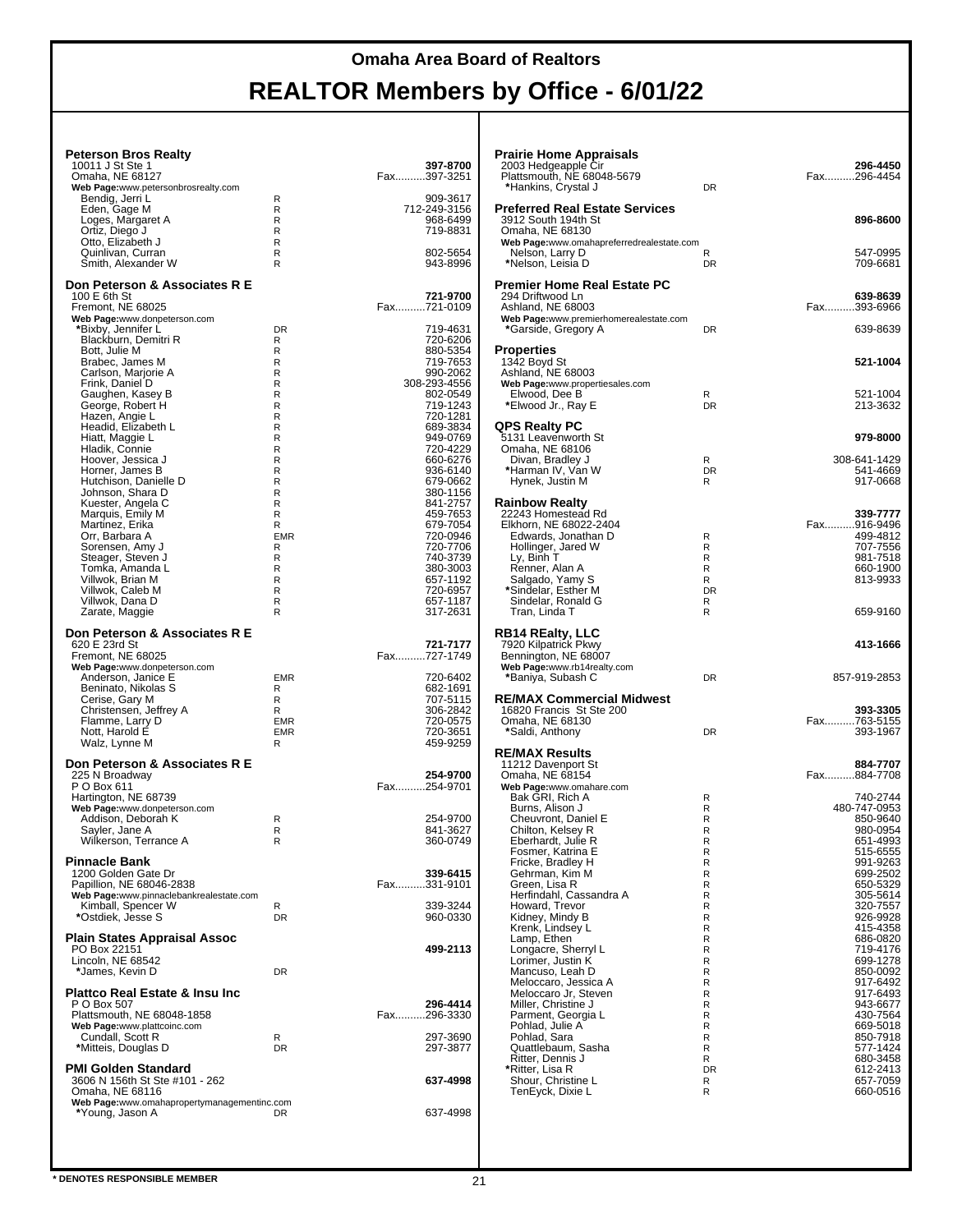# Omaha Area Board of Realtors

# REALTOR Members by Office - 6/01/22

### Peterson Bros Realty

10011 J St Ste 1
Omaha, NE 68127
**Web Page:**www.petersonbrosrealty.com

**397-8700**
Fax..........397-3251

| Name | Type | Phone |
|---|---|---|
| Bendig, Jerri L | R | 909-3617 |
| Eden, Gage M | R | 712-249-3156 |
| Loges, Margaret A | R | 968-6499 |
| Ortiz, Diego J | R | 719-8831 |
| Otto, Elizabeth J | R | |
| Quinlivan, Curran | R | 802-5654 |
| Smith, Alexander W | R | 943-8996 |

### Don Peterson & Associates R E

100 E 6th St
Fremont, NE 68025
**Web Page:**www.donpeterson.com

**721-9700**
Fax..........721-0109

| Name | Type | Phone |
|---|---|---|
| *Bixby, Jennifer L | DR | 719-4631 |
| Blackburn, Demitri R | R | 720-6206 |
| Bott, Julie M | R | 880-5354 |
| Brabec, James M | R | 719-7653 |
| Carlson, Marjorie A | R | 990-2062 |
| Frink, Daniel D | R | 308-293-4556 |
| Gaughen, Kasey B | R | 802-0549 |
| George, Robert H | R | 719-1243 |
| Hazen, Angie L | R | 720-1281 |
| Headid, Elizabeth L | R | 689-3834 |
| Hiatt, Maggie L | R | 949-0769 |
| Hladik, Connie | R | 720-4229 |
| Hoover, Jessica J | R | 660-6276 |
| Horner, James B | R | 936-6140 |
| Hutchison, Danielle D | R | 679-0662 |
| Johnson, Shara D | R | 380-1156 |
| Kuester, Angela C | R | 841-2757 |
| Marquis, Emily M | R | 459-7653 |
| Martinez, Erika | R | 679-7054 |
| Orr, Barbara A | EMR | 720-0946 |
| Sorensen, Amy J | R | 720-7706 |
| Steager, Steven J | R | 740-3739 |
| Tomka, Amanda L | R | 380-3003 |
| Villwok, Brian M | R | 657-1192 |
| Villwok, Caleb M | R | 720-6957 |
| Villwok, Dana D | R | 657-1187 |
| Zarate, Maggie | R | 317-2631 |

### Don Peterson & Associates R E

620 E 23rd St
Fremont, NE 68025
**Web Page:**www.donpeterson.com

**721-7177**
Fax..........727-1749

| Name | Type | Phone |
|---|---|---|
| Anderson, Janice E | EMR | 720-6402 |
| Beninato, Nikolas S | R | 682-1691 |
| Cerise, Gary M | R | 707-5115 |
| Christensen, Jeffrey A | R | 306-2842 |
| Flamme, Larry D | EMR | 720-0575 |
| Nott, Harold E | EMR | 720-3651 |
| Walz, Lynne M | R | 459-9259 |

### Don Peterson & Associates R E

225 N Broadway
P O Box 611
Hartington, NE 68739
**Web Page:**www.donpeterson.com

**254-9700**
Fax..........254-9701

| Name | Type | Phone |
|---|---|---|
| Addison, Deborah K | R | 254-9700 |
| Sayler, Jane A | R | 841-3627 |
| Wilkerson, Terrance A | R | 360-0749 |

### Pinnacle Bank

1200 Golden Gate Dr
Papillion, NE 68046-2838
**Web Page:**www.pinnaclebankrealestate.com

**339-6415**
Fax..........331-9101

| Name | Type | Phone |
|---|---|---|
| Kimball, Spencer W | R | 339-3244 |
| *Ostdiek, Jesse S | DR | 960-0330 |

### Plain States Appraisal Assoc

PO Box 22151
Lincoln, NE 68542

**499-2113**

| Name | Type | Phone |
|---|---|---|
| *James, Kevin D | DR | |

### Plattco Real Estate & Insu Inc

P O Box 507
Plattsmouth, NE 68048-1858
**Web Page:**www.plattcoinc.com

**296-4414**
Fax..........296-3330

| Name | Type | Phone |
|---|---|---|
| Cundall, Scott R | R | 297-3690 |
| *Mitteis, Douglas D | DR | 297-3877 |

### PMI Golden Standard

3606 N 156th St Ste #101 - 262
Omaha, NE 68116
**Web Page:**www.omahapropertymanagementinc.com

**637-4998**

| Name | Type | Phone |
|---|---|---|
| *Young, Jason A | DR | 637-4998 |

### Prairie Home Appraisals

2003 Hedgeapple Cir
Plattsmouth, NE 68048-5679

**296-4450**
Fax..........296-4454

| Name | Type | Phone |
|---|---|---|
| *Hankins, Crystal J | DR | |

### Preferred Real Estate Services

3912 South 194th St
Omaha, NE 68130
**Web Page:**www.omahapreferredrealestate.com

**896-8600**

| Name | Type | Phone |
|---|---|---|
| Nelson, Larry D | R | 547-0995 |
| *Nelson, Leisia D | DR | 709-6681 |

### Premier Home Real Estate PC

294 Driftwood Ln
Ashland, NE 68003
**Web Page:**www.premierhomerealestate.com

**639-8639**
Fax..........393-6966

| Name | Type | Phone |
|---|---|---|
| *Garside, Gregory A | DR | 639-8639 |

### Properties

1342 Boyd St
Ashland, NE 68003
**Web Page:**www.propertiesales.com

**521-1004**

| Name | Type | Phone |
|---|---|---|
| Elwood, Dee B | R | 521-1004 |
| *Elwood Jr., Ray E | DR | 213-3632 |

### QPS Realty PC

5131 Leavenworth St
Omaha, NE 68106

**979-8000**

| Name | Type | Phone |
|---|---|---|
| Divan, Bradley J | R | 308-641-1429 |
| *Harman IV, Van W | DR | 541-4669 |
| Hynek, Justin M | R | 917-0668 |

### Rainbow Realty

22243 Homestead Rd
Elkhorn, NE 68022-2404

**339-7777**
Fax..........916-9496

| Name | Type | Phone |
|---|---|---|
| Edwards, Jonathan D | R | 499-4812 |
| Hollinger, Jared W | R | 707-7556 |
| Ly, Binh T | R | 981-7518 |
| Renner, Alan A | R | 660-1900 |
| Salgado, Yamy S | R | 813-9933 |
| *Sindelar, Esther M | DR | |
| Sindelar, Ronald G | R | |
| Tran, Linda T | R | 659-9160 |

### RB14 REalty, LLC

7920 Kilpatrick Pkwy
Bennington, NE 68007
**Web Page:**www.rb14realty.com

**413-1666**

| Name | Type | Phone |
|---|---|---|
| *Baniya, Subash C | DR | 857-919-2853 |

### RE/MAX Commercial Midwest

16820 Francis St Ste 200
Omaha, NE 68130

**393-3305**
Fax..........763-5155

| Name | Type | Phone |
|---|---|---|
| *Saldi, Anthony | DR | 393-1967 |

### RE/MAX Results

11212 Davenport St
Omaha, NE 68154
**Web Page:**www.omahare.com

**884-7707**
Fax..........884-7708

| Name | Type | Phone |
|---|---|---|
| Bak GRI, Rich A | R | 740-2744 |
| Burns, Alison J | R | 480-747-0953 |
| Cheuvront, Daniel E | R | 850-9640 |
| Chilton, Kelsey R | R | 980-0954 |
| Eberhardt, Julie R | R | 651-4993 |
| Fosmer, Katrina E | R | 515-6555 |
| Fricke, Bradley H | R | 991-9263 |
| Gehrman, Kim M | R | 699-2502 |
| Green, Lisa R | R | 650-5329 |
| Herfindahl, Cassandra A | R | 305-5614 |
| Howard, Trevor | R | 320-7557 |
| Kidney, Mindy B | R | 926-9928 |
| Krenk, Lindsey L | R | 415-4358 |
| Lamp, Ethen | R | 686-0820 |
| Longacre, Sherryl L | R | 719-4176 |
| Lorimer, Justin K | R | 699-1278 |
| Mancuso, Leah D | R | 850-0092 |
| Meloccaro, Jessica A | R | 917-6492 |
| Meloccaro Jr, Steven | R | 917-6493 |
| Miller, Christine J | R | 943-6677 |
| Parment, Georgia L | R | 430-7564 |
| Pohlad, Julie A | R | 669-5018 |
| Pohlad, Sara | R | 850-7918 |
| Quattlebaum, Sasha | R | 577-1424 |
| Ritter, Dennis J | R | 680-3458 |
| *Ritter, Lisa R | DR | 612-2413 |
| Shour, Christine L | R | 657-7059 |
| TenEyck, Dixie L | R | 660-0516 |

**\* DENOTES RESPONSIBLE MEMBER**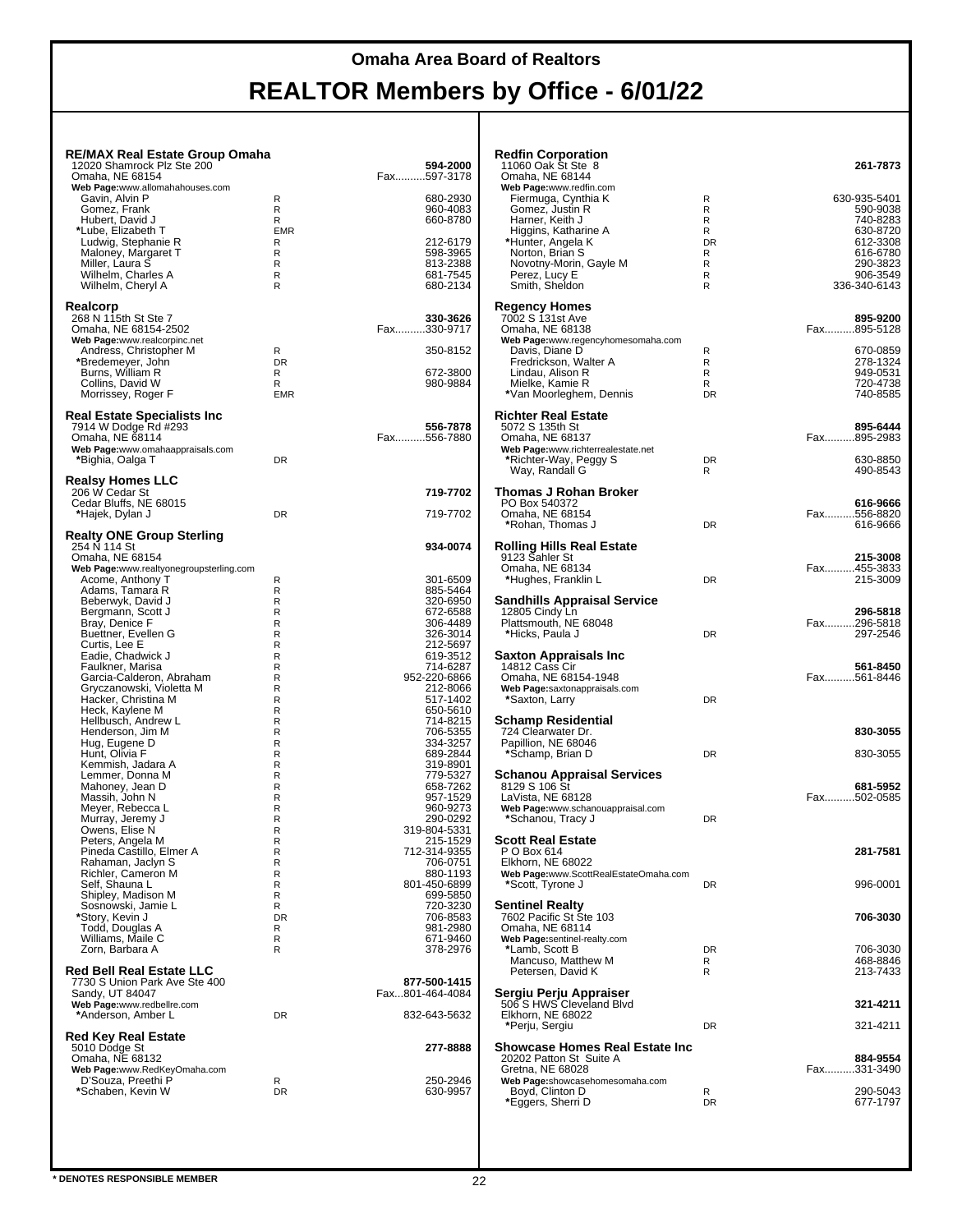# Omaha Area Board of Realtors

# REALTOR Members by Office - 6/01/22

### RE/MAX Real Estate Group Omaha

12020 Shamrock Plz Ste 200 — **594-2000**
Omaha, NE 68154 — Fax..........597-3178
**Web Page:**www.allomahahouses.com

| Name | Type | Phone |
|---|---|---|
| Gavin, Alvin P | R | 680-2930 |
| Gomez, Frank | R | 960-4083 |
| Hubert, David J | R | 660-8780 |
| *Lube, Elizabeth T | EMR | |
| Ludwig, Stephanie R | R | 212-6179 |
| Maloney, Margaret T | R | 598-3965 |
| Miller, Laura S | R | 813-2388 |
| Wilhelm, Charles A | R | 681-7545 |
| Wilhelm, Cheryl A | R | 680-2134 |

### Realcorp

268 N 115th St Ste 7 — **330-3626**
Omaha, NE 68154-2502 — Fax..........330-9717
**Web Page:**www.realcorpinc.net

| Name | Type | Phone |
|---|---|---|
| Andress, Christopher M | R | 350-8152 |
| *Bredemeyer, John | DR | |
| Burns, William R | R | 672-3800 |
| Collins, David W | R | 980-9884 |
| Morrissey, Roger F | EMR | |

### Real Estate Specialists Inc

7914 W Dodge Rd #293 — **556-7878**
Omaha, NE 68114 — Fax..........556-7880
**Web Page:**www.omahaappraisals.com

| Name | Type | Phone |
|---|---|---|
| *Bighia, Oalga T | DR | |

### Realsy Homes LLC

206 W Cedar St — **719-7702**
Cedar Bluffs, NE 68015

| Name | Type | Phone |
|---|---|---|
| *Hajek, Dylan J | DR | 719-7702 |

### Realty ONE Group Sterling

254 N 114 St — **934-0074**
Omaha, NE 68154
**Web Page:**www.realtyonegroupsterling.com

| Name | Type | Phone |
|---|---|---|
| Acome, Anthony T | R | 301-6509 |
| Adams, Tamara R | R | 885-5464 |
| Beberwyk, David J | R | 320-6950 |
| Bergmann, Scott J | R | 672-6588 |
| Bray, Denice F | R | 306-4489 |
| Buettner, Evellen G | R | 326-3014 |
| Curtis, Lee E | R | 212-5697 |
| Eadie, Chadwick J | R | 619-3512 |
| Faulkner, Marisa | R | 714-6287 |
| Garcia-Calderon, Abraham | R | 952-220-6866 |
| Gryczanowski, Violetta M | R | 212-8066 |
| Hacker, Christina M | R | 517-1402 |
| Heck, Kaylene M | R | 650-5610 |
| Hellbusch, Andrew L | R | 714-8215 |
| Henderson, Jim M | R | 706-5355 |
| Hug, Eugene D | R | 334-3257 |
| Hunt, Olivia F | R | 689-2844 |
| Kemmish, Jadara A | R | 319-8901 |
| Lemmer, Donna M | R | 779-5327 |
| Mahoney, Jean D | R | 658-7262 |
| Massih, John N | R | 957-1529 |
| Meyer, Rebecca L | R | 960-9273 |
| Murray, Jeremy J | R | 290-0292 |
| Owens, Elise N | R | 319-804-5331 |
| Peters, Angela M | R | 215-1529 |
| Pineda Castillo, Elmer A | R | 712-314-9355 |
| Rahaman, Jaclyn S | R | 706-0751 |
| Richler, Cameron M | R | 880-1193 |
| Self, Shauna L | R | 801-450-6899 |
| Shipley, Madison M | R | 699-5850 |
| Sosnowski, Jamie L | R | 720-3230 |
| *Story, Kevin J | DR | 706-8583 |
| Todd, Douglas A | R | 981-2980 |
| Williams, Maile C | R | 671-9460 |
| Zorn, Barbara A | R | 378-2976 |

### Red Bell Real Estate LLC

7730 S Union Park Ave Ste 400 — **877-500-1415**
Sandy, UT 84047 — Fax...801-464-4084
**Web Page:**www.redbellre.com

| Name | Type | Phone |
|---|---|---|
| *Anderson, Amber L | DR | 832-643-5632 |

### Red Key Real Estate

5010 Dodge St — **277-8888**
Omaha, NE 68132
**Web Page:**www.RedKeyOmaha.com

| Name | Type | Phone |
|---|---|---|
| D'Souza, Preethi P | R | 250-2946 |
| *Schaben, Kevin W | DR | 630-9957 |

### Redfin Corporation

11060 Oak St Ste 8 — **261-7873**
Omaha, NE 68144
**Web Page:**www.redfin.com

| Name | Type | Phone |
|---|---|---|
| Fiermuga, Cynthia K | R | 630-935-5401 |
| Gomez, Justin R | R | 590-9038 |
| Harner, Keith J | R | 740-8283 |
| Higgins, Katharine A | R | 630-8720 |
| *Hunter, Angela K | DR | 612-3308 |
| Norton, Brian S | R | 616-6780 |
| Novotny-Morin, Gayle M | R | 290-3823 |
| Perez, Lucy E | R | 906-3549 |
| Smith, Sheldon | R | 336-340-6143 |

### Regency Homes

7002 S 131st Ave — **895-9200**
Omaha, NE 68138 — Fax..........895-5128
**Web Page:**www.regencyhomesomaha.com

| Name | Type | Phone |
|---|---|---|
| Davis, Diane D | R | 670-0859 |
| Fredrickson, Walter A | R | 278-1324 |
| Lindau, Alison R | R | 949-0531 |
| Mielke, Kamie R | R | 720-4738 |
| *Van Moorleghem, Dennis | DR | 740-8585 |

### Richter Real Estate

5072 S 135th St — **895-6444**
Omaha, NE 68137 — Fax..........895-2983
**Web Page:**www.richterrealestate.net

| Name | Type | Phone |
|---|---|---|
| *Richter-Way, Peggy S | DR | 630-8850 |
| Way, Randall G | R | 490-8543 |

### Thomas J Rohan Broker

PO Box 540372 — **616-9666**
Omaha, NE 68154 — Fax..........556-8820

| Name | Type | Phone |
|---|---|---|
| *Rohan, Thomas J | DR | 616-9666 |

### Rolling Hills Real Estate

9123 Sahler St — **215-3008**
Omaha, NE 68134 — Fax..........455-3833

| Name | Type | Phone |
|---|---|---|
| *Hughes, Franklin L | DR | 215-3009 |

### Sandhills Appraisal Service

12805 Cindy Ln — **296-5818**
Plattsmouth, NE 68048 — Fax..........296-5818

| Name | Type | Phone |
|---|---|---|
| *Hicks, Paula J | DR | 297-2546 |

### Saxton Appraisals Inc

14812 Cass Cir — **561-8450**
Omaha, NE 68154-1948 — Fax..........561-8446
**Web Page:**saxtonappraisals.com

| Name | Type | Phone |
|---|---|---|
| *Saxton, Larry | DR | |

### Schamp Residential

724 Clearwater Dr. — **830-3055**
Papillion, NE 68046

| Name | Type | Phone |
|---|---|---|
| *Schamp, Brian D | DR | 830-3055 |

### Schanou Appraisal Services

8129 S 106 St — **681-5952**
LaVista, NE 68128 — Fax..........502-0585
**Web Page:**www.schanouappraisal.com

| Name | Type | Phone |
|---|---|---|
| *Schanou, Tracy J | DR | |

### Scott Real Estate

P O Box 614 — **281-7581**
Elkhorn, NE 68022
**Web Page:**www.ScottRealEstateOmaha.com

| Name | Type | Phone |
|---|---|---|
| *Scott, Tyrone J | DR | 996-0001 |

### Sentinel Realty

7602 Pacific St Ste 103 — **706-3030**
Omaha, NE 68114
**Web Page:**sentinel-realty.com

| Name | Type | Phone |
|---|---|---|
| *Lamb, Scott B | DR | 706-3030 |
| Mancuso, Matthew M | R | 468-8846 |
| Petersen, David K | R | 213-7433 |

### Sergiu Perju Appraiser

506 S HWS Cleveland Blvd — **321-4211**
Elkhorn, NE 68022

| Name | Type | Phone |
|---|---|---|
| *Perju, Sergiu | DR | 321-4211 |

### Showcase Homes Real Estate Inc

20202 Patton St Suite A — **884-9554**
Gretna, NE 68028 — Fax..........331-3490
**Web Page:**showcasehomesomaha.com

| Name | Type | Phone |
|---|---|---|
| Boyd, Clinton D | R | 290-5043 |
| *Eggers, Sherri D | DR | 677-1797 |

**\* DENOTES RESPONSIBLE MEMBER**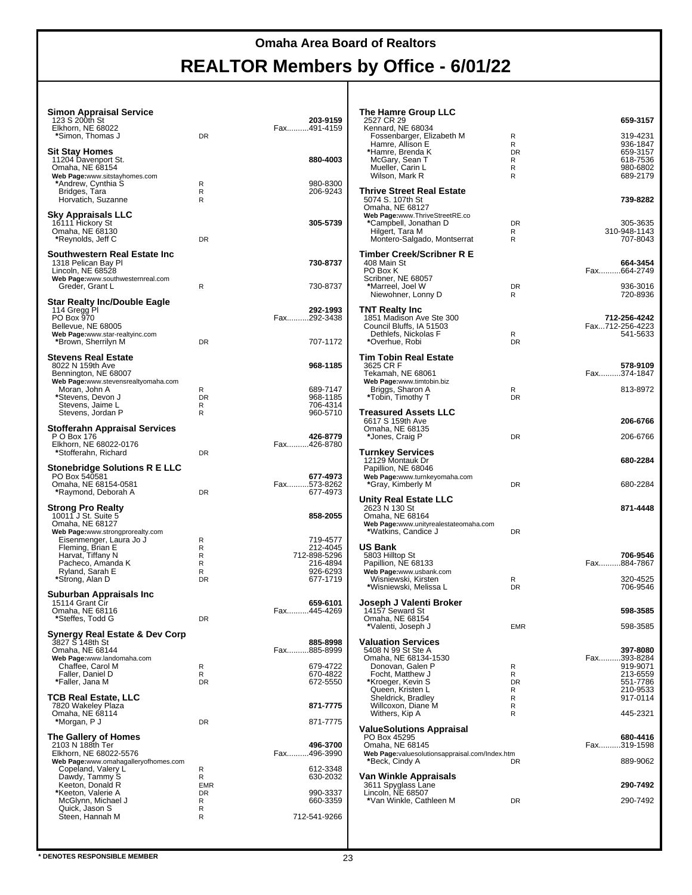# Omaha Area Board of Realtors

## REALTOR Members by Office - 6/01/22

### Simon Appraisal Service
123 S 200th St
Elkhorn, NE 68022
**203-9159**
Fax..........491-4159

| Name | Type | Phone |
|---|---|---|
| *Simon, Thomas J | DR | |

### Sit Stay Homes
11204 Davenport St.
Omaha, NE 68154
**880-4003**
Web Page:www.sitstayhomes.com

| Name | Type | Phone |
|---|---|---|
| *Andrew, Cynthia S | R | 980-8300 |
| Bridges, Tara | R | 206-9243 |
| Horvatich, Suzanne | R | |

### Sky Appraisals LLC
16111 Hickory St
Omaha, NE 68130
**305-5739**

| Name | Type | Phone |
|---|---|---|
| *Reynolds, Jeff C | DR | |

### Southwestern Real Estate Inc
1318 Pelican Bay Pl
Lincoln, NE 68528
**730-8737**
Web Page:www.southwesternreal.com

| Name | Type | Phone |
|---|---|---|
| Greder, Grant L | R | 730-8737 |

### Star Realty Inc/Double Eagle
114 Gregg Pl
PO Box 970
Bellevue, NE 68005
**292-1993**
Fax..........292-3438
Web Page:www.star-realtyinc.com

| Name | Type | Phone |
|---|---|---|
| *Brown, Sherrilyn M | DR | 707-1172 |

### Stevens Real Estate
8022 N 159th Ave
Bennington, NE 68007
**968-1185**
Web Page:www.stevensrealtyomaha.com

| Name | Type | Phone |
|---|---|---|
| Moran, John A | R | 689-7147 |
| *Stevens, Devon J | DR | 968-1185 |
| Stevens, Jaime L | R | 706-4314 |
| Stevens, Jordan P | R | 960-5710 |

### Stofferahn Appraisal Services
P O Box 176
Elkhorn, NE 68022-0176
**426-8779**
Fax..........426-8780

| Name | Type | Phone |
|---|---|---|
| *Stofferahn, Richard | DR | |

### Stonebridge Solutions R E LLC
PO Box 540581
Omaha, NE 68154-0581
**677-4973**
Fax..........573-8262

| Name | Type | Phone |
|---|---|---|
| *Raymond, Deborah A | DR | 677-4973 |

### Strong Pro Realty
10011 J St. Suite 5
Omaha, NE 68127
**858-2055**
Web Page:www.strongprorealty.com

| Name | Type | Phone |
|---|---|---|
| Eisenmenger, Laura Jo J | R | 719-4577 |
| Fleming, Brian E | R | 212-4045 |
| Harvat, Tiffany N | R | 712-898-5296 |
| Pacheco, Amanda K | R | 216-4894 |
| Ryland, Sarah E | R | 926-6293 |
| *Strong, Alan D | DR | 677-1719 |

### Suburban Appraisals Inc
15114 Grant Cir
Omaha, NE 68116
**659-6101**
Fax..........445-4269

| Name | Type | Phone |
|---|---|---|
| *Steffes, Todd G | DR | |

### Synergy Real Estate & Dev Corp
3827 S 148th St
Omaha, NE 68144
**885-8998**
Fax..........885-8999
Web Page:www.landomaha.com

| Name | Type | Phone |
|---|---|---|
| Chaffee, Carol M | R | 679-4722 |
| Faller, Daniel D | R | 670-4822 |
| *Faller, Jana M | DR | 672-5550 |

### TCB Real Estate, LLC
7820 Wakeley Plaza
Omaha, NE 68114
**871-7775**

| Name | Type | Phone |
|---|---|---|
| *Morgan, P J | DR | 871-7775 |

### The Gallery of Homes
2103 N 188th Ter
Elkhorn, NE 68022-5576
**496-3700**
Fax..........496-3990
Web Page:www.omahagalleryofhomes.com

| Name | Type | Phone |
|---|---|---|
| Copeland, Valery L | R | 612-3348 |
| Dawdy, Tammy S | R | 630-2032 |
| Keeton, Donald R | EMR | |
| *Keeton, Valerie A | DR | 990-3337 |
| McGlynn, Michael J | R | 660-3359 |
| Quick, Jason S | R | |
| Steen, Hannah M | R | 712-541-9266 |

### The Hamre Group LLC
2527 CR 29
Kennard, NE 68034
**659-3157**

| Name | Type | Phone |
|---|---|---|
| Fossenbarger, Elizabeth M | R | 319-4231 |
| Hamre, Allison E | R | 936-1847 |
| *Hamre, Brenda K | DR | 659-3157 |
| McGary, Sean T | R | 618-7536 |
| Mueller, Carin L | R | 980-6802 |
| Wilson, Mark R | R | 689-2179 |

### Thrive Street Real Estate
5074 S. 107th St
Omaha, NE 68127
**739-8282**
Web Page:www.ThriveStreetRE.co

| Name | Type | Phone |
|---|---|---|
| *Campbell, Jonathan D | DR | 305-3635 |
| Hilgert, Tara M | R | 310-948-1143 |
| Montero-Salgado, Montserrat | R | 707-8043 |

### Timber Creek/Scribner R E
408 Main St
PO Box K
Scribner, NE 68057
**664-3454**
Fax..........664-2749

| Name | Type | Phone |
|---|---|---|
| *Marreel, Joel W | DR | 936-3016 |
| Niewohner, Lonny D | R | 720-8936 |

### TNT Realty Inc
1851 Madison Ave Ste 300
Council Bluffs, IA 51503
**712-256-4242**
Fax...712-256-4223

| Name | Type | Phone |
|---|---|---|
| Dethlefs, Nickolas F | R | 541-5633 |
| *Overhue, Robi | DR | |

### Tim Tobin Real Estate
3625 CR F
Tekamah, NE 68061
**578-9109**
Fax..........374-1847
Web Page:www.timtobin.biz

| Name | Type | Phone |
|---|---|---|
| Briggs, Sharon A | R | 813-8972 |
| *Tobin, Timothy T | DR | |

### Treasured Assets LLC
6617 S 159th Ave
Omaha, NE 68135
**206-6766**

| Name | Type | Phone |
|---|---|---|
| *Jones, Craig P | DR | 206-6766 |

### Turnkey Services
12129 Montauk Dr
Papillion, NE 68046
**680-2284**
Web Page:www.turnkeyomaha.com

| Name | Type | Phone |
|---|---|---|
| *Gray, Kimberly M | DR | 680-2284 |

### Unity Real Estate LLC
2623 N 130 St
Omaha, NE 68164
**871-4448**
Web Page:www.unityrealestateomaha.com

| Name | Type | Phone |
|---|---|---|
| *Watkins, Candice J | DR | |

### US Bank
5803 Hilltop St
Papillion, NE 68133
**706-9546**
Fax..........884-7867
Web Page:www.usbank.com

| Name | Type | Phone |
|---|---|---|
| Wisniewski, Kirsten | R | 320-4525 |
| *Wisniewski, Melissa L | DR | 706-9546 |

### Joseph J Valenti Broker
14157 Seward St
Omaha, NE 68154
**598-3585**

| Name | Type | Phone |
|---|---|---|
| *Valenti, Joseph J | EMR | 598-3585 |

### Valuation Services
5408 N 99 St Ste A
Omaha, NE 68134-1530
**397-8080**
Fax..........393-8284

| Name | Type | Phone |
|---|---|---|
| Donovan, Galen P | R | 919-9071 |
| Focht, Matthew J | R | 213-6559 |
| *Kroeger, Kevin S | DR | 551-7786 |
| Queen, Kristen L | R | 210-9533 |
| Sheldrick, Bradley | R | 917-0114 |
| Willcoxon, Diane M | R | |
| Withers, Kip A | R | 445-2321 |

### ValueSolutions Appraisal
PO Box 45295
Omaha, NE 68145
**680-4416**
Fax..........319-1598
Web Page:valuesolutionsappraisal.com/Index.htm

| Name | Type | Phone |
|---|---|---|
| *Beck, Cindy A | DR | 889-9062 |

### Van Winkle Appraisals
3611 Spyglass Lane
Lincoln, NE 68507
**290-7492**

| Name | Type | Phone |
|---|---|---|
| *Van Winkle, Cathleen M | DR | 290-7492 |

**\* DENOTES RESPONSIBLE MEMBER**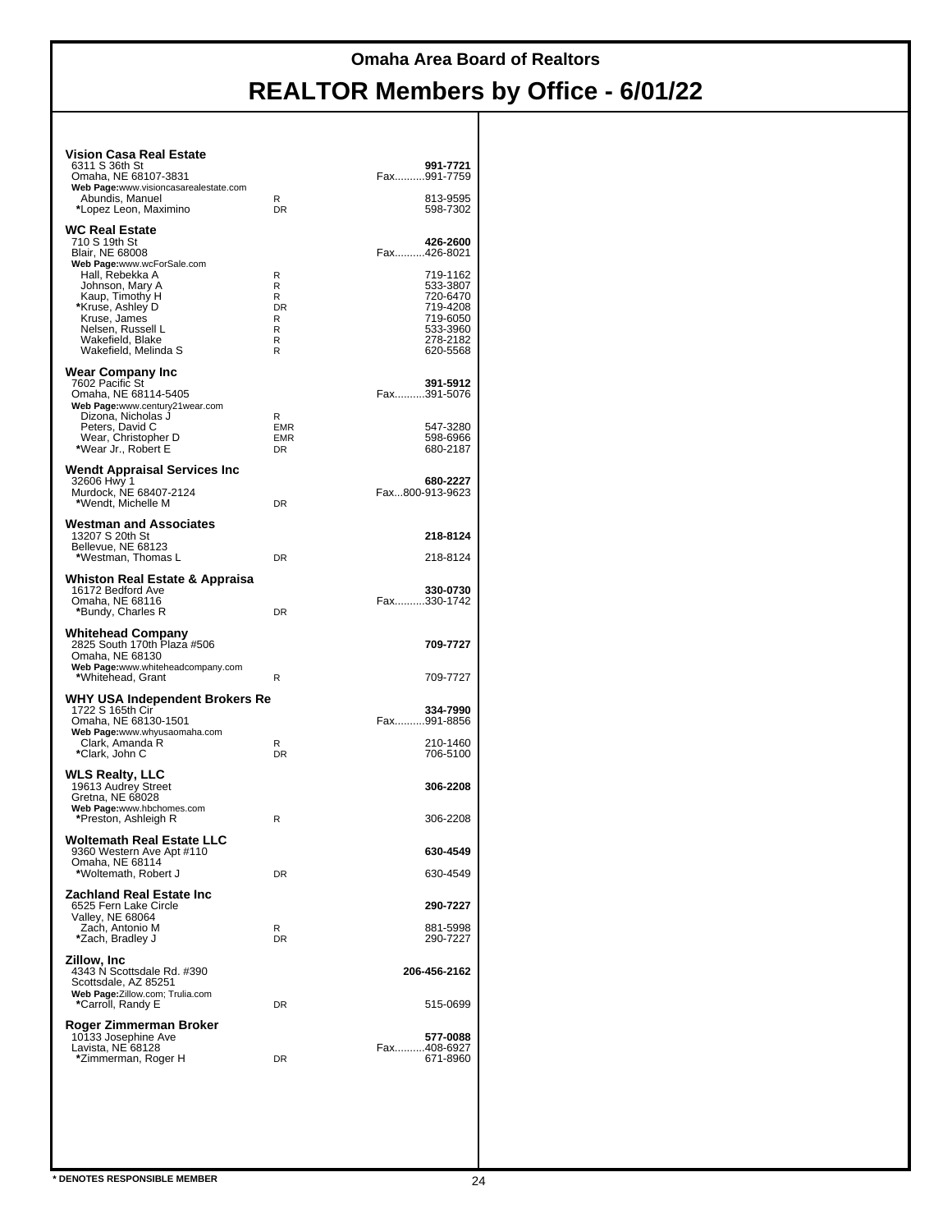# Omaha Area Board of Realtors

# REALTOR Members by Office - 6/01/22

### Vision Casa Real Estate

6311 S 36th St — **991-7721**
Omaha, NE 68107-3831 — Fax..........991-7759
**Web Page:**www.visioncasarealestate.com

| | | |
|---|---|---|
| Abundis, Manuel | R | 813-9595 |
| *Lopez Leon, Maximino | DR | 598-7302 |

### WC Real Estate

710 S 19th St — **426-2600**
Blair, NE 68008 — Fax..........426-8021
**Web Page:**www.wcForSale.com

| | | |
|---|---|---|
| Hall, Rebekka A | R | 719-1162 |
| Johnson, Mary A | R | 533-3807 |
| Kaup, Timothy H | R | 720-6470 |
| *Kruse, Ashley D | DR | 719-4208 |
| Kruse, James | R | 719-6050 |
| Nelsen, Russell L | R | 533-3960 |
| Wakefield, Blake | R | 278-2182 |
| Wakefield, Melinda S | R | 620-5568 |

### Wear Company Inc

7602 Pacific St — **391-5912**
Omaha, NE 68114-5405 — Fax..........391-5076
**Web Page:**www.century21wear.com

| | | |
|---|---|---|
| Dizona, Nicholas J | R | |
| Peters, David C | EMR | 547-3280 |
| Wear, Christopher D | EMR | 598-6966 |
| *Wear Jr., Robert E | DR | 680-2187 |

### Wendt Appraisal Services Inc

32606 Hwy 1 — **680-2227**
Murdock, NE 68407-2124 — Fax...800-913-9623

| | | |
|---|---|---|
| *Wendt, Michelle M | DR | |

### Westman and Associates

13207 S 20th St — **218-8124**
Bellevue, NE 68123

| | | |
|---|---|---|
| *Westman, Thomas L | DR | 218-8124 |

### Whiston Real Estate & Appraisa

16172 Bedford Ave — **330-0730**
Omaha, NE 68116 — Fax..........330-1742

| | | |
|---|---|---|
| *Bundy, Charles R | DR | |

### Whitehead Company

2825 South 170th Plaza #506 — **709-7727**
Omaha, NE 68130
**Web Page:**www.whiteheadcompany.com

| | | |
|---|---|---|
| *Whitehead, Grant | R | 709-7727 |

### WHY USA Independent Brokers Re

1722 S 165th Cir — **334-7990**
Omaha, NE 68130-1501 — Fax..........991-8856
**Web Page:**www.whyusaomaha.com

| | | |
|---|---|---|
| Clark, Amanda R | R | 210-1460 |
| *Clark, John C | DR | 706-5100 |

### WLS Realty, LLC

19613 Audrey Street — **306-2208**
Gretna, NE 68028
**Web Page:**www.hbchomes.com

| | | |
|---|---|---|
| *Preston, Ashleigh R | R | 306-2208 |

### Woltemath Real Estate LLC

9360 Western Ave Apt #110 — **630-4549**
Omaha, NE 68114

| | | |
|---|---|---|
| *Woltemath, Robert J | DR | 630-4549 |

### Zachland Real Estate Inc

6525 Fern Lake Circle — **290-7227**
Valley, NE 68064

| | | |
|---|---|---|
| Zach, Antonio M | R | 881-5998 |
| *Zach, Bradley J | DR | 290-7227 |

### Zillow, Inc

4343 N Scottsdale Rd. #390 — **206-456-2162**
Scottsdale, AZ 85251
**Web Page:**Zillow.com; Trulia.com

| | | |
|---|---|---|
| *Carroll, Randy E | DR | 515-0699 |

### Roger Zimmerman Broker

10133 Josephine Ave — **577-0088**
Lavista, NE 68128 — Fax..........408-6927

| | | |
|---|---|---|
| *Zimmerman, Roger H | DR | 671-8960 |

**\* DENOTES RESPONSIBLE MEMBER**